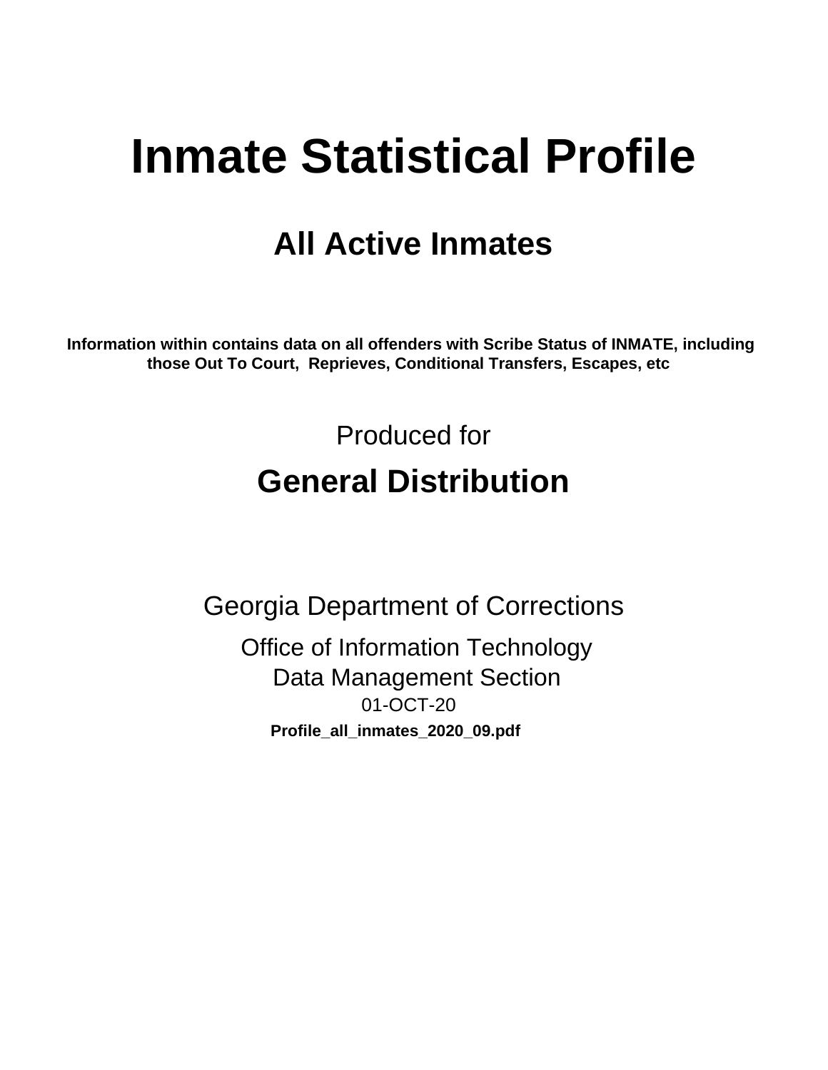# Inmate Statistical Profile

## All Active Inmates

**Information within contains data on all offenders with Scribe Status of INMATE, including those Out To Court, Reprieves, Conditional Transfers, Escapes, etc**

Produced for

## General Distribution

Georgia Department of Corrections

Office of Information Technology

Data Management Section

01-OCT-20

**Profile_all_inmates_2020_09.pdf**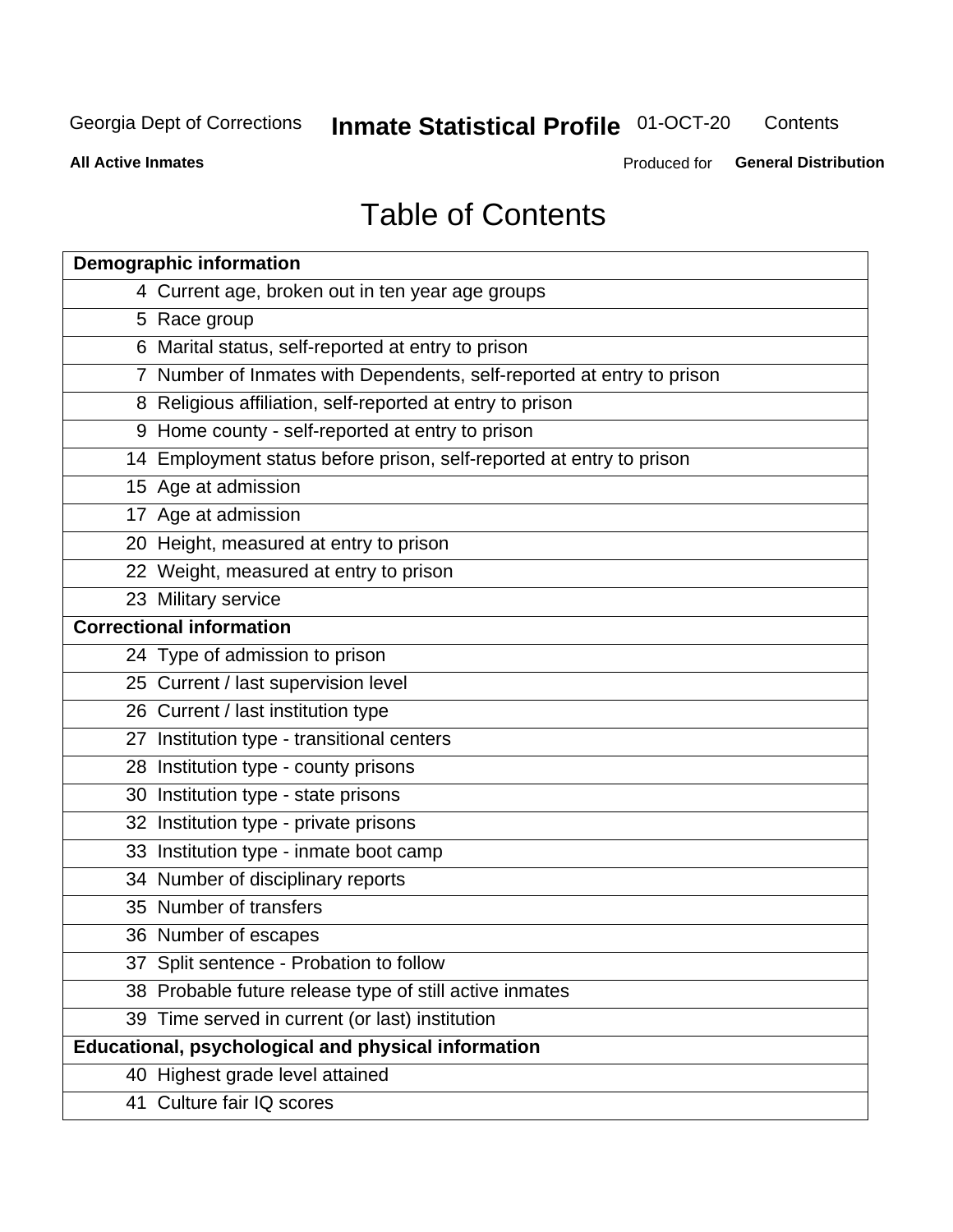Georgia Dept of Corrections **Inmate Statistical Profile** 01-OCT-20 Contents

**All Active Inmates** Produced for **General Distribution**

# Table of Contents

| **Demographic information** | |
|---|---|
| 4 | Current age, broken out in ten year age groups |
| 5 | Race group |
| 6 | Marital status, self-reported at entry to prison |
| 7 | Number of Inmates with Dependents, self-reported at entry to prison |
| 8 | Religious affiliation, self-reported at entry to prison |
| 9 | Home county - self-reported at entry to prison |
| 14 | Employment status before prison, self-reported at entry to prison |
| 15 | Age at admission |
| 17 | Age at admission |
| 20 | Height, measured at entry to prison |
| 22 | Weight, measured at entry to prison |
| 23 | Military service |
| **Correctional information** | |
| 24 | Type of admission to prison |
| 25 | Current / last supervision level |
| 26 | Current / last institution type |
| 27 | Institution type - transitional centers |
| 28 | Institution type - county prisons |
| 30 | Institution type - state prisons |
| 32 | Institution type - private prisons |
| 33 | Institution type - inmate boot camp |
| 34 | Number of disciplinary reports |
| 35 | Number of transfers |
| 36 | Number of escapes |
| 37 | Split sentence - Probation to follow |
| 38 | Probable future release type of still active inmates |
| 39 | Time served in current (or last) institution |
| **Educational, psychological and physical information** | |
| 40 | Highest grade level attained |
| 41 | Culture fair IQ scores |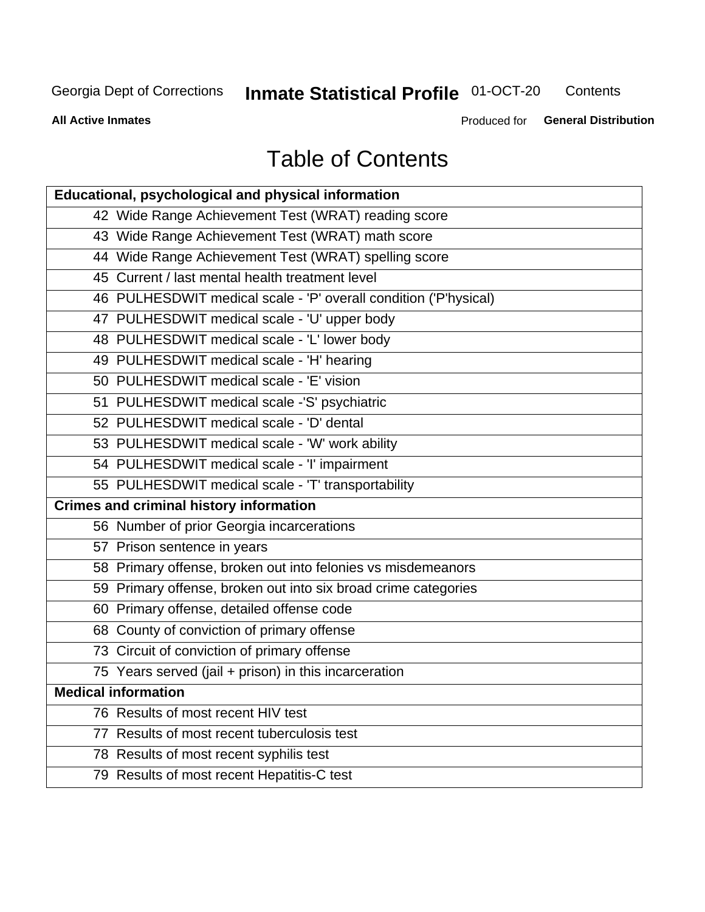# Table of Contents

| Educational, psychological and physical information |
|---|
| 42 Wide Range Achievement Test (WRAT) reading score |
| 43 Wide Range Achievement Test (WRAT) math score |
| 44 Wide Range Achievement Test (WRAT) spelling score |
| 45 Current / last mental health treatment level |
| 46 PULHESDWIT medical scale - 'P' overall condition ('P'hysical) |
| 47 PULHESDWIT medical scale - 'U' upper body |
| 48 PULHESDWIT medical scale - 'L' lower body |
| 49 PULHESDWIT medical scale - 'H' hearing |
| 50 PULHESDWIT medical scale - 'E' vision |
| 51 PULHESDWIT medical scale -'S' psychiatric |
| 52 PULHESDWIT medical scale - 'D' dental |
| 53 PULHESDWIT medical scale - 'W' work ability |
| 54 PULHESDWIT medical scale - 'I' impairment |
| 55 PULHESDWIT medical scale - 'T' transportability |
| **Crimes and criminal history information** |
| 56 Number of prior Georgia incarcerations |
| 57 Prison sentence in years |
| 58 Primary offense, broken out into felonies vs misdemeanors |
| 59 Primary offense, broken out into six broad crime categories |
| 60 Primary offense, detailed offense code |
| 68 County of conviction of primary offense |
| 73 Circuit of conviction of primary offense |
| 75 Years served (jail + prison) in this incarceration |
| **Medical information** |
| 76 Results of most recent HIV test |
| 77 Results of most recent tuberculosis test |
| 78 Results of most recent syphilis test |
| 79 Results of most recent Hepatitis-C test |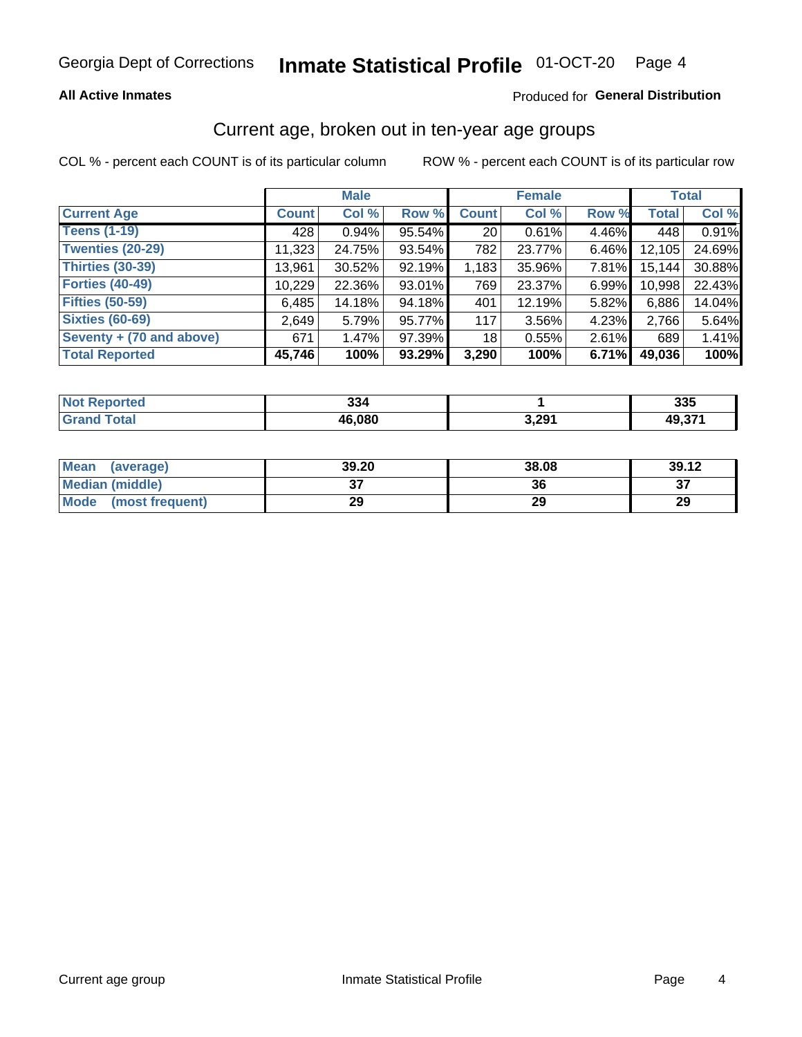Georgia Dept of Corrections **Inmate Statistical Profile** 01-OCT-20

**All Active Inmates** Produced for **General Distribution**

## Current age, broken out in ten-year age groups

COL % - percent each COUNT is of its particular column ROW % - percent each COUNT is of its particular row

| | Male | | | Female | | | Total | |
|---|---|---|---|---|---|---|---|---|
| **Current Age** | **Count** | **Col %** | **Row %** | **Count** | **Col %** | **Row %** | **Total** | **Col %** |
| **Teens (1-19)** | 428 | 0.94% | 95.54% | 20 | 0.61% | 4.46% | 448 | 0.91% |
| **Twenties (20-29)** | 11,323 | 24.75% | 93.54% | 782 | 23.77% | 6.46% | 12,105 | 24.69% |
| **Thirties (30-39)** | 13,961 | 30.52% | 92.19% | 1,183 | 35.96% | 7.81% | 15,144 | 30.88% |
| **Forties (40-49)** | 10,229 | 22.36% | 93.01% | 769 | 23.37% | 6.99% | 10,998 | 22.43% |
| **Fifties (50-59)** | 6,485 | 14.18% | 94.18% | 401 | 12.19% | 5.82% | 6,886 | 14.04% |
| **Sixties (60-69)** | 2,649 | 5.79% | 95.77% | 117 | 3.56% | 4.23% | 2,766 | 5.64% |
| **Seventy + (70 and above)** | 671 | 1.47% | 97.39% | 18 | 0.55% | 2.61% | 689 | 1.41% |
| **Total Reported** | **45,746** | **100%** | **93.29%** | **3,290** | **100%** | **6.71%** | **49,036** | **100%** |

| | Male | Female | Total |
|---|---|---|---|
| **Not Reported** | **334** | **1** | **335** |
| **Grand Total** | **46,080** | **3,291** | **49,371** |

| | Male | Female | Total |
|---|---|---|---|
| **Mean (average)** | **39.20** | **38.08** | **39.12** |
| **Median (middle)** | **37** | **36** | **37** |
| **Mode (most frequent)** | **29** | **29** | **29** |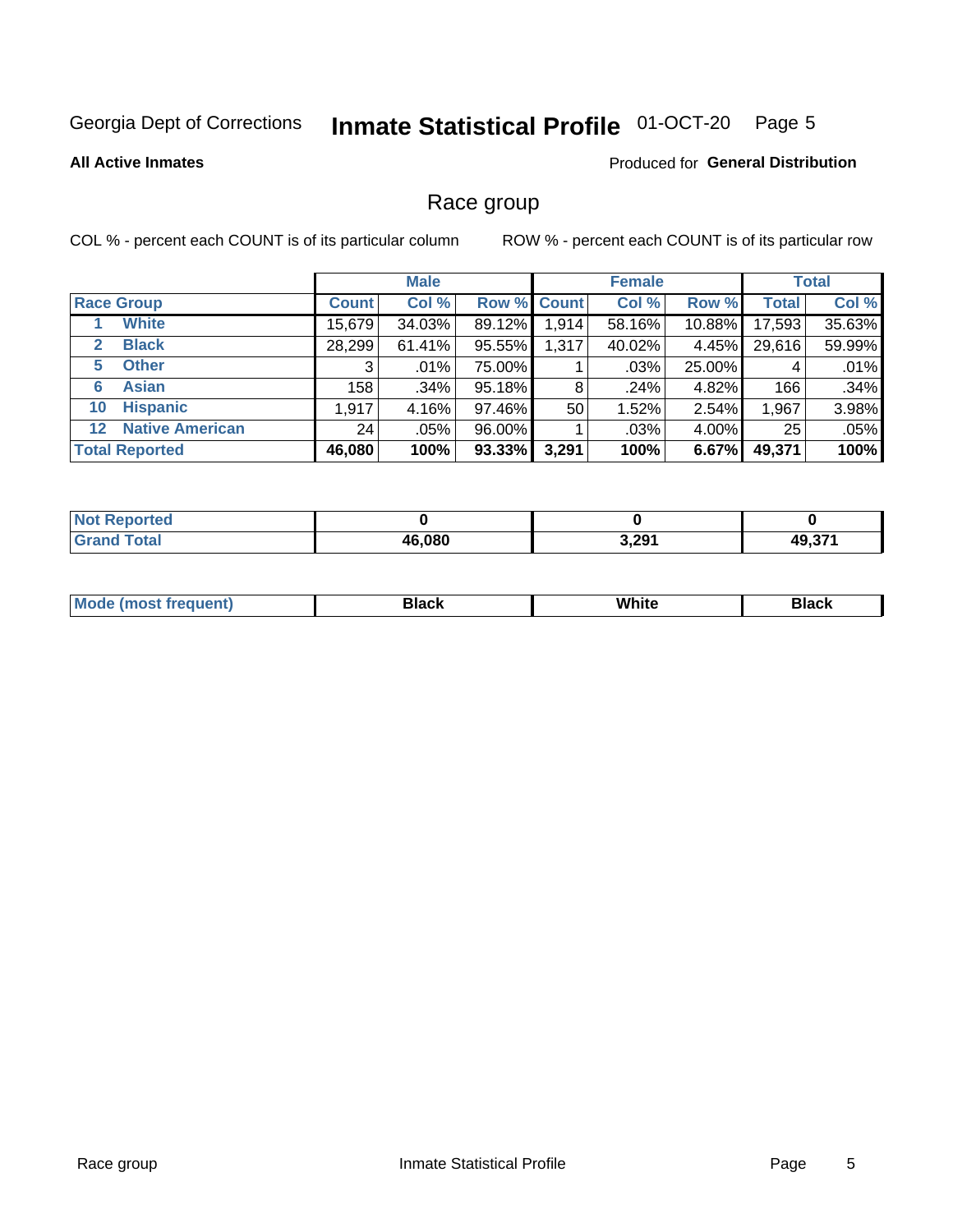Georgia Dept of Corrections **Inmate Statistical Profile** 01-OCT-20

**All Active Inmates**

Produced for **General Distribution**

## Race group

COL % - percent each COUNT is of its particular column

ROW % - percent each COUNT is of its particular row

| | Male | | | Female | | | Total | |
|---|---|---|---|---|---|---|---|---|
| **Race Group** | **Count** | **Col %** | **Row %** | **Count** | **Col %** | **Row %** | **Total** | **Col %** |
| 1 **White** | 15,679 | 34.03% | 89.12% | 1,914 | 58.16% | 10.88% | 17,593 | 35.63% |
| 2 **Black** | 28,299 | 61.41% | 95.55% | 1,317 | 40.02% | 4.45% | 29,616 | 59.99% |
| 5 **Other** | 3 | .01% | 75.00% | 1 | .03% | 25.00% | 4 | .01% |
| 6 **Asian** | 158 | .34% | 95.18% | 8 | .24% | 4.82% | 166 | .34% |
| 10 **Hispanic** | 1,917 | 4.16% | 97.46% | 50 | 1.52% | 2.54% | 1,967 | 3.98% |
| 12 **Native American** | 24 | .05% | 96.00% | 1 | .03% | 4.00% | 25 | .05% |
| **Total Reported** | **46,080** | **100%** | **93.33%** | **3,291** | **100%** | **6.67%** | **49,371** | **100%** |

| | Male | Female | Total |
|---|---|---|---|
| **Not Reported** | **0** | **0** | **0** |
| **Grand Total** | **46,080** | **3,291** | **49,371** |

| | Male | Female | Total |
|---|---|---|---|
| **Mode (most frequent)** | **Black** | **White** | **Black** |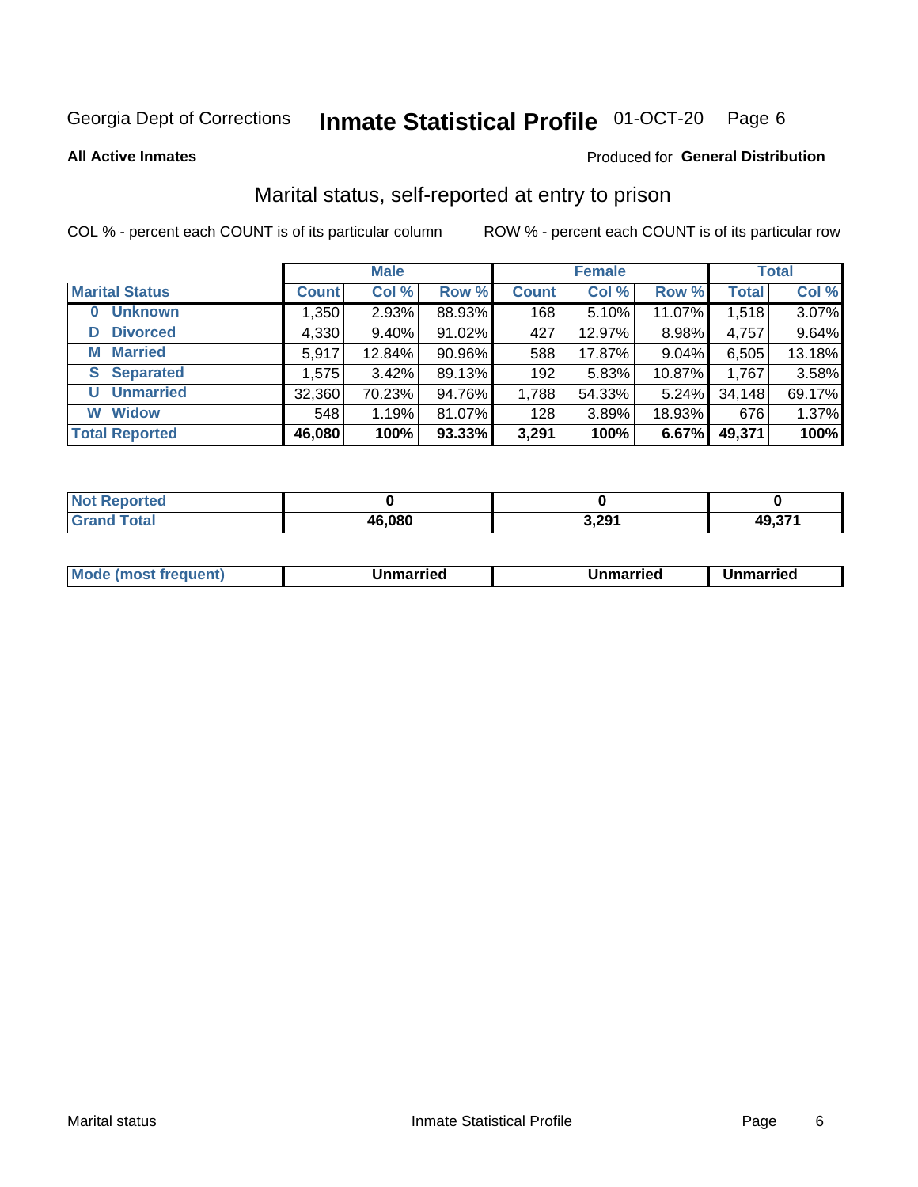Georgia Dept of Corrections **Inmate Statistical Profile** 01-OCT-20 Page 6

**All Active Inmates**

Produced for **General Distribution**

## Marital status, self-reported at entry to prison

COL % - percent each COUNT is of its particular column     ROW % - percent each COUNT is of its particular row

| | Male | | | Female | | | Total | |
|---|---|---|---|---|---|---|---|---|
| **Marital Status** | **Count** | **Col %** | **Row %** | **Count** | **Col %** | **Row %** | **Total** | **Col %** |
| **0 Unknown** | 1,350 | 2.93% | 88.93% | 168 | 5.10% | 11.07% | 1,518 | 3.07% |
| **D Divorced** | 4,330 | 9.40% | 91.02% | 427 | 12.97% | 8.98% | 4,757 | 9.64% |
| **M Married** | 5,917 | 12.84% | 90.96% | 588 | 17.87% | 9.04% | 6,505 | 13.18% |
| **S Separated** | 1,575 | 3.42% | 89.13% | 192 | 5.83% | 10.87% | 1,767 | 3.58% |
| **U Unmarried** | 32,360 | 70.23% | 94.76% | 1,788 | 54.33% | 5.24% | 34,148 | 69.17% |
| **W Widow** | 548 | 1.19% | 81.07% | 128 | 3.89% | 18.93% | 676 | 1.37% |
| **Total Reported** | **46,080** | **100%** | **93.33%** | **3,291** | **100%** | **6.67%** | **49,371** | **100%** |

| | Male | Female | Total |
|---|---|---|---|
| **Not Reported** | **0** | **0** | **0** |
| **Grand Total** | **46,080** | **3,291** | **49,371** |

| | Male | Female | Total |
|---|---|---|---|
| **Mode (most frequent)** | **Unmarried** | **Unmarried** | **Unmarried** |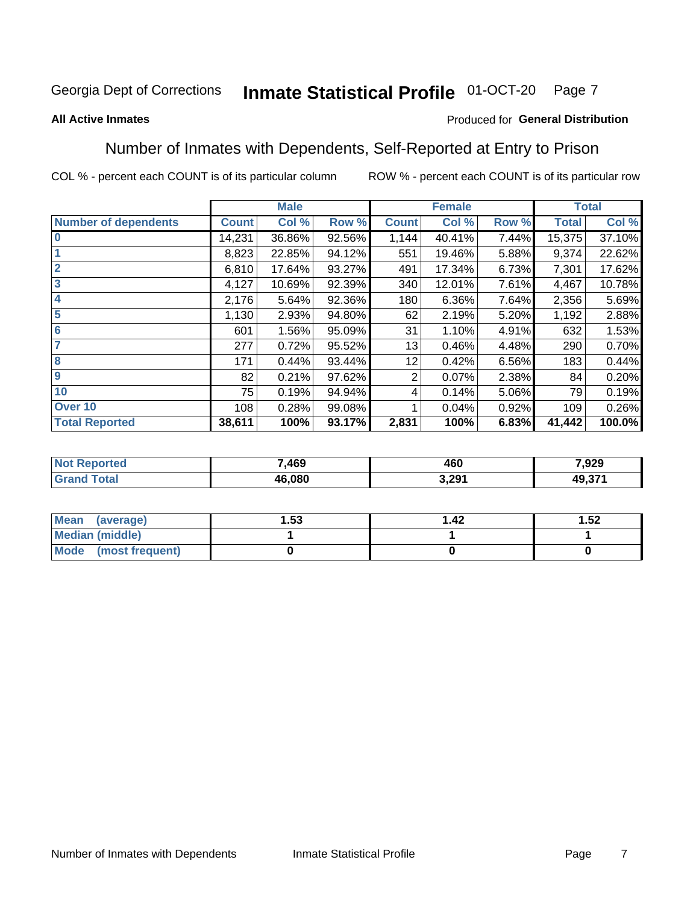Georgia Dept of Corrections **Inmate Statistical Profile** 01-OCT-20

**All Active Inmates**

Produced for **General Distribution**

## Number of Inmates with Dependents, Self-Reported at Entry to Prison

COL % - percent each COUNT is of its particular column ROW % - percent each COUNT is of its particular row

| | Male | | | Female | | | Total | |
|---|---|---|---|---|---|---|---|---|
| **Number of dependents** | **Count** | **Col %** | **Row %** | **Count** | **Col %** | **Row %** | **Total** | **Col %** |
| **0** | 14,231 | 36.86% | 92.56% | 1,144 | 40.41% | 7.44% | 15,375 | 37.10% |
| **1** | 8,823 | 22.85% | 94.12% | 551 | 19.46% | 5.88% | 9,374 | 22.62% |
| **2** | 6,810 | 17.64% | 93.27% | 491 | 17.34% | 6.73% | 7,301 | 17.62% |
| **3** | 4,127 | 10.69% | 92.39% | 340 | 12.01% | 7.61% | 4,467 | 10.78% |
| **4** | 2,176 | 5.64% | 92.36% | 180 | 6.36% | 7.64% | 2,356 | 5.69% |
| **5** | 1,130 | 2.93% | 94.80% | 62 | 2.19% | 5.20% | 1,192 | 2.88% |
| **6** | 601 | 1.56% | 95.09% | 31 | 1.10% | 4.91% | 632 | 1.53% |
| **7** | 277 | 0.72% | 95.52% | 13 | 0.46% | 4.48% | 290 | 0.70% |
| **8** | 171 | 0.44% | 93.44% | 12 | 0.42% | 6.56% | 183 | 0.44% |
| **9** | 82 | 0.21% | 97.62% | 2 | 0.07% | 2.38% | 84 | 0.20% |
| **10** | 75 | 0.19% | 94.94% | 4 | 0.14% | 5.06% | 79 | 0.19% |
| **Over 10** | 108 | 0.28% | 99.08% | 1 | 0.04% | 0.92% | 109 | 0.26% |
| **Total Reported** | **38,611** | **100%** | **93.17%** | **2,831** | **100%** | **6.83%** | **41,442** | **100.0%** |

| | Male | Female | Total |
|---|---|---|---|
| **Not Reported** | **7,469** | **460** | **7,929** |
| **Grand Total** | **46,080** | **3,291** | **49,371** |

| | Male | Female | Total |
|---|---|---|---|
| **Mean (average)** | **1.53** | **1.42** | **1.52** |
| **Median (middle)** | **1** | **1** | **1** |
| **Mode (most frequent)** | **0** | **0** | **0** |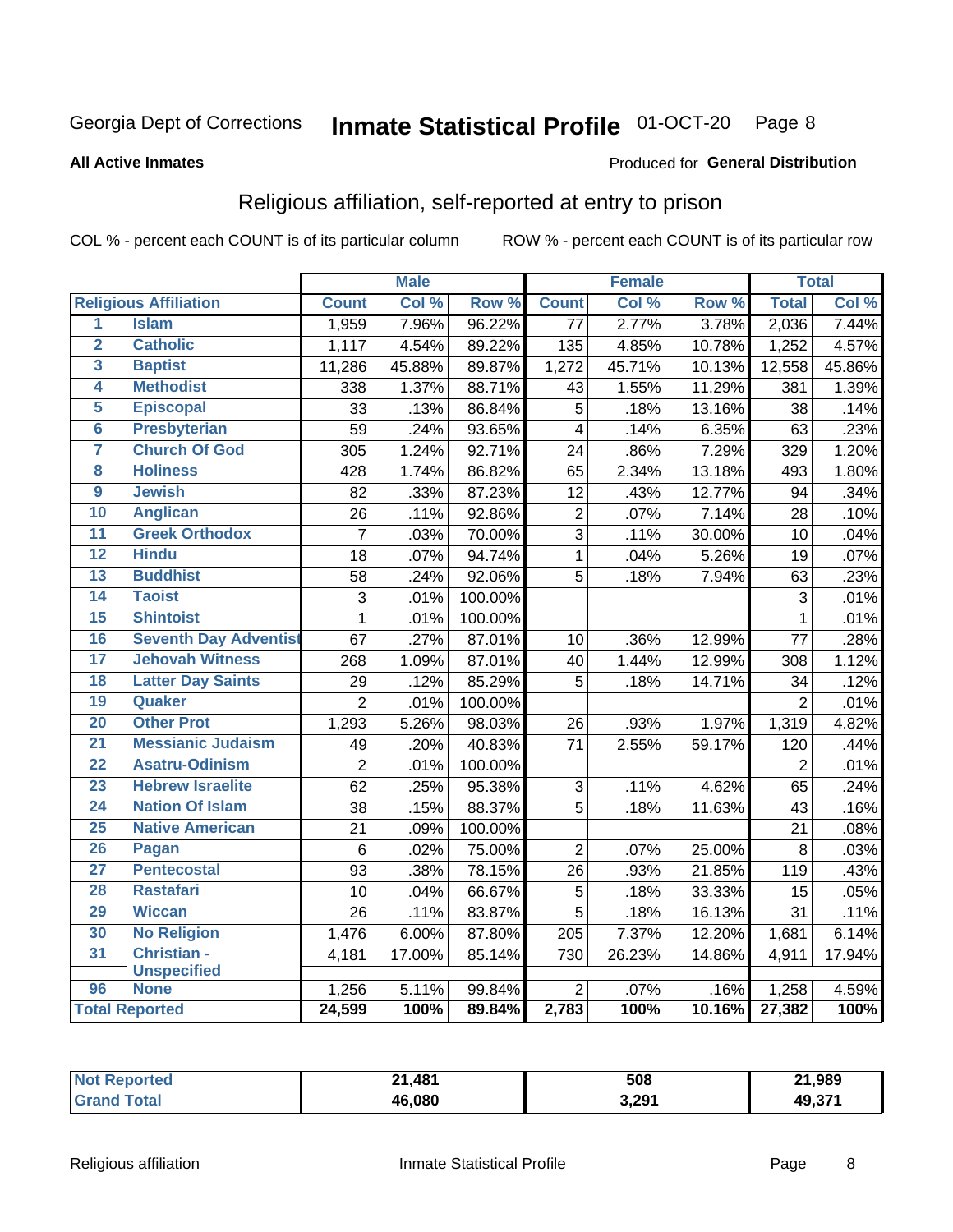Georgia Dept of Corrections **Inmate Statistical Profile** 01-OCT-20

**All Active Inmates**

Produced for **General Distribution**

## Religious affiliation, self-reported at entry to prison

COL % - percent each COUNT is of its particular column    ROW % - percent each COUNT is of its particular row

| | | Male | | | Female | | | Total | |
|---|---|---|---|---|---|---|---|---|---|
| **Religious Affiliation** | | **Count** | **Col %** | **Row %** | **Count** | **Col %** | **Row %** | **Total** | **Col %** |
| 1 | Islam | 1,959 | 7.96% | 96.22% | 77 | 2.77% | 3.78% | 2,036 | 7.44% |
| 2 | Catholic | 1,117 | 4.54% | 89.22% | 135 | 4.85% | 10.78% | 1,252 | 4.57% |
| 3 | Baptist | 11,286 | 45.88% | 89.87% | 1,272 | 45.71% | 10.13% | 12,558 | 45.86% |
| 4 | Methodist | 338 | 1.37% | 88.71% | 43 | 1.55% | 11.29% | 381 | 1.39% |
| 5 | Episcopal | 33 | .13% | 86.84% | 5 | .18% | 13.16% | 38 | .14% |
| 6 | Presbyterian | 59 | .24% | 93.65% | 4 | .14% | 6.35% | 63 | .23% |
| 7 | Church Of God | 305 | 1.24% | 92.71% | 24 | .86% | 7.29% | 329 | 1.20% |
| 8 | Holiness | 428 | 1.74% | 86.82% | 65 | 2.34% | 13.18% | 493 | 1.80% |
| 9 | Jewish | 82 | .33% | 87.23% | 12 | .43% | 12.77% | 94 | .34% |
| 10 | Anglican | 26 | .11% | 92.86% | 2 | .07% | 7.14% | 28 | .10% |
| 11 | Greek Orthodox | 7 | .03% | 70.00% | 3 | .11% | 30.00% | 10 | .04% |
| 12 | Hindu | 18 | .07% | 94.74% | 1 | .04% | 5.26% | 19 | .07% |
| 13 | Buddhist | 58 | .24% | 92.06% | 5 | .18% | 7.94% | 63 | .23% |
| 14 | Taoist | 3 | .01% | 100.00% | | | | 3 | .01% |
| 15 | Shintoist | 1 | .01% | 100.00% | | | | 1 | .01% |
| 16 | Seventh Day Adventist | 67 | .27% | 87.01% | 10 | .36% | 12.99% | 77 | .28% |
| 17 | Jehovah Witness | 268 | 1.09% | 87.01% | 40 | 1.44% | 12.99% | 308 | 1.12% |
| 18 | Latter Day Saints | 29 | .12% | 85.29% | 5 | .18% | 14.71% | 34 | .12% |
| 19 | Quaker | 2 | .01% | 100.00% | | | | 2 | .01% |
| 20 | Other Prot | 1,293 | 5.26% | 98.03% | 26 | .93% | 1.97% | 1,319 | 4.82% |
| 21 | Messianic Judaism | 49 | .20% | 40.83% | 71 | 2.55% | 59.17% | 120 | .44% |
| 22 | Asatru-Odinism | 2 | .01% | 100.00% | | | | 2 | .01% |
| 23 | Hebrew Israelite | 62 | .25% | 95.38% | 3 | .11% | 4.62% | 65 | .24% |
| 24 | Nation Of Islam | 38 | .15% | 88.37% | 5 | .18% | 11.63% | 43 | .16% |
| 25 | Native American | 21 | .09% | 100.00% | | | | 21 | .08% |
| 26 | Pagan | 6 | .02% | 75.00% | 2 | .07% | 25.00% | 8 | .03% |
| 27 | Pentecostal | 93 | .38% | 78.15% | 26 | .93% | 21.85% | 119 | .43% |
| 28 | Rastafari | 10 | .04% | 66.67% | 5 | .18% | 33.33% | 15 | .05% |
| 29 | Wiccan | 26 | .11% | 83.87% | 5 | .18% | 16.13% | 31 | .11% |
| 30 | No Religion | 1,476 | 6.00% | 87.80% | 205 | 7.37% | 12.20% | 1,681 | 6.14% |
| 31 | Christian - Unspecified | 4,181 | 17.00% | 85.14% | 730 | 26.23% | 14.86% | 4,911 | 17.94% |
| 96 | None | 1,256 | 5.11% | 99.84% | 2 | .07% | .16% | 1,258 | 4.59% |
| **Total Reported** | | **24,599** | **100%** | **89.84%** | **2,783** | **100%** | **10.16%** | **27,382** | **100%** |

| | Male | Female | Total |
|---|---|---|---|
| **Not Reported** | **21,481** | **508** | **21,989** |
| **Grand Total** | **46,080** | **3,291** | **49,371** |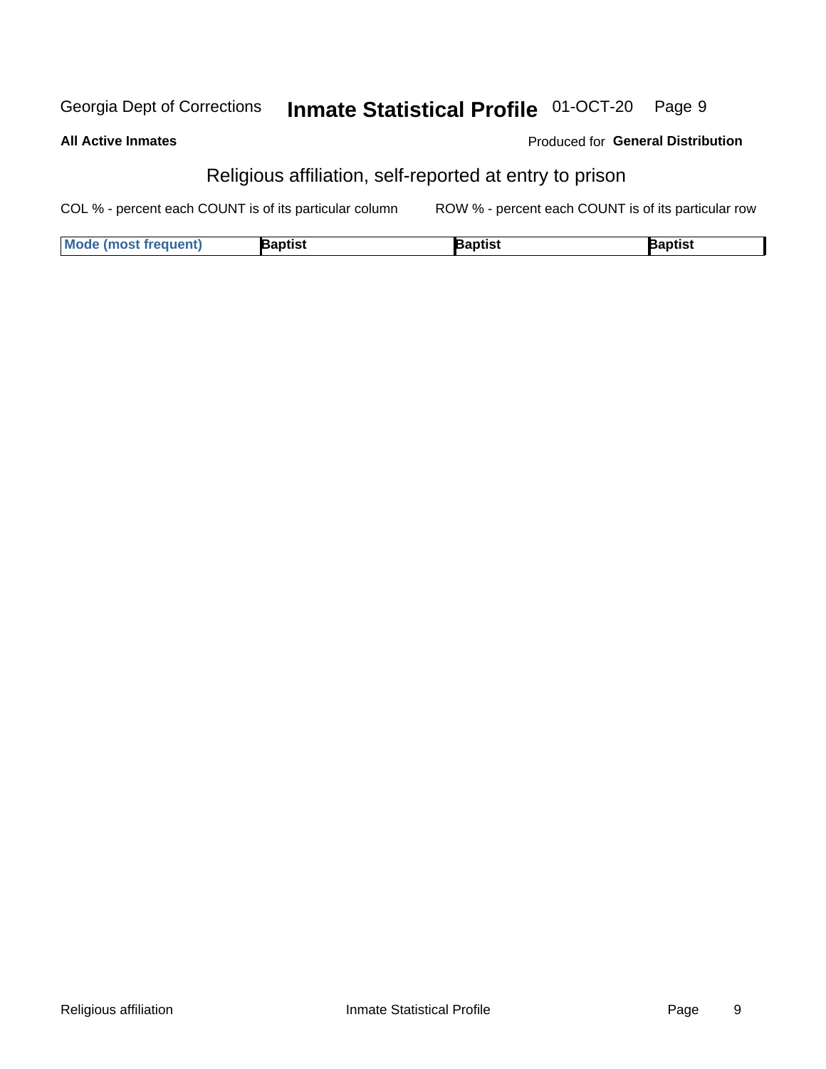Georgia Dept of Corrections **Inmate Statistical Profile** 01-OCT-20

**All Active Inmates** Produced for **General Distribution**

## Religious affiliation, self-reported at entry to prison

COL % - percent each COUNT is of its particular column ROW % - percent each COUNT is of its particular row

| Mode (most frequent) | Baptist | Baptist | Baptist |
|---|---|---|---|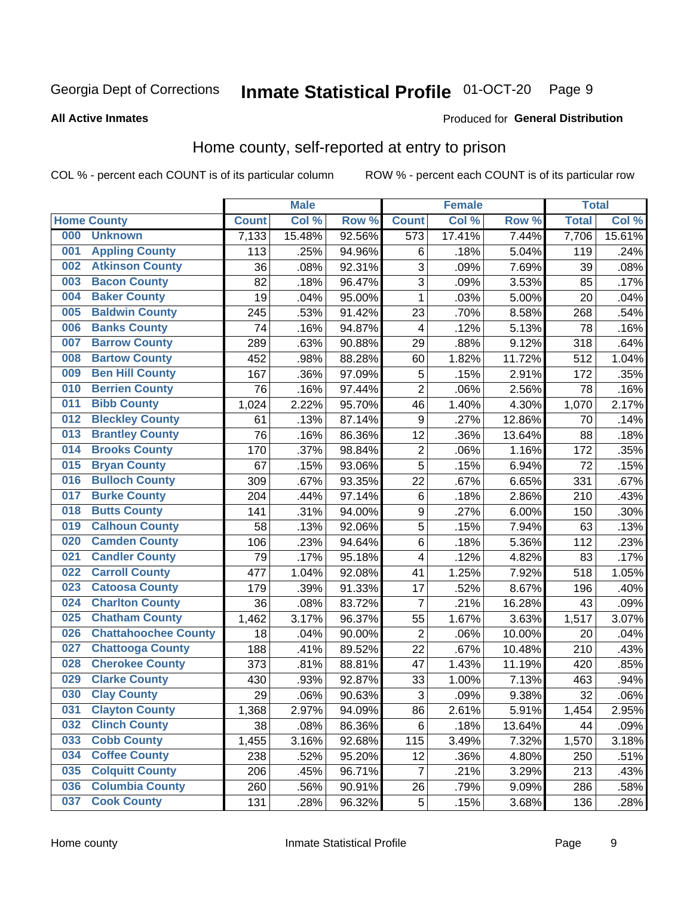Georgia Dept of Corrections **Inmate Statistical Profile** 01-OCT-20

**All Active Inmates** Produced for **General Distribution**

## Home county, self-reported at entry to prison

COL % - percent each COUNT is of its particular column ROW % - percent each COUNT is of its particular row

| Home County | | Male | | | Female | | | Total | |
|---|---|---|---|---|---|---|---|---|---|
| | | Count | Col % | Row % | Count | Col % | Row % | Total | Col % |
| 000 | Unknown | 7,133 | 15.48% | 92.56% | 573 | 17.41% | 7.44% | 7,706 | 15.61% |
| 001 | Appling County | 113 | .25% | 94.96% | 6 | .18% | 5.04% | 119 | .24% |
| 002 | Atkinson County | 36 | .08% | 92.31% | 3 | .09% | 7.69% | 39 | .08% |
| 003 | Bacon County | 82 | .18% | 96.47% | 3 | .09% | 3.53% | 85 | .17% |
| 004 | Baker County | 19 | .04% | 95.00% | 1 | .03% | 5.00% | 20 | .04% |
| 005 | Baldwin County | 245 | .53% | 91.42% | 23 | .70% | 8.58% | 268 | .54% |
| 006 | Banks County | 74 | .16% | 94.87% | 4 | .12% | 5.13% | 78 | .16% |
| 007 | Barrow County | 289 | .63% | 90.88% | 29 | .88% | 9.12% | 318 | .64% |
| 008 | Bartow County | 452 | .98% | 88.28% | 60 | 1.82% | 11.72% | 512 | 1.04% |
| 009 | Ben Hill County | 167 | .36% | 97.09% | 5 | .15% | 2.91% | 172 | .35% |
| 010 | Berrien County | 76 | .16% | 97.44% | 2 | .06% | 2.56% | 78 | .16% |
| 011 | Bibb County | 1,024 | 2.22% | 95.70% | 46 | 1.40% | 4.30% | 1,070 | 2.17% |
| 012 | Bleckley County | 61 | .13% | 87.14% | 9 | .27% | 12.86% | 70 | .14% |
| 013 | Brantley County | 76 | .16% | 86.36% | 12 | .36% | 13.64% | 88 | .18% |
| 014 | Brooks County | 170 | .37% | 98.84% | 2 | .06% | 1.16% | 172 | .35% |
| 015 | Bryan County | 67 | .15% | 93.06% | 5 | .15% | 6.94% | 72 | .15% |
| 016 | Bulloch County | 309 | .67% | 93.35% | 22 | .67% | 6.65% | 331 | .67% |
| 017 | Burke County | 204 | .44% | 97.14% | 6 | .18% | 2.86% | 210 | .43% |
| 018 | Butts County | 141 | .31% | 94.00% | 9 | .27% | 6.00% | 150 | .30% |
| 019 | Calhoun County | 58 | .13% | 92.06% | 5 | .15% | 7.94% | 63 | .13% |
| 020 | Camden County | 106 | .23% | 94.64% | 6 | .18% | 5.36% | 112 | .23% |
| 021 | Candler County | 79 | .17% | 95.18% | 4 | .12% | 4.82% | 83 | .17% |
| 022 | Carroll County | 477 | 1.04% | 92.08% | 41 | 1.25% | 7.92% | 518 | 1.05% |
| 023 | Catoosa County | 179 | .39% | 91.33% | 17 | .52% | 8.67% | 196 | .40% |
| 024 | Charlton County | 36 | .08% | 83.72% | 7 | .21% | 16.28% | 43 | .09% |
| 025 | Chatham County | 1,462 | 3.17% | 96.37% | 55 | 1.67% | 3.63% | 1,517 | 3.07% |
| 026 | Chattahoochee County | 18 | .04% | 90.00% | 2 | .06% | 10.00% | 20 | .04% |
| 027 | Chattooga County | 188 | .41% | 89.52% | 22 | .67% | 10.48% | 210 | .43% |
| 028 | Cherokee County | 373 | .81% | 88.81% | 47 | 1.43% | 11.19% | 420 | .85% |
| 029 | Clarke County | 430 | .93% | 92.87% | 33 | 1.00% | 7.13% | 463 | .94% |
| 030 | Clay County | 29 | .06% | 90.63% | 3 | .09% | 9.38% | 32 | .06% |
| 031 | Clayton County | 1,368 | 2.97% | 94.09% | 86 | 2.61% | 5.91% | 1,454 | 2.95% |
| 032 | Clinch County | 38 | .08% | 86.36% | 6 | .18% | 13.64% | 44 | .09% |
| 033 | Cobb County | 1,455 | 3.16% | 92.68% | 115 | 3.49% | 7.32% | 1,570 | 3.18% |
| 034 | Coffee County | 238 | .52% | 95.20% | 12 | .36% | 4.80% | 250 | .51% |
| 035 | Colquitt County | 206 | .45% | 96.71% | 7 | .21% | 3.29% | 213 | .43% |
| 036 | Columbia County | 260 | .56% | 90.91% | 26 | .79% | 9.09% | 286 | .58% |
| 037 | Cook County | 131 | .28% | 96.32% | 5 | .15% | 3.68% | 136 | .28% |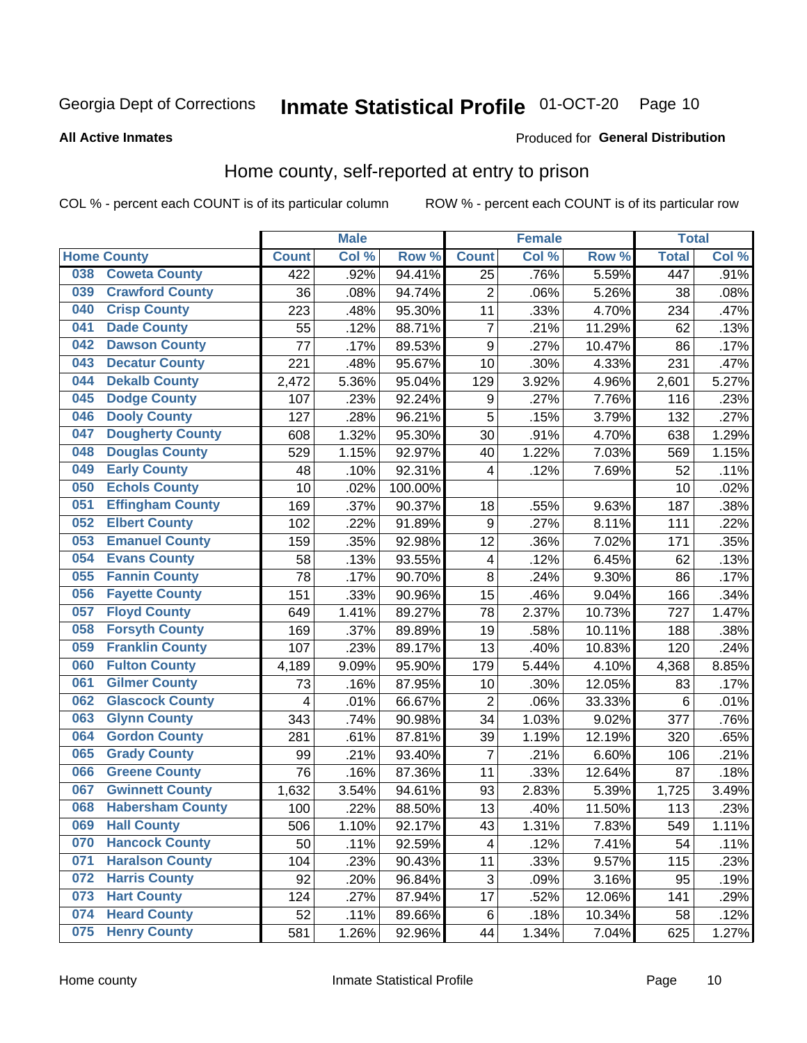Georgia Dept of Corrections **Inmate Statistical Profile** 01-OCT-20

**All Active Inmates**

Produced for **General Distribution**

## Home county, self-reported at entry to prison

COL % - percent each COUNT is of its particular column ROW % - percent each COUNT is of its particular row

| Home County | | Male | | | Female | | | Total | |
|---|---|---|---|---|---|---|---|---|---|
| | | Count | Col % | Row % | Count | Col % | Row % | Total | Col % |
| 038 | Coweta County | 422 | .92% | 94.41% | 25 | .76% | 5.59% | 447 | .91% |
| 039 | Crawford County | 36 | .08% | 94.74% | 2 | .06% | 5.26% | 38 | .08% |
| 040 | Crisp County | 223 | .48% | 95.30% | 11 | .33% | 4.70% | 234 | .47% |
| 041 | Dade County | 55 | .12% | 88.71% | 7 | .21% | 11.29% | 62 | .13% |
| 042 | Dawson County | 77 | .17% | 89.53% | 9 | .27% | 10.47% | 86 | .17% |
| 043 | Decatur County | 221 | .48% | 95.67% | 10 | .30% | 4.33% | 231 | .47% |
| 044 | Dekalb County | 2,472 | 5.36% | 95.04% | 129 | 3.92% | 4.96% | 2,601 | 5.27% |
| 045 | Dodge County | 107 | .23% | 92.24% | 9 | .27% | 7.76% | 116 | .23% |
| 046 | Dooly County | 127 | .28% | 96.21% | 5 | .15% | 3.79% | 132 | .27% |
| 047 | Dougherty County | 608 | 1.32% | 95.30% | 30 | .91% | 4.70% | 638 | 1.29% |
| 048 | Douglas County | 529 | 1.15% | 92.97% | 40 | 1.22% | 7.03% | 569 | 1.15% |
| 049 | Early County | 48 | .10% | 92.31% | 4 | .12% | 7.69% | 52 | .11% |
| 050 | Echols County | 10 | .02% | 100.00% | | | | 10 | .02% |
| 051 | Effingham County | 169 | .37% | 90.37% | 18 | .55% | 9.63% | 187 | .38% |
| 052 | Elbert County | 102 | .22% | 91.89% | 9 | .27% | 8.11% | 111 | .22% |
| 053 | Emanuel County | 159 | .35% | 92.98% | 12 | .36% | 7.02% | 171 | .35% |
| 054 | Evans County | 58 | .13% | 93.55% | 4 | .12% | 6.45% | 62 | .13% |
| 055 | Fannin County | 78 | .17% | 90.70% | 8 | .24% | 9.30% | 86 | .17% |
| 056 | Fayette County | 151 | .33% | 90.96% | 15 | .46% | 9.04% | 166 | .34% |
| 057 | Floyd County | 649 | 1.41% | 89.27% | 78 | 2.37% | 10.73% | 727 | 1.47% |
| 058 | Forsyth County | 169 | .37% | 89.89% | 19 | .58% | 10.11% | 188 | .38% |
| 059 | Franklin County | 107 | .23% | 89.17% | 13 | .40% | 10.83% | 120 | .24% |
| 060 | Fulton County | 4,189 | 9.09% | 95.90% | 179 | 5.44% | 4.10% | 4,368 | 8.85% |
| 061 | Gilmer County | 73 | .16% | 87.95% | 10 | .30% | 12.05% | 83 | .17% |
| 062 | Glascock County | 4 | .01% | 66.67% | 2 | .06% | 33.33% | 6 | .01% |
| 063 | Glynn County | 343 | .74% | 90.98% | 34 | 1.03% | 9.02% | 377 | .76% |
| 064 | Gordon County | 281 | .61% | 87.81% | 39 | 1.19% | 12.19% | 320 | .65% |
| 065 | Grady County | 99 | .21% | 93.40% | 7 | .21% | 6.60% | 106 | .21% |
| 066 | Greene County | 76 | .16% | 87.36% | 11 | .33% | 12.64% | 87 | .18% |
| 067 | Gwinnett County | 1,632 | 3.54% | 94.61% | 93 | 2.83% | 5.39% | 1,725 | 3.49% |
| 068 | Habersham County | 100 | .22% | 88.50% | 13 | .40% | 11.50% | 113 | .23% |
| 069 | Hall County | 506 | 1.10% | 92.17% | 43 | 1.31% | 7.83% | 549 | 1.11% |
| 070 | Hancock County | 50 | .11% | 92.59% | 4 | .12% | 7.41% | 54 | .11% |
| 071 | Haralson County | 104 | .23% | 90.43% | 11 | .33% | 9.57% | 115 | .23% |
| 072 | Harris County | 92 | .20% | 96.84% | 3 | .09% | 3.16% | 95 | .19% |
| 073 | Hart County | 124 | .27% | 87.94% | 17 | .52% | 12.06% | 141 | .29% |
| 074 | Heard County | 52 | .11% | 89.66% | 6 | .18% | 10.34% | 58 | .12% |
| 075 | Henry County | 581 | 1.26% | 92.96% | 44 | 1.34% | 7.04% | 625 | 1.27% |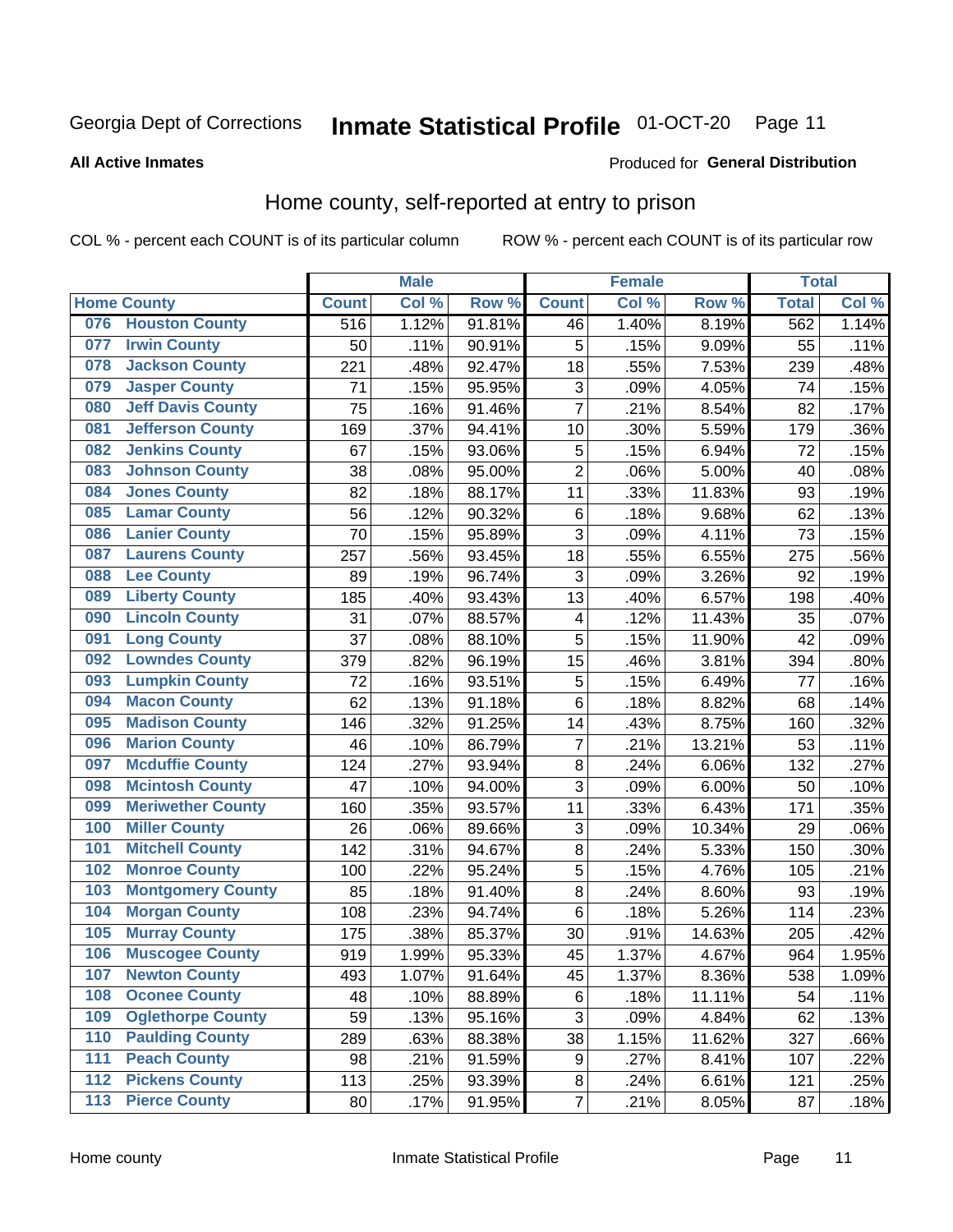# Georgia Dept of Corrections — Inmate Statistical Profile — 01-OCT-20

**All Active Inmates** — Produced for **General Distribution**

## Home county, self-reported at entry to prison

COL % - percent each COUNT is of its particular column — ROW % - percent each COUNT is of its particular row

| Home County | | Male | | | Female | | | Total | |
|---|---|---|---|---|---|---|---|---|---|
| | | Count | Col % | Row % | Count | Col % | Row % | Total | Col % |
| 076 | Houston County | 516 | 1.12% | 91.81% | 46 | 1.40% | 8.19% | 562 | 1.14% |
| 077 | Irwin County | 50 | .11% | 90.91% | 5 | .15% | 9.09% | 55 | .11% |
| 078 | Jackson County | 221 | .48% | 92.47% | 18 | .55% | 7.53% | 239 | .48% |
| 079 | Jasper County | 71 | .15% | 95.95% | 3 | .09% | 4.05% | 74 | .15% |
| 080 | Jeff Davis County | 75 | .16% | 91.46% | 7 | .21% | 8.54% | 82 | .17% |
| 081 | Jefferson County | 169 | .37% | 94.41% | 10 | .30% | 5.59% | 179 | .36% |
| 082 | Jenkins County | 67 | .15% | 93.06% | 5 | .15% | 6.94% | 72 | .15% |
| 083 | Johnson County | 38 | .08% | 95.00% | 2 | .06% | 5.00% | 40 | .08% |
| 084 | Jones County | 82 | .18% | 88.17% | 11 | .33% | 11.83% | 93 | .19% |
| 085 | Lamar County | 56 | .12% | 90.32% | 6 | .18% | 9.68% | 62 | .13% |
| 086 | Lanier County | 70 | .15% | 95.89% | 3 | .09% | 4.11% | 73 | .15% |
| 087 | Laurens County | 257 | .56% | 93.45% | 18 | .55% | 6.55% | 275 | .56% |
| 088 | Lee County | 89 | .19% | 96.74% | 3 | .09% | 3.26% | 92 | .19% |
| 089 | Liberty County | 185 | .40% | 93.43% | 13 | .40% | 6.57% | 198 | .40% |
| 090 | Lincoln County | 31 | .07% | 88.57% | 4 | .12% | 11.43% | 35 | .07% |
| 091 | Long County | 37 | .08% | 88.10% | 5 | .15% | 11.90% | 42 | .09% |
| 092 | Lowndes County | 379 | .82% | 96.19% | 15 | .46% | 3.81% | 394 | .80% |
| 093 | Lumpkin County | 72 | .16% | 93.51% | 5 | .15% | 6.49% | 77 | .16% |
| 094 | Macon County | 62 | .13% | 91.18% | 6 | .18% | 8.82% | 68 | .14% |
| 095 | Madison County | 146 | .32% | 91.25% | 14 | .43% | 8.75% | 160 | .32% |
| 096 | Marion County | 46 | .10% | 86.79% | 7 | .21% | 13.21% | 53 | .11% |
| 097 | Mcduffie County | 124 | .27% | 93.94% | 8 | .24% | 6.06% | 132 | .27% |
| 098 | Mcintosh County | 47 | .10% | 94.00% | 3 | .09% | 6.00% | 50 | .10% |
| 099 | Meriwether County | 160 | .35% | 93.57% | 11 | .33% | 6.43% | 171 | .35% |
| 100 | Miller County | 26 | .06% | 89.66% | 3 | .09% | 10.34% | 29 | .06% |
| 101 | Mitchell County | 142 | .31% | 94.67% | 8 | .24% | 5.33% | 150 | .30% |
| 102 | Monroe County | 100 | .22% | 95.24% | 5 | .15% | 4.76% | 105 | .21% |
| 103 | Montgomery County | 85 | .18% | 91.40% | 8 | .24% | 8.60% | 93 | .19% |
| 104 | Morgan County | 108 | .23% | 94.74% | 6 | .18% | 5.26% | 114 | .23% |
| 105 | Murray County | 175 | .38% | 85.37% | 30 | .91% | 14.63% | 205 | .42% |
| 106 | Muscogee County | 919 | 1.99% | 95.33% | 45 | 1.37% | 4.67% | 964 | 1.95% |
| 107 | Newton County | 493 | 1.07% | 91.64% | 45 | 1.37% | 8.36% | 538 | 1.09% |
| 108 | Oconee County | 48 | .10% | 88.89% | 6 | .18% | 11.11% | 54 | .11% |
| 109 | Oglethorpe County | 59 | .13% | 95.16% | 3 | .09% | 4.84% | 62 | .13% |
| 110 | Paulding County | 289 | .63% | 88.38% | 38 | 1.15% | 11.62% | 327 | .66% |
| 111 | Peach County | 98 | .21% | 91.59% | 9 | .27% | 8.41% | 107 | .22% |
| 112 | Pickens County | 113 | .25% | 93.39% | 8 | .24% | 6.61% | 121 | .25% |
| 113 | Pierce County | 80 | .17% | 91.95% | 7 | .21% | 8.05% | 87 | .18% |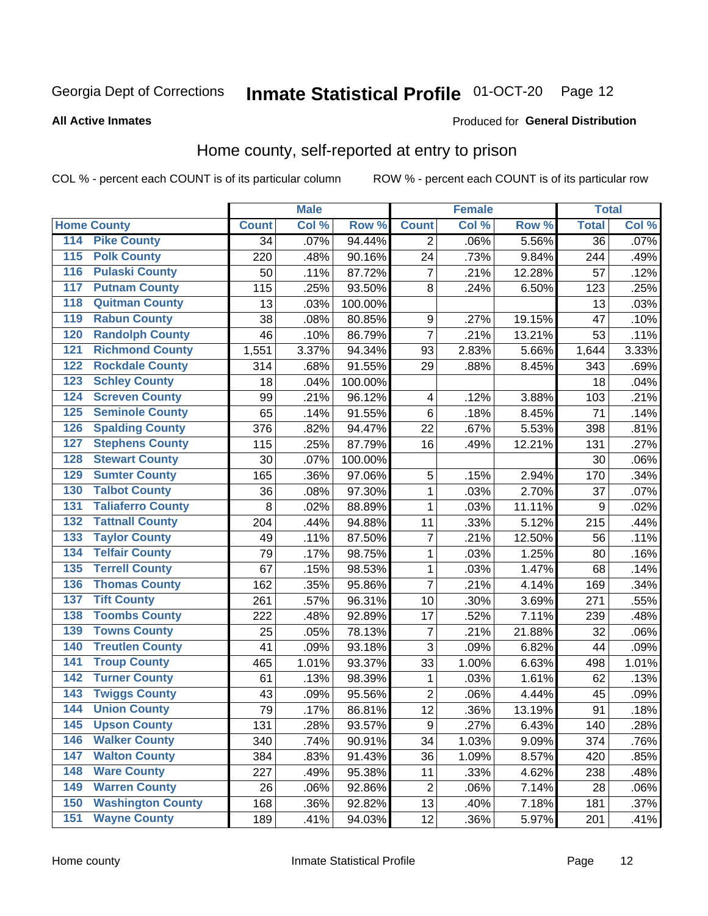# Georgia Dept of Corrections — Inmate Statistical Profile 01-OCT-20

**All Active Inmates**

Produced for **General Distribution**

## Home county, self-reported at entry to prison

COL % - percent each COUNT is of its particular column

ROW % - percent each COUNT is of its particular row

| Home County | | Male | | | Female | | | Total | |
|---|---|---|---|---|---|---|---|---|---|
| | | Count | Col % | Row % | Count | Col % | Row % | Total | Col % |
| 114 | Pike County | 34 | .07% | 94.44% | 2 | .06% | 5.56% | 36 | .07% |
| 115 | Polk County | 220 | .48% | 90.16% | 24 | .73% | 9.84% | 244 | .49% |
| 116 | Pulaski County | 50 | .11% | 87.72% | 7 | .21% | 12.28% | 57 | .12% |
| 117 | Putnam County | 115 | .25% | 93.50% | 8 | .24% | 6.50% | 123 | .25% |
| 118 | Quitman County | 13 | .03% | 100.00% | | | | 13 | .03% |
| 119 | Rabun County | 38 | .08% | 80.85% | 9 | .27% | 19.15% | 47 | .10% |
| 120 | Randolph County | 46 | .10% | 86.79% | 7 | .21% | 13.21% | 53 | .11% |
| 121 | Richmond County | 1,551 | 3.37% | 94.34% | 93 | 2.83% | 5.66% | 1,644 | 3.33% |
| 122 | Rockdale County | 314 | .68% | 91.55% | 29 | .88% | 8.45% | 343 | .69% |
| 123 | Schley County | 18 | .04% | 100.00% | | | | 18 | .04% |
| 124 | Screven County | 99 | .21% | 96.12% | 4 | .12% | 3.88% | 103 | .21% |
| 125 | Seminole County | 65 | .14% | 91.55% | 6 | .18% | 8.45% | 71 | .14% |
| 126 | Spalding County | 376 | .82% | 94.47% | 22 | .67% | 5.53% | 398 | .81% |
| 127 | Stephens County | 115 | .25% | 87.79% | 16 | .49% | 12.21% | 131 | .27% |
| 128 | Stewart County | 30 | .07% | 100.00% | | | | 30 | .06% |
| 129 | Sumter County | 165 | .36% | 97.06% | 5 | .15% | 2.94% | 170 | .34% |
| 130 | Talbot County | 36 | .08% | 97.30% | 1 | .03% | 2.70% | 37 | .07% |
| 131 | Taliaferro County | 8 | .02% | 88.89% | 1 | .03% | 11.11% | 9 | .02% |
| 132 | Tattnall County | 204 | .44% | 94.88% | 11 | .33% | 5.12% | 215 | .44% |
| 133 | Taylor County | 49 | .11% | 87.50% | 7 | .21% | 12.50% | 56 | .11% |
| 134 | Telfair County | 79 | .17% | 98.75% | 1 | .03% | 1.25% | 80 | .16% |
| 135 | Terrell County | 67 | .15% | 98.53% | 1 | .03% | 1.47% | 68 | .14% |
| 136 | Thomas County | 162 | .35% | 95.86% | 7 | .21% | 4.14% | 169 | .34% |
| 137 | Tift County | 261 | .57% | 96.31% | 10 | .30% | 3.69% | 271 | .55% |
| 138 | Toombs County | 222 | .48% | 92.89% | 17 | .52% | 7.11% | 239 | .48% |
| 139 | Towns County | 25 | .05% | 78.13% | 7 | .21% | 21.88% | 32 | .06% |
| 140 | Treutlen County | 41 | .09% | 93.18% | 3 | .09% | 6.82% | 44 | .09% |
| 141 | Troup County | 465 | 1.01% | 93.37% | 33 | 1.00% | 6.63% | 498 | 1.01% |
| 142 | Turner County | 61 | .13% | 98.39% | 1 | .03% | 1.61% | 62 | .13% |
| 143 | Twiggs County | 43 | .09% | 95.56% | 2 | .06% | 4.44% | 45 | .09% |
| 144 | Union County | 79 | .17% | 86.81% | 12 | .36% | 13.19% | 91 | .18% |
| 145 | Upson County | 131 | .28% | 93.57% | 9 | .27% | 6.43% | 140 | .28% |
| 146 | Walker County | 340 | .74% | 90.91% | 34 | 1.03% | 9.09% | 374 | .76% |
| 147 | Walton County | 384 | .83% | 91.43% | 36 | 1.09% | 8.57% | 420 | .85% |
| 148 | Ware County | 227 | .49% | 95.38% | 11 | .33% | 4.62% | 238 | .48% |
| 149 | Warren County | 26 | .06% | 92.86% | 2 | .06% | 7.14% | 28 | .06% |
| 150 | Washington County | 168 | .36% | 92.82% | 13 | .40% | 7.18% | 181 | .37% |
| 151 | Wayne County | 189 | .41% | 94.03% | 12 | .36% | 5.97% | 201 | .41% |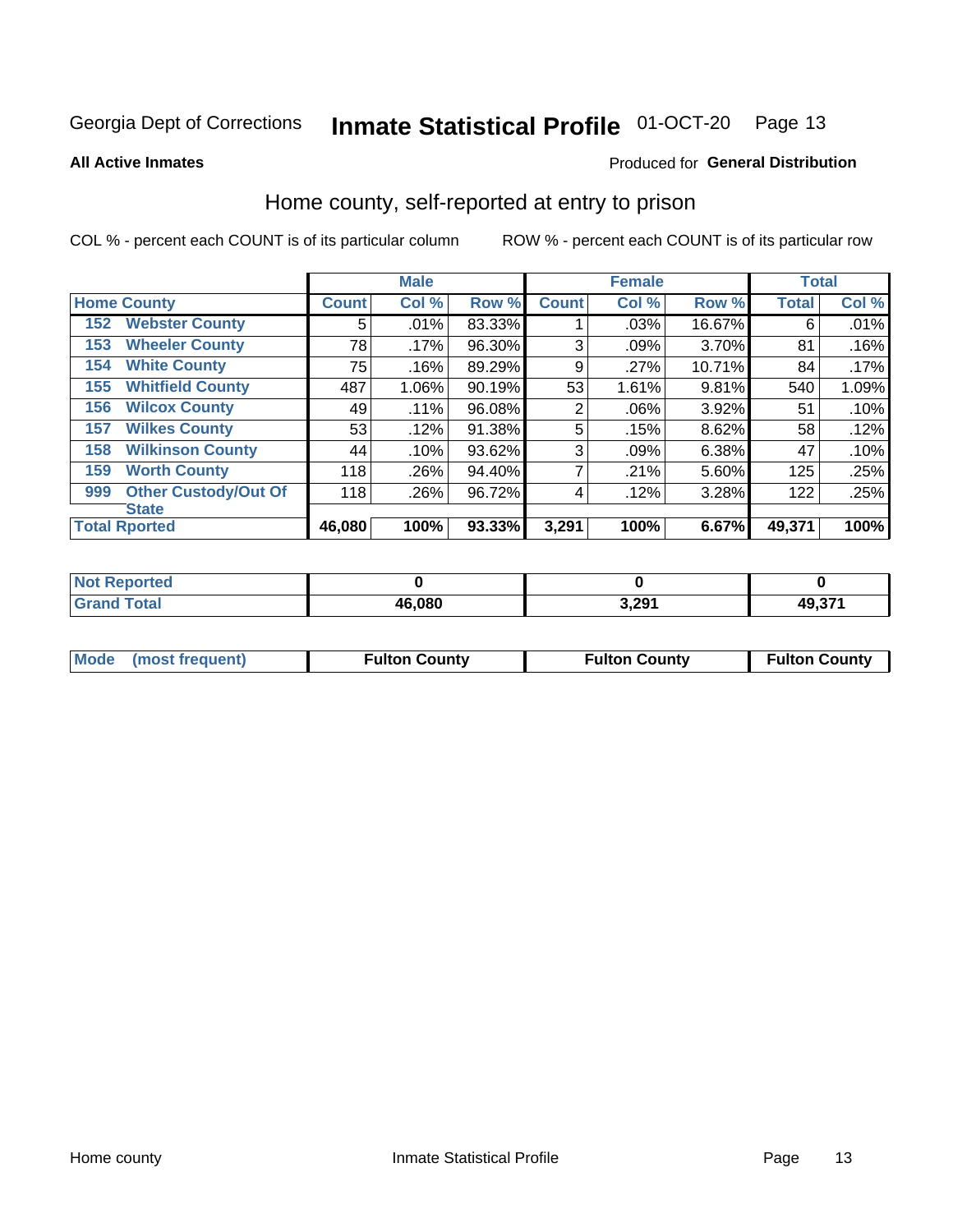Georgia Dept of Corrections **Inmate Statistical Profile** 01-OCT-20

**All Active Inmates** Produced for **General Distribution**

## Home county, self-reported at entry to prison

COL % - percent each COUNT is of its particular column ROW % - percent each COUNT is of its particular row

| | | Male | | | Female | | | Total | |
|---|---|---|---|---|---|---|---|---|---|
| **Home County** | | **Count** | **Col %** | **Row %** | **Count** | **Col %** | **Row %** | **Total** | **Col %** |
| 152 | Webster County | 5 | .01% | 83.33% | 1 | .03% | 16.67% | 6 | .01% |
| 153 | Wheeler County | 78 | .17% | 96.30% | 3 | .09% | 3.70% | 81 | .16% |
| 154 | White County | 75 | .16% | 89.29% | 9 | .27% | 10.71% | 84 | .17% |
| 155 | Whitfield County | 487 | 1.06% | 90.19% | 53 | 1.61% | 9.81% | 540 | 1.09% |
| 156 | Wilcox County | 49 | .11% | 96.08% | 2 | .06% | 3.92% | 51 | .10% |
| 157 | Wilkes County | 53 | .12% | 91.38% | 5 | .15% | 8.62% | 58 | .12% |
| 158 | Wilkinson County | 44 | .10% | 93.62% | 3 | .09% | 6.38% | 47 | .10% |
| 159 | Worth County | 118 | .26% | 94.40% | 7 | .21% | 5.60% | 125 | .25% |
| 999 | Other Custody/Out Of State | 118 | .26% | 96.72% | 4 | .12% | 3.28% | 122 | .25% |
| **Total Rported** | | **46,080** | **100%** | **93.33%** | **3,291** | **100%** | **6.67%** | **49,371** | **100%** |

| | Male | Female | Total |
|---|---|---|---|
| Not Reported | 0 | 0 | 0 |
| Grand Total | 46,080 | 3,291 | 49,371 |

| | Male | Female | Total |
|---|---|---|---|
| Mode (most frequent) | Fulton County | Fulton County | Fulton County |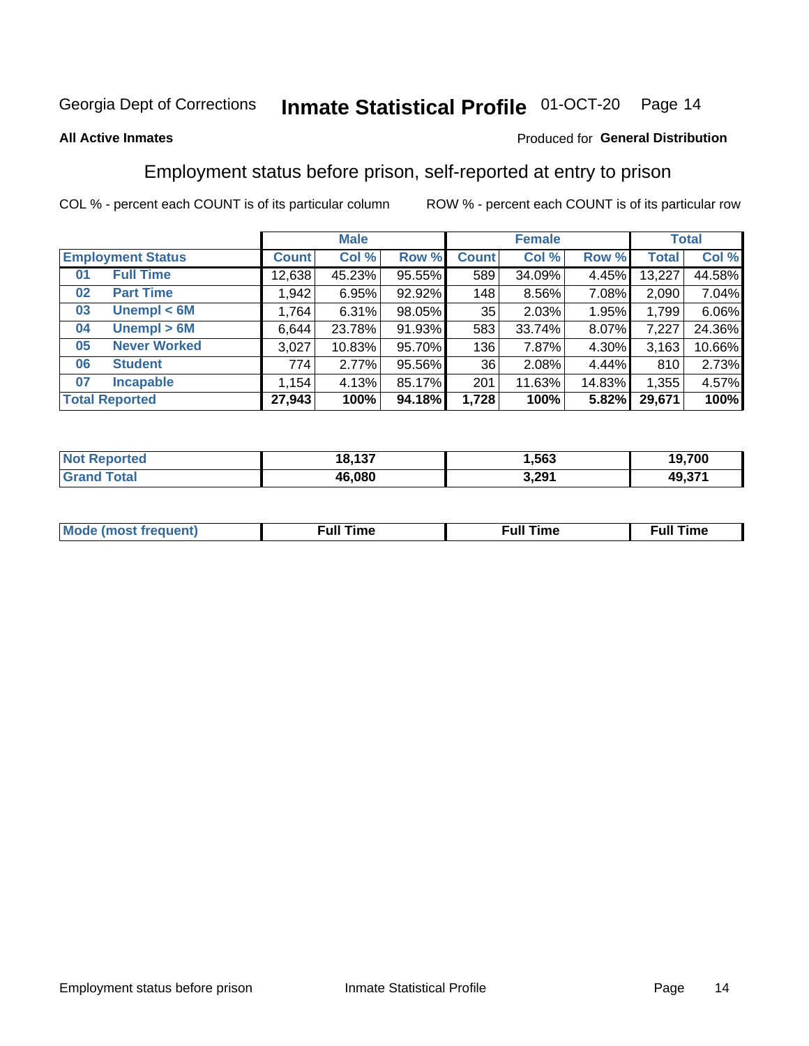Georgia Dept of Corrections **Inmate Statistical Profile** 01-OCT-20

**All Active Inmates**

Produced for **General Distribution**

## Employment status before prison, self-reported at entry to prison

COL % - percent each COUNT is of its particular column    ROW % - percent each COUNT is of its particular row

| Employment Status | | Male | | | Female | | | Total | |
|---|---|---|---|---|---|---|---|---|---|
| | | Count | Col % | Row % | Count | Col % | Row % | Total | Col % |
| 01 | Full Time | 12,638 | 45.23% | 95.55% | 589 | 34.09% | 4.45% | 13,227 | 44.58% |
| 02 | Part Time | 1,942 | 6.95% | 92.92% | 148 | 8.56% | 7.08% | 2,090 | 7.04% |
| 03 | Unempl < 6M | 1,764 | 6.31% | 98.05% | 35 | 2.03% | 1.95% | 1,799 | 6.06% |
| 04 | Unempl > 6M | 6,644 | 23.78% | 91.93% | 583 | 33.74% | 8.07% | 7,227 | 24.36% |
| 05 | Never Worked | 3,027 | 10.83% | 95.70% | 136 | 7.87% | 4.30% | 3,163 | 10.66% |
| 06 | Student | 774 | 2.77% | 95.56% | 36 | 2.08% | 4.44% | 810 | 2.73% |
| 07 | Incapable | 1,154 | 4.13% | 85.17% | 201 | 11.63% | 14.83% | 1,355 | 4.57% |
| **Total Reported** | | **27,943** | **100%** | **94.18%** | **1,728** | **100%** | **5.82%** | **29,671** | **100%** |

| | Male | Female | Total |
|---|---|---|---|
| Not Reported | **18,137** | **1,563** | **19,700** |
| Grand Total | **46,080** | **3,291** | **49,371** |

| | Male | Female | Total |
|---|---|---|---|
| Mode (most frequent) | **Full Time** | **Full Time** | **Full Time** |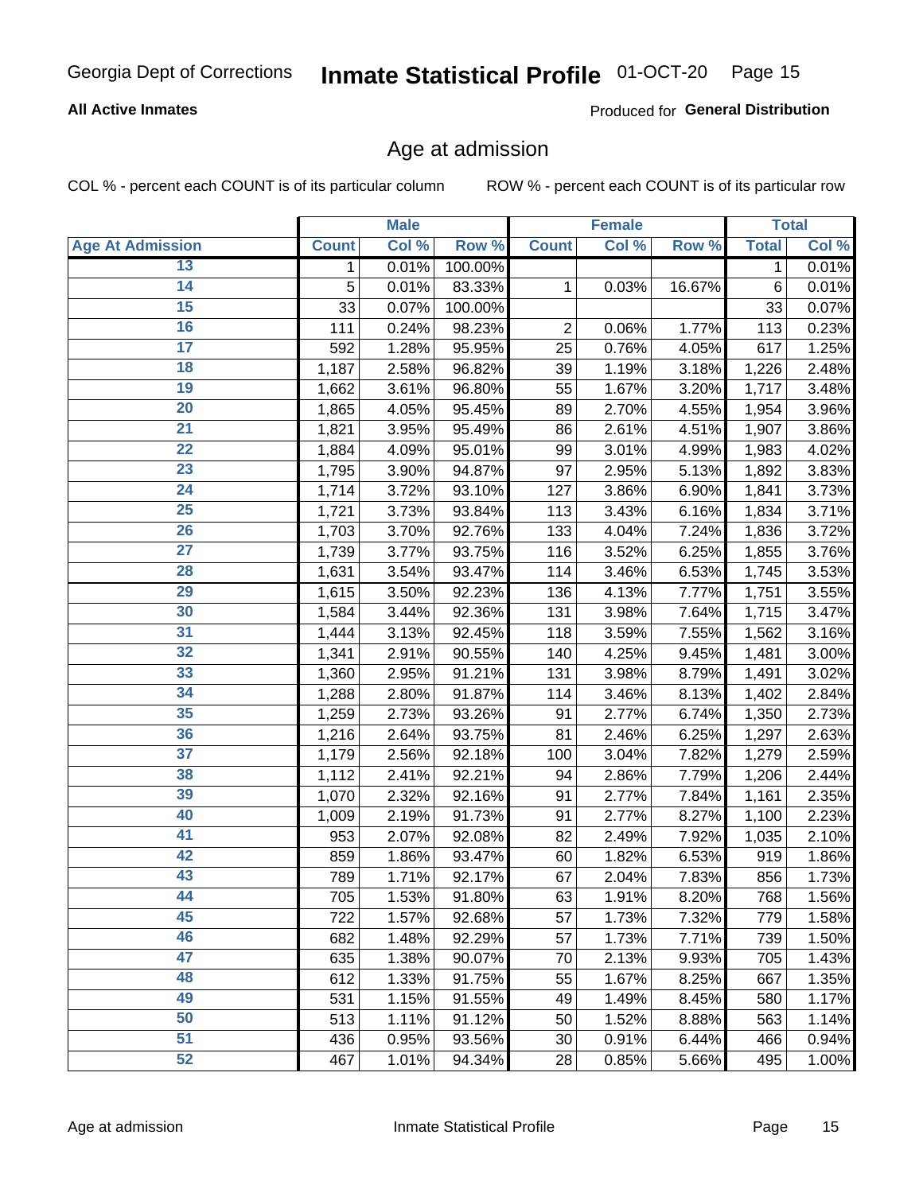Georgia Dept of Corrections **Inmate Statistical Profile** 01-OCT-20

**All Active Inmates**

Produced for **General Distribution**

## Age at admission

COL % - percent each COUNT is of its particular column ROW % - percent each COUNT is of its particular row

| | Male | | | Female | | | Total | |
|---|---|---|---|---|---|---|---|---|
| **Age At Admission** | **Count** | **Col %** | **Row %** | **Count** | **Col %** | **Row %** | **Total** | **Col %** |
| 13 | 1 | 0.01% | 100.00% | | | | 1 | 0.01% |
| 14 | 5 | 0.01% | 83.33% | 1 | 0.03% | 16.67% | 6 | 0.01% |
| 15 | 33 | 0.07% | 100.00% | | | | 33 | 0.07% |
| 16 | 111 | 0.24% | 98.23% | 2 | 0.06% | 1.77% | 113 | 0.23% |
| 17 | 592 | 1.28% | 95.95% | 25 | 0.76% | 4.05% | 617 | 1.25% |
| 18 | 1,187 | 2.58% | 96.82% | 39 | 1.19% | 3.18% | 1,226 | 2.48% |
| 19 | 1,662 | 3.61% | 96.80% | 55 | 1.67% | 3.20% | 1,717 | 3.48% |
| 20 | 1,865 | 4.05% | 95.45% | 89 | 2.70% | 4.55% | 1,954 | 3.96% |
| 21 | 1,821 | 3.95% | 95.49% | 86 | 2.61% | 4.51% | 1,907 | 3.86% |
| 22 | 1,884 | 4.09% | 95.01% | 99 | 3.01% | 4.99% | 1,983 | 4.02% |
| 23 | 1,795 | 3.90% | 94.87% | 97 | 2.95% | 5.13% | 1,892 | 3.83% |
| 24 | 1,714 | 3.72% | 93.10% | 127 | 3.86% | 6.90% | 1,841 | 3.73% |
| 25 | 1,721 | 3.73% | 93.84% | 113 | 3.43% | 6.16% | 1,834 | 3.71% |
| 26 | 1,703 | 3.70% | 92.76% | 133 | 4.04% | 7.24% | 1,836 | 3.72% |
| 27 | 1,739 | 3.77% | 93.75% | 116 | 3.52% | 6.25% | 1,855 | 3.76% |
| 28 | 1,631 | 3.54% | 93.47% | 114 | 3.46% | 6.53% | 1,745 | 3.53% |
| 29 | 1,615 | 3.50% | 92.23% | 136 | 4.13% | 7.77% | 1,751 | 3.55% |
| 30 | 1,584 | 3.44% | 92.36% | 131 | 3.98% | 7.64% | 1,715 | 3.47% |
| 31 | 1,444 | 3.13% | 92.45% | 118 | 3.59% | 7.55% | 1,562 | 3.16% |
| 32 | 1,341 | 2.91% | 90.55% | 140 | 4.25% | 9.45% | 1,481 | 3.00% |
| 33 | 1,360 | 2.95% | 91.21% | 131 | 3.98% | 8.79% | 1,491 | 3.02% |
| 34 | 1,288 | 2.80% | 91.87% | 114 | 3.46% | 8.13% | 1,402 | 2.84% |
| 35 | 1,259 | 2.73% | 93.26% | 91 | 2.77% | 6.74% | 1,350 | 2.73% |
| 36 | 1,216 | 2.64% | 93.75% | 81 | 2.46% | 6.25% | 1,297 | 2.63% |
| 37 | 1,179 | 2.56% | 92.18% | 100 | 3.04% | 7.82% | 1,279 | 2.59% |
| 38 | 1,112 | 2.41% | 92.21% | 94 | 2.86% | 7.79% | 1,206 | 2.44% |
| 39 | 1,070 | 2.32% | 92.16% | 91 | 2.77% | 7.84% | 1,161 | 2.35% |
| 40 | 1,009 | 2.19% | 91.73% | 91 | 2.77% | 8.27% | 1,100 | 2.23% |
| 41 | 953 | 2.07% | 92.08% | 82 | 2.49% | 7.92% | 1,035 | 2.10% |
| 42 | 859 | 1.86% | 93.47% | 60 | 1.82% | 6.53% | 919 | 1.86% |
| 43 | 789 | 1.71% | 92.17% | 67 | 2.04% | 7.83% | 856 | 1.73% |
| 44 | 705 | 1.53% | 91.80% | 63 | 1.91% | 8.20% | 768 | 1.56% |
| 45 | 722 | 1.57% | 92.68% | 57 | 1.73% | 7.32% | 779 | 1.58% |
| 46 | 682 | 1.48% | 92.29% | 57 | 1.73% | 7.71% | 739 | 1.50% |
| 47 | 635 | 1.38% | 90.07% | 70 | 2.13% | 9.93% | 705 | 1.43% |
| 48 | 612 | 1.33% | 91.75% | 55 | 1.67% | 8.25% | 667 | 1.35% |
| 49 | 531 | 1.15% | 91.55% | 49 | 1.49% | 8.45% | 580 | 1.17% |
| 50 | 513 | 1.11% | 91.12% | 50 | 1.52% | 8.88% | 563 | 1.14% |
| 51 | 436 | 0.95% | 93.56% | 30 | 0.91% | 6.44% | 466 | 0.94% |
| 52 | 467 | 1.01% | 94.34% | 28 | 0.85% | 5.66% | 495 | 1.00% |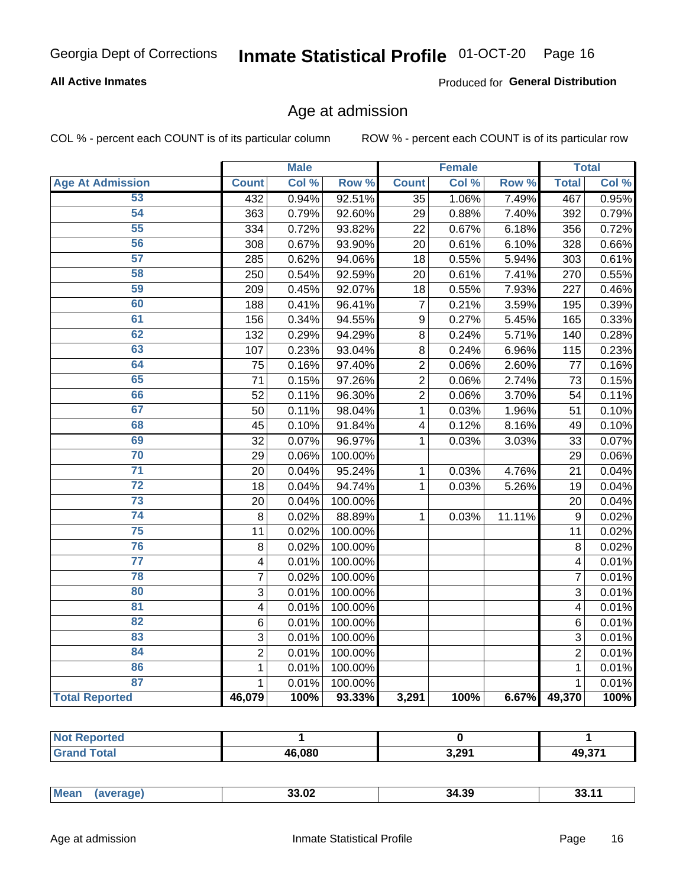Georgia Dept of Corrections **Inmate Statistical Profile** 01-OCT-20

**All Active Inmates**

Produced for **General Distribution**

## Age at admission

COL % - percent each COUNT is of its particular column ROW % - percent each COUNT is of its particular row

| | Male | | | Female | | | Total | |
|---|---|---|---|---|---|---|---|---|
| **Age At Admission** | **Count** | **Col %** | **Row %** | **Count** | **Col %** | **Row %** | **Total** | **Col %** |
| 53 | 432 | 0.94% | 92.51% | 35 | 1.06% | 7.49% | 467 | 0.95% |
| 54 | 363 | 0.79% | 92.60% | 29 | 0.88% | 7.40% | 392 | 0.79% |
| 55 | 334 | 0.72% | 93.82% | 22 | 0.67% | 6.18% | 356 | 0.72% |
| 56 | 308 | 0.67% | 93.90% | 20 | 0.61% | 6.10% | 328 | 0.66% |
| 57 | 285 | 0.62% | 94.06% | 18 | 0.55% | 5.94% | 303 | 0.61% |
| 58 | 250 | 0.54% | 92.59% | 20 | 0.61% | 7.41% | 270 | 0.55% |
| 59 | 209 | 0.45% | 92.07% | 18 | 0.55% | 7.93% | 227 | 0.46% |
| 60 | 188 | 0.41% | 96.41% | 7 | 0.21% | 3.59% | 195 | 0.39% |
| 61 | 156 | 0.34% | 94.55% | 9 | 0.27% | 5.45% | 165 | 0.33% |
| 62 | 132 | 0.29% | 94.29% | 8 | 0.24% | 5.71% | 140 | 0.28% |
| 63 | 107 | 0.23% | 93.04% | 8 | 0.24% | 6.96% | 115 | 0.23% |
| 64 | 75 | 0.16% | 97.40% | 2 | 0.06% | 2.60% | 77 | 0.16% |
| 65 | 71 | 0.15% | 97.26% | 2 | 0.06% | 2.74% | 73 | 0.15% |
| 66 | 52 | 0.11% | 96.30% | 2 | 0.06% | 3.70% | 54 | 0.11% |
| 67 | 50 | 0.11% | 98.04% | 1 | 0.03% | 1.96% | 51 | 0.10% |
| 68 | 45 | 0.10% | 91.84% | 4 | 0.12% | 8.16% | 49 | 0.10% |
| 69 | 32 | 0.07% | 96.97% | 1 | 0.03% | 3.03% | 33 | 0.07% |
| 70 | 29 | 0.06% | 100.00% | | | | 29 | 0.06% |
| 71 | 20 | 0.04% | 95.24% | 1 | 0.03% | 4.76% | 21 | 0.04% |
| 72 | 18 | 0.04% | 94.74% | 1 | 0.03% | 5.26% | 19 | 0.04% |
| 73 | 20 | 0.04% | 100.00% | | | | 20 | 0.04% |
| 74 | 8 | 0.02% | 88.89% | 1 | 0.03% | 11.11% | 9 | 0.02% |
| 75 | 11 | 0.02% | 100.00% | | | | 11 | 0.02% |
| 76 | 8 | 0.02% | 100.00% | | | | 8 | 0.02% |
| 77 | 4 | 0.01% | 100.00% | | | | 4 | 0.01% |
| 78 | 7 | 0.02% | 100.00% | | | | 7 | 0.01% |
| 80 | 3 | 0.01% | 100.00% | | | | 3 | 0.01% |
| 81 | 4 | 0.01% | 100.00% | | | | 4 | 0.01% |
| 82 | 6 | 0.01% | 100.00% | | | | 6 | 0.01% |
| 83 | 3 | 0.01% | 100.00% | | | | 3 | 0.01% |
| 84 | 2 | 0.01% | 100.00% | | | | 2 | 0.01% |
| 86 | 1 | 0.01% | 100.00% | | | | 1 | 0.01% |
| 87 | 1 | 0.01% | 100.00% | | | | 1 | 0.01% |
| **Total Reported** | **46,079** | **100%** | **93.33%** | **3,291** | **100%** | **6.67%** | **49,370** | **100%** |

| | Male | Female | Total |
|---|---|---|---|
| **Not Reported** | **1** | **0** | **1** |
| **Grand Total** | **46,080** | **3,291** | **49,371** |

| | Male | Female | Total |
|---|---|---|---|
| **Mean (average)** | **33.02** | **34.39** | **33.11** |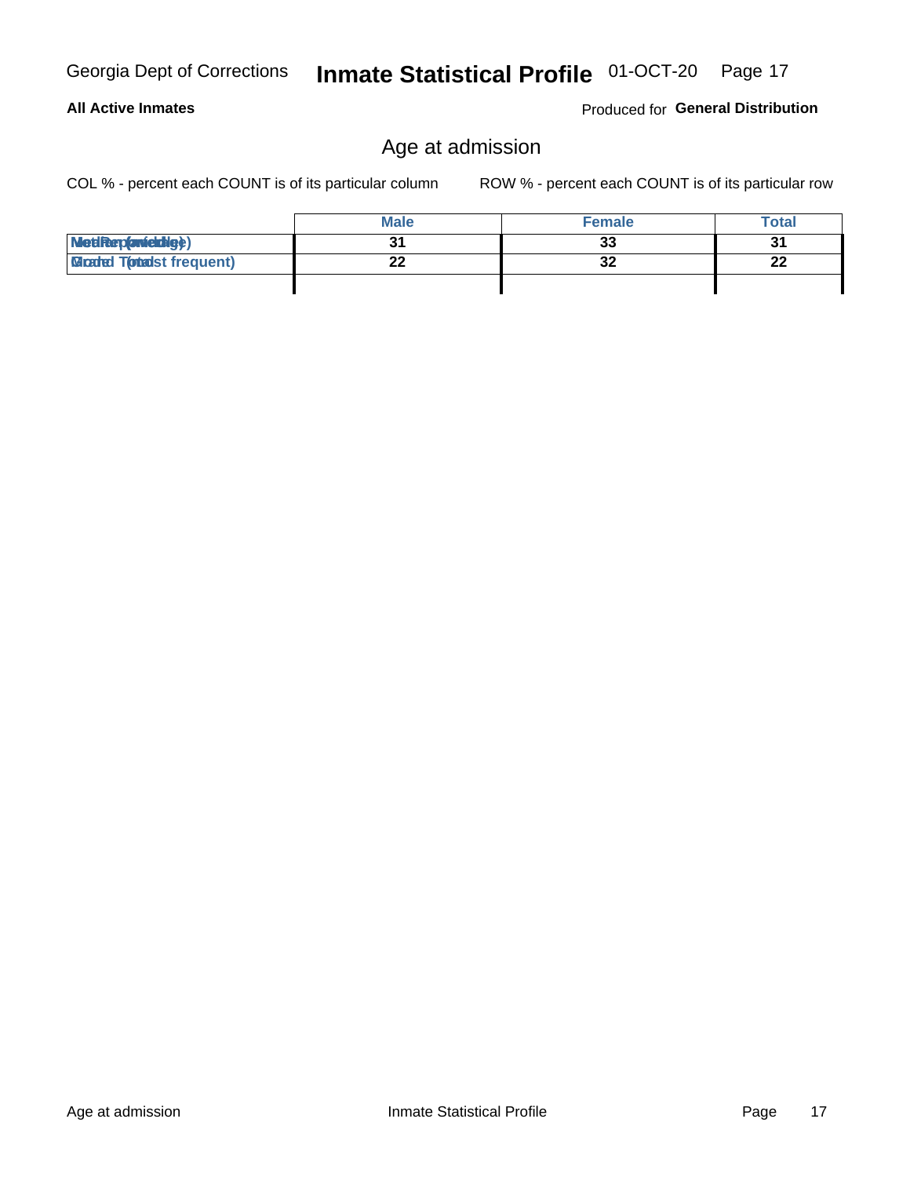## All Active Inmates

Produced for **General Distribution**

# Age at admission

COL % - percent each COUNT is of its particular column

ROW % - percent each COUNT is of its particular row

| | Male | Female | Total |
|---|---|---|---|
| Median (middle) | 31 | 33 | 31 |
| Mode (most frequent) | 22 | 32 | 22 |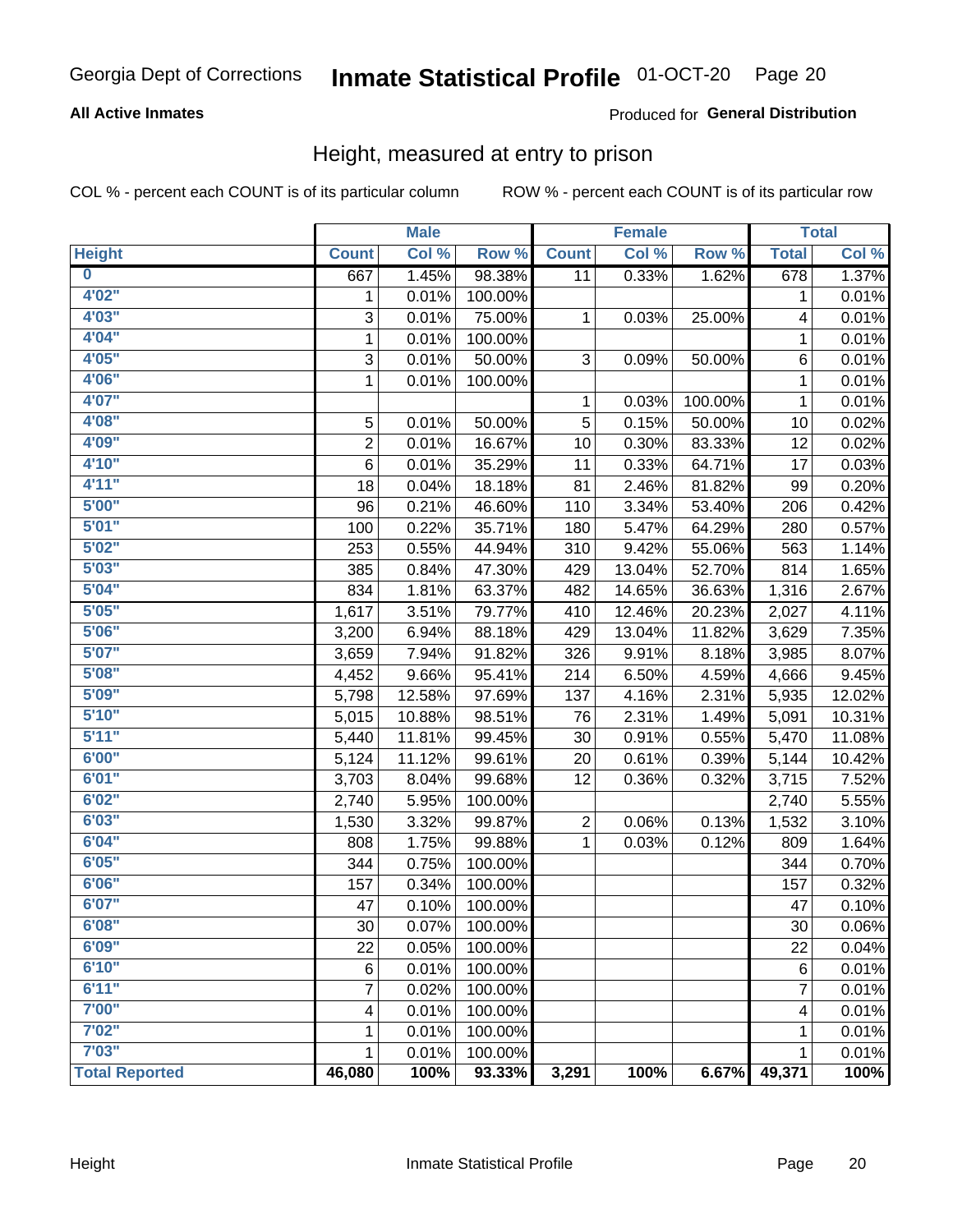Georgia Dept of Corrections **Inmate Statistical Profile** 01-OCT-20

**All Active Inmates**

Produced for **General Distribution**

## Height, measured at entry to prison

COL % - percent each COUNT is of its particular column ROW % - percent each COUNT is of its particular row

| | Male | | | Female | | | Total | |
|---|---|---|---|---|---|---|---|---|
| **Height** | **Count** | **Col %** | **Row %** | **Count** | **Col %** | **Row %** | **Total** | **Col %** |
| **0** | 667 | 1.45% | 98.38% | 11 | 0.33% | 1.62% | 678 | 1.37% |
| **4'02"** | 1 | 0.01% | 100.00% | | | | 1 | 0.01% |
| **4'03"** | 3 | 0.01% | 75.00% | 1 | 0.03% | 25.00% | 4 | 0.01% |
| **4'04"** | 1 | 0.01% | 100.00% | | | | 1 | 0.01% |
| **4'05"** | 3 | 0.01% | 50.00% | 3 | 0.09% | 50.00% | 6 | 0.01% |
| **4'06"** | 1 | 0.01% | 100.00% | | | | 1 | 0.01% |
| **4'07"** | | | | 1 | 0.03% | 100.00% | 1 | 0.01% |
| **4'08"** | 5 | 0.01% | 50.00% | 5 | 0.15% | 50.00% | 10 | 0.02% |
| **4'09"** | 2 | 0.01% | 16.67% | 10 | 0.30% | 83.33% | 12 | 0.02% |
| **4'10"** | 6 | 0.01% | 35.29% | 11 | 0.33% | 64.71% | 17 | 0.03% |
| **4'11"** | 18 | 0.04% | 18.18% | 81 | 2.46% | 81.82% | 99 | 0.20% |
| **5'00"** | 96 | 0.21% | 46.60% | 110 | 3.34% | 53.40% | 206 | 0.42% |
| **5'01"** | 100 | 0.22% | 35.71% | 180 | 5.47% | 64.29% | 280 | 0.57% |
| **5'02"** | 253 | 0.55% | 44.94% | 310 | 9.42% | 55.06% | 563 | 1.14% |
| **5'03"** | 385 | 0.84% | 47.30% | 429 | 13.04% | 52.70% | 814 | 1.65% |
| **5'04"** | 834 | 1.81% | 63.37% | 482 | 14.65% | 36.63% | 1,316 | 2.67% |
| **5'05"** | 1,617 | 3.51% | 79.77% | 410 | 12.46% | 20.23% | 2,027 | 4.11% |
| **5'06"** | 3,200 | 6.94% | 88.18% | 429 | 13.04% | 11.82% | 3,629 | 7.35% |
| **5'07"** | 3,659 | 7.94% | 91.82% | 326 | 9.91% | 8.18% | 3,985 | 8.07% |
| **5'08"** | 4,452 | 9.66% | 95.41% | 214 | 6.50% | 4.59% | 4,666 | 9.45% |
| **5'09"** | 5,798 | 12.58% | 97.69% | 137 | 4.16% | 2.31% | 5,935 | 12.02% |
| **5'10"** | 5,015 | 10.88% | 98.51% | 76 | 2.31% | 1.49% | 5,091 | 10.31% |
| **5'11"** | 5,440 | 11.81% | 99.45% | 30 | 0.91% | 0.55% | 5,470 | 11.08% |
| **6'00"** | 5,124 | 11.12% | 99.61% | 20 | 0.61% | 0.39% | 5,144 | 10.42% |
| **6'01"** | 3,703 | 8.04% | 99.68% | 12 | 0.36% | 0.32% | 3,715 | 7.52% |
| **6'02"** | 2,740 | 5.95% | 100.00% | | | | 2,740 | 5.55% |
| **6'03"** | 1,530 | 3.32% | 99.87% | 2 | 0.06% | 0.13% | 1,532 | 3.10% |
| **6'04"** | 808 | 1.75% | 99.88% | 1 | 0.03% | 0.12% | 809 | 1.64% |
| **6'05"** | 344 | 0.75% | 100.00% | | | | 344 | 0.70% |
| **6'06"** | 157 | 0.34% | 100.00% | | | | 157 | 0.32% |
| **6'07"** | 47 | 0.10% | 100.00% | | | | 47 | 0.10% |
| **6'08"** | 30 | 0.07% | 100.00% | | | | 30 | 0.06% |
| **6'09"** | 22 | 0.05% | 100.00% | | | | 22 | 0.04% |
| **6'10"** | 6 | 0.01% | 100.00% | | | | 6 | 0.01% |
| **6'11"** | 7 | 0.02% | 100.00% | | | | 7 | 0.01% |
| **7'00"** | 4 | 0.01% | 100.00% | | | | 4 | 0.01% |
| **7'02"** | 1 | 0.01% | 100.00% | | | | 1 | 0.01% |
| **7'03"** | 1 | 0.01% | 100.00% | | | | 1 | 0.01% |
| **Total Reported** | **46,080** | **100%** | **93.33%** | **3,291** | **100%** | **6.67%** | **49,371** | **100%** |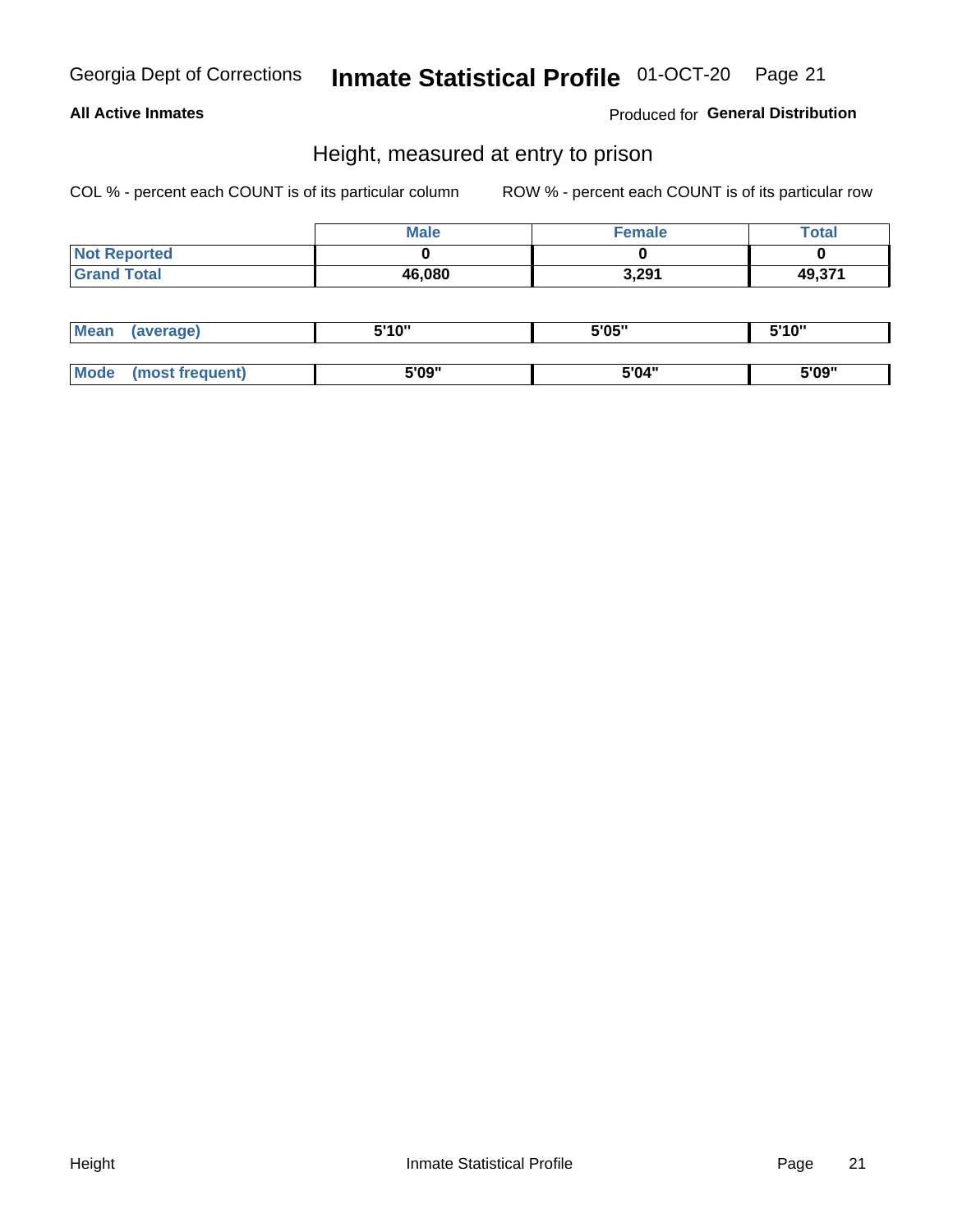Georgia Dept of Corrections **Inmate Statistical Profile** 01-OCT-20

**All Active Inmates**

Produced for **General Distribution**

## Height, measured at entry to prison

COL % - percent each COUNT is of its particular column ROW % - percent each COUNT is of its particular row

| | Male | Female | Total |
|---|---|---|---|
| **Not Reported** | **0** | **0** | **0** |
| **Grand Total** | **46,080** | **3,291** | **49,371** |

| | Male | Female | Total |
|---|---|---|---|
| **Mean (average)** | **5'10"** | **5'05"** | **5'10"** |
| **Mode (most frequent)** | **5'09"** | **5'04"** | **5'09"** |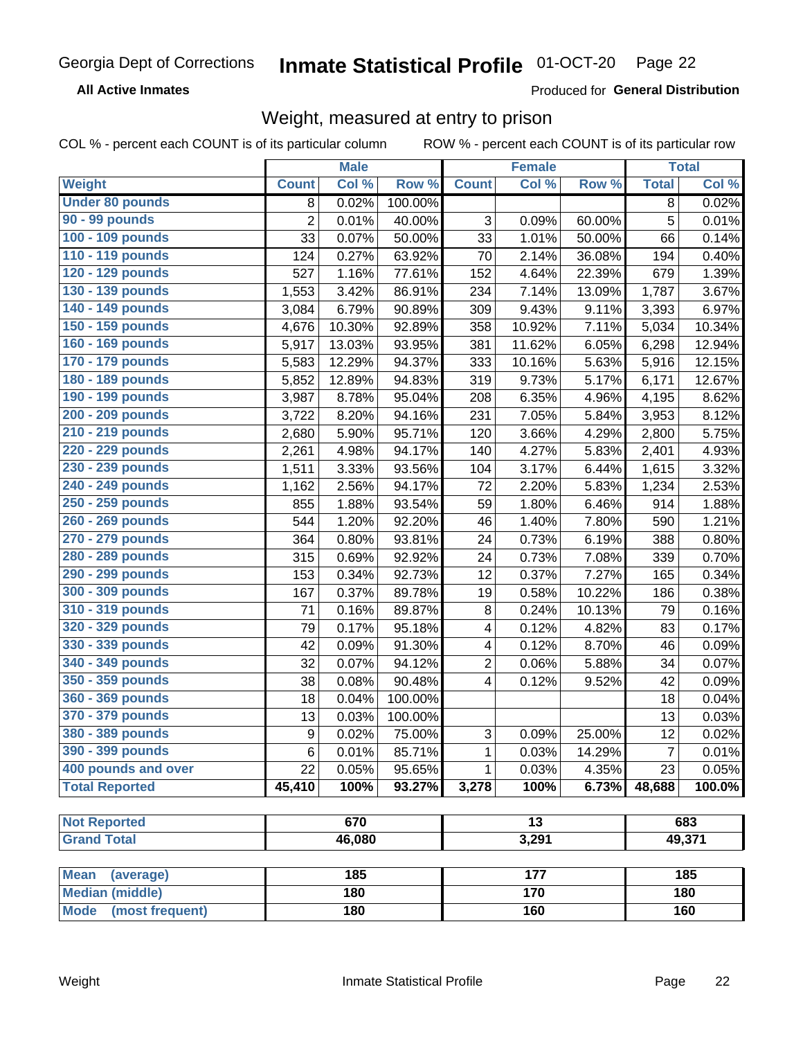Georgia Dept of Corrections **Inmate Statistical Profile** 01-OCT-20

**All Active Inmates**

Produced for **General Distribution**

## Weight, measured at entry to prison

COL % - percent each COUNT is of its particular column    ROW % - percent each COUNT is of its particular row

| | Male | | | Female | | | Total | |
|---|---|---|---|---|---|---|---|---|
| **Weight** | **Count** | **Col %** | **Row %** | **Count** | **Col %** | **Row %** | **Total** | **Col %** |
| **Under 80 pounds** | 8 | 0.02% | 100.00% | | | | 8 | 0.02% |
| **90 - 99 pounds** | 2 | 0.01% | 40.00% | 3 | 0.09% | 60.00% | 5 | 0.01% |
| **100 - 109 pounds** | 33 | 0.07% | 50.00% | 33 | 1.01% | 50.00% | 66 | 0.14% |
| **110 - 119 pounds** | 124 | 0.27% | 63.92% | 70 | 2.14% | 36.08% | 194 | 0.40% |
| **120 - 129 pounds** | 527 | 1.16% | 77.61% | 152 | 4.64% | 22.39% | 679 | 1.39% |
| **130 - 139 pounds** | 1,553 | 3.42% | 86.91% | 234 | 7.14% | 13.09% | 1,787 | 3.67% |
| **140 - 149 pounds** | 3,084 | 6.79% | 90.89% | 309 | 9.43% | 9.11% | 3,393 | 6.97% |
| **150 - 159 pounds** | 4,676 | 10.30% | 92.89% | 358 | 10.92% | 7.11% | 5,034 | 10.34% |
| **160 - 169 pounds** | 5,917 | 13.03% | 93.95% | 381 | 11.62% | 6.05% | 6,298 | 12.94% |
| **170 - 179 pounds** | 5,583 | 12.29% | 94.37% | 333 | 10.16% | 5.63% | 5,916 | 12.15% |
| **180 - 189 pounds** | 5,852 | 12.89% | 94.83% | 319 | 9.73% | 5.17% | 6,171 | 12.67% |
| **190 - 199 pounds** | 3,987 | 8.78% | 95.04% | 208 | 6.35% | 4.96% | 4,195 | 8.62% |
| **200 - 209 pounds** | 3,722 | 8.20% | 94.16% | 231 | 7.05% | 5.84% | 3,953 | 8.12% |
| **210 - 219 pounds** | 2,680 | 5.90% | 95.71% | 120 | 3.66% | 4.29% | 2,800 | 5.75% |
| **220 - 229 pounds** | 2,261 | 4.98% | 94.17% | 140 | 4.27% | 5.83% | 2,401 | 4.93% |
| **230 - 239 pounds** | 1,511 | 3.33% | 93.56% | 104 | 3.17% | 6.44% | 1,615 | 3.32% |
| **240 - 249 pounds** | 1,162 | 2.56% | 94.17% | 72 | 2.20% | 5.83% | 1,234 | 2.53% |
| **250 - 259 pounds** | 855 | 1.88% | 93.54% | 59 | 1.80% | 6.46% | 914 | 1.88% |
| **260 - 269 pounds** | 544 | 1.20% | 92.20% | 46 | 1.40% | 7.80% | 590 | 1.21% |
| **270 - 279 pounds** | 364 | 0.80% | 93.81% | 24 | 0.73% | 6.19% | 388 | 0.80% |
| **280 - 289 pounds** | 315 | 0.69% | 92.92% | 24 | 0.73% | 7.08% | 339 | 0.70% |
| **290 - 299 pounds** | 153 | 0.34% | 92.73% | 12 | 0.37% | 7.27% | 165 | 0.34% |
| **300 - 309 pounds** | 167 | 0.37% | 89.78% | 19 | 0.58% | 10.22% | 186 | 0.38% |
| **310 - 319 pounds** | 71 | 0.16% | 89.87% | 8 | 0.24% | 10.13% | 79 | 0.16% |
| **320 - 329 pounds** | 79 | 0.17% | 95.18% | 4 | 0.12% | 4.82% | 83 | 0.17% |
| **330 - 339 pounds** | 42 | 0.09% | 91.30% | 4 | 0.12% | 8.70% | 46 | 0.09% |
| **340 - 349 pounds** | 32 | 0.07% | 94.12% | 2 | 0.06% | 5.88% | 34 | 0.07% |
| **350 - 359 pounds** | 38 | 0.08% | 90.48% | 4 | 0.12% | 9.52% | 42 | 0.09% |
| **360 - 369 pounds** | 18 | 0.04% | 100.00% | | | | 18 | 0.04% |
| **370 - 379 pounds** | 13 | 0.03% | 100.00% | | | | 13 | 0.03% |
| **380 - 389 pounds** | 9 | 0.02% | 75.00% | 3 | 0.09% | 25.00% | 12 | 0.02% |
| **390 - 399 pounds** | 6 | 0.01% | 85.71% | 1 | 0.03% | 14.29% | 7 | 0.01% |
| **400 pounds and over** | 22 | 0.05% | 95.65% | 1 | 0.03% | 4.35% | 23 | 0.05% |
| **Total Reported** | **45,410** | **100%** | **93.27%** | **3,278** | **100%** | **6.73%** | **48,688** | **100.0%** |

| | Male | Female | Total |
|---|---|---|---|
| **Not Reported** | 670 | 13 | 683 |
| **Grand Total** | 46,080 | 3,291 | 49,371 |

| | Male | Female | Total |
|---|---|---|---|
| **Mean (average)** | 185 | 177 | 185 |
| **Median (middle)** | 180 | 170 | 180 |
| **Mode (most frequent)** | 180 | 160 | 160 |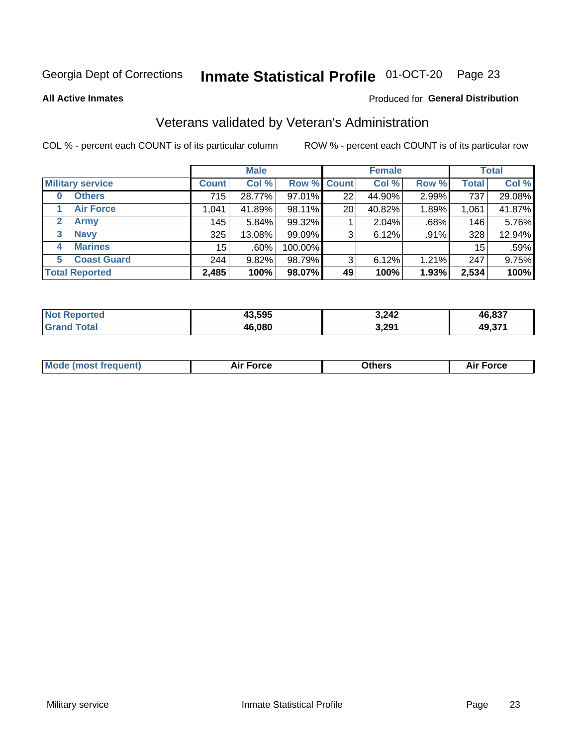Georgia Dept of Corrections **Inmate Statistical Profile** 01-OCT-20 Page 23

**All Active Inmates**

Produced for **General Distribution**

## Veterans validated by Veteran's Administration

COL % - percent each COUNT is of its particular column

ROW % - percent each COUNT is of its particular row

| Military service | Male | | | Female | | | Total | |
|---|---|---|---|---|---|---|---|---|
| | Count | Col % | Row % | Count | Col % | Row % | Total | Col % |
| 0 Others | 715 | 28.77% | 97.01% | 22 | 44.90% | 2.99% | 737 | 29.08% |
| 1 Air Force | 1,041 | 41.89% | 98.11% | 20 | 40.82% | 1.89% | 1,061 | 41.87% |
| 2 Army | 145 | 5.84% | 99.32% | 1 | 2.04% | .68% | 146 | 5.76% |
| 3 Navy | 325 | 13.08% | 99.09% | 3 | 6.12% | .91% | 328 | 12.94% |
| 4 Marines | 15 | .60% | 100.00% | | | | 15 | .59% |
| 5 Coast Guard | 244 | 9.82% | 98.79% | 3 | 6.12% | 1.21% | 247 | 9.75% |
| **Total Reported** | **2,485** | **100%** | **98.07%** | **49** | **100%** | **1.93%** | **2,534** | **100%** |

| | Male | Female | Total |
|---|---|---|---|
| Not Reported | 43,595 | 3,242 | 46,837 |
| Grand Total | 46,080 | 3,291 | 49,371 |

| | Male | Female | Total |
|---|---|---|---|
| Mode (most frequent) | Air Force | Others | Air Force |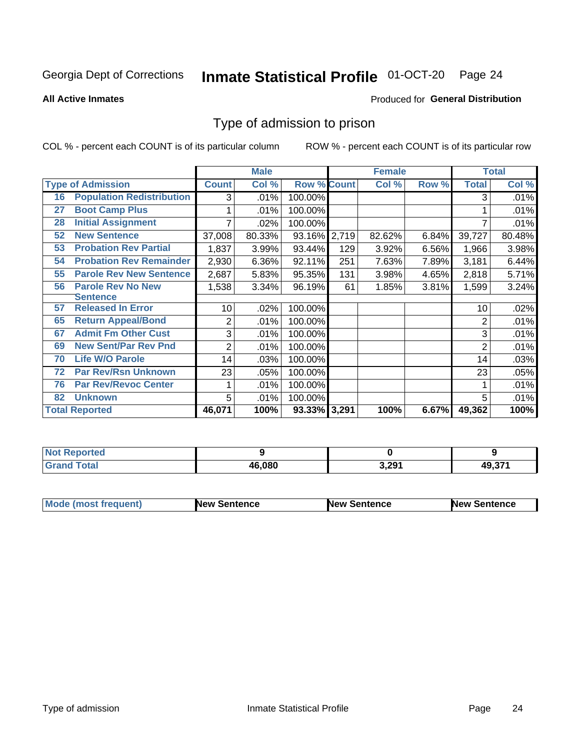Georgia Dept of Corrections **Inmate Statistical Profile** 01-OCT-20

**All Active Inmates**

Produced for **General Distribution**

## Type of admission to prison

COL % - percent each COUNT is of its particular column

ROW % - percent each COUNT is of its particular row

| | | Male | | | Female | | | Total | |
|---|---|---|---|---|---|---|---|---|---|
| **Type of Admission** | | **Count** | **Col %** | **Row %** | **Count** | **Col %** | **Row %** | **Total** | **Col %** |
| 16 | Population Redistribution | 3 | .01% | 100.00% | | | | 3 | .01% |
| 27 | Boot Camp Plus | 1 | .01% | 100.00% | | | | 1 | .01% |
| 28 | Initial Assignment | 7 | .02% | 100.00% | | | | 7 | .01% |
| 52 | New Sentence | 37,008 | 80.33% | 93.16% | 2,719 | 82.62% | 6.84% | 39,727 | 80.48% |
| 53 | Probation Rev Partial | 1,837 | 3.99% | 93.44% | 129 | 3.92% | 6.56% | 1,966 | 3.98% |
| 54 | Probation Rev Remainder | 2,930 | 6.36% | 92.11% | 251 | 7.63% | 7.89% | 3,181 | 6.44% |
| 55 | Parole Rev New Sentence | 2,687 | 5.83% | 95.35% | 131 | 3.98% | 4.65% | 2,818 | 5.71% |
| 56 | Parole Rev No New Sentence | 1,538 | 3.34% | 96.19% | 61 | 1.85% | 3.81% | 1,599 | 3.24% |
| 57 | Released In Error | 10 | .02% | 100.00% | | | | 10 | .02% |
| 65 | Return Appeal/Bond | 2 | .01% | 100.00% | | | | 2 | .01% |
| 67 | Admit Fm Other Cust | 3 | .01% | 100.00% | | | | 3 | .01% |
| 69 | New Sent/Par Rev Pnd | 2 | .01% | 100.00% | | | | 2 | .01% |
| 70 | Life W/O Parole | 14 | .03% | 100.00% | | | | 14 | .03% |
| 72 | Par Rev/Rsn Unknown | 23 | .05% | 100.00% | | | | 23 | .05% |
| 76 | Par Rev/Revoc Center | 1 | .01% | 100.00% | | | | 1 | .01% |
| 82 | Unknown | 5 | .01% | 100.00% | | | | 5 | .01% |
| **Total Reported** | | **46,071** | **100%** | **93.33%** | **3,291** | **100%** | **6.67%** | **49,362** | **100%** |

| | Male | Female | Total |
|---|---|---|---|
| **Not Reported** | **9** | **0** | **9** |
| **Grand Total** | **46,080** | **3,291** | **49,371** |

| | Male | Female | Total |
|---|---|---|---|
| **Mode (most frequent)** | **New Sentence** | **New Sentence** | **New Sentence** |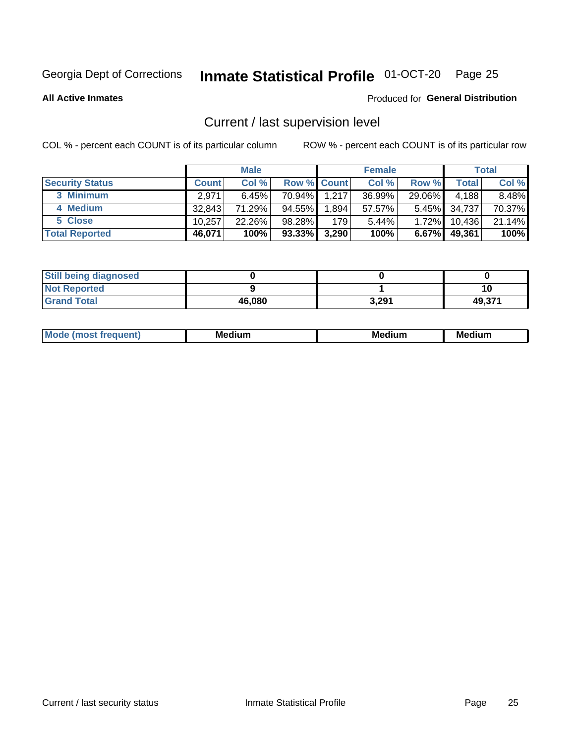Georgia Dept of Corrections **Inmate Statistical Profile** 01-OCT-20

**All Active Inmates**

Produced for **General Distribution**

## Current / last supervision level

COL % - percent each COUNT is of its particular column

ROW % - percent each COUNT is of its particular row

| | Male | | | Female | | | Total | |
|---|---|---|---|---|---|---|---|---|
| **Security Status** | **Count** | **Col %** | **Row %** | **Count** | **Col %** | **Row %** | **Total** | **Col %** |
| 3 Minimum | 2,971 | 6.45% | 70.94% | 1,217 | 36.99% | 29.06% | 4,188 | 8.48% |
| 4 Medium | 32,843 | 71.29% | 94.55% | 1,894 | 57.57% | 5.45% | 34,737 | 70.37% |
| 5 Close | 10,257 | 22.26% | 98.28% | 179 | 5.44% | 1.72% | 10,436 | 21.14% |
| **Total Reported** | **46,071** | **100%** | **93.33%** | **3,290** | **100%** | **6.67%** | **49,361** | **100%** |

| | Male | Female | Total |
|---|---|---|---|
| Still being diagnosed | 0 | 0 | 0 |
| Not Reported | 9 | 1 | 10 |
| Grand Total | 46,080 | 3,291 | 49,371 |

| | Male | Female | Total |
|---|---|---|---|
| Mode (most frequent) | Medium | Medium | Medium |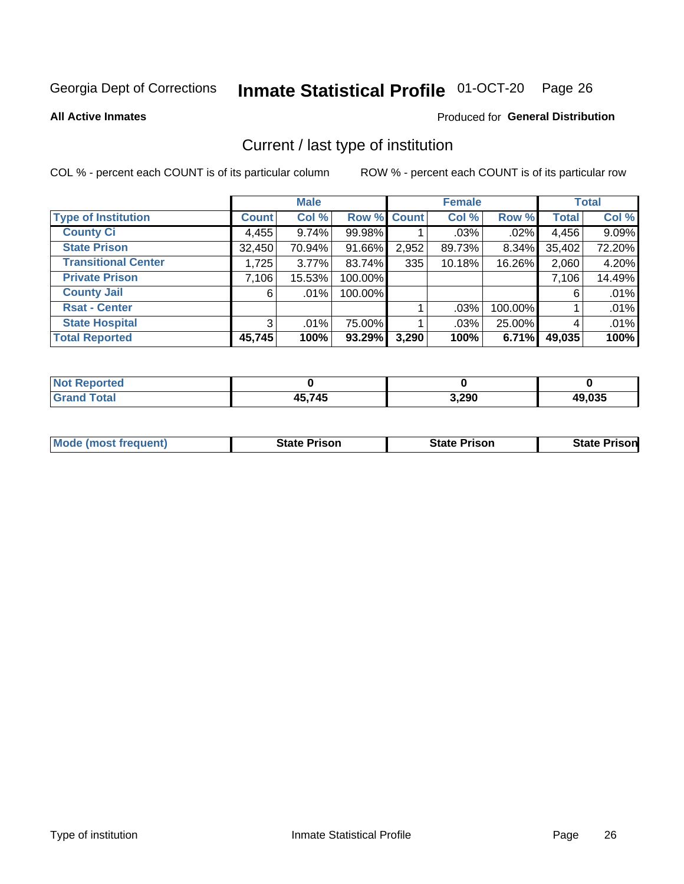Georgia Dept of Corrections **Inmate Statistical Profile** 01-OCT-20

**All Active Inmates**

Produced for **General Distribution**

## Current / last type of institution

COL % - percent each COUNT is of its particular column

ROW % - percent each COUNT is of its particular row

| | Male | | | Female | | | Total | |
|---|---|---|---|---|---|---|---|---|
| **Type of Institution** | **Count** | **Col %** | **Row %** | **Count** | **Col %** | **Row %** | **Total** | **Col %** |
| **County Ci** | 4,455 | 9.74% | 99.98% | 1 | .03% | .02% | 4,456 | 9.09% |
| **State Prison** | 32,450 | 70.94% | 91.66% | 2,952 | 89.73% | 8.34% | 35,402 | 72.20% |
| **Transitional Center** | 1,725 | 3.77% | 83.74% | 335 | 10.18% | 16.26% | 2,060 | 4.20% |
| **Private Prison** | 7,106 | 15.53% | 100.00% | | | | 7,106 | 14.49% |
| **County Jail** | 6 | .01% | 100.00% | | | | 6 | .01% |
| **Rsat - Center** | | | | 1 | .03% | 100.00% | 1 | .01% |
| **State Hospital** | 3 | .01% | 75.00% | 1 | .03% | 25.00% | 4 | .01% |
| **Total Reported** | **45,745** | **100%** | **93.29%** | **3,290** | **100%** | **6.71%** | **49,035** | **100%** |

| | Male | Female | Total |
|---|---|---|---|
| **Not Reported** | **0** | **0** | **0** |
| **Grand Total** | **45,745** | **3,290** | **49,035** |

| | Male | Female | Total |
|---|---|---|---|
| **Mode (most frequent)** | **State Prison** | **State Prison** | **State Prison** |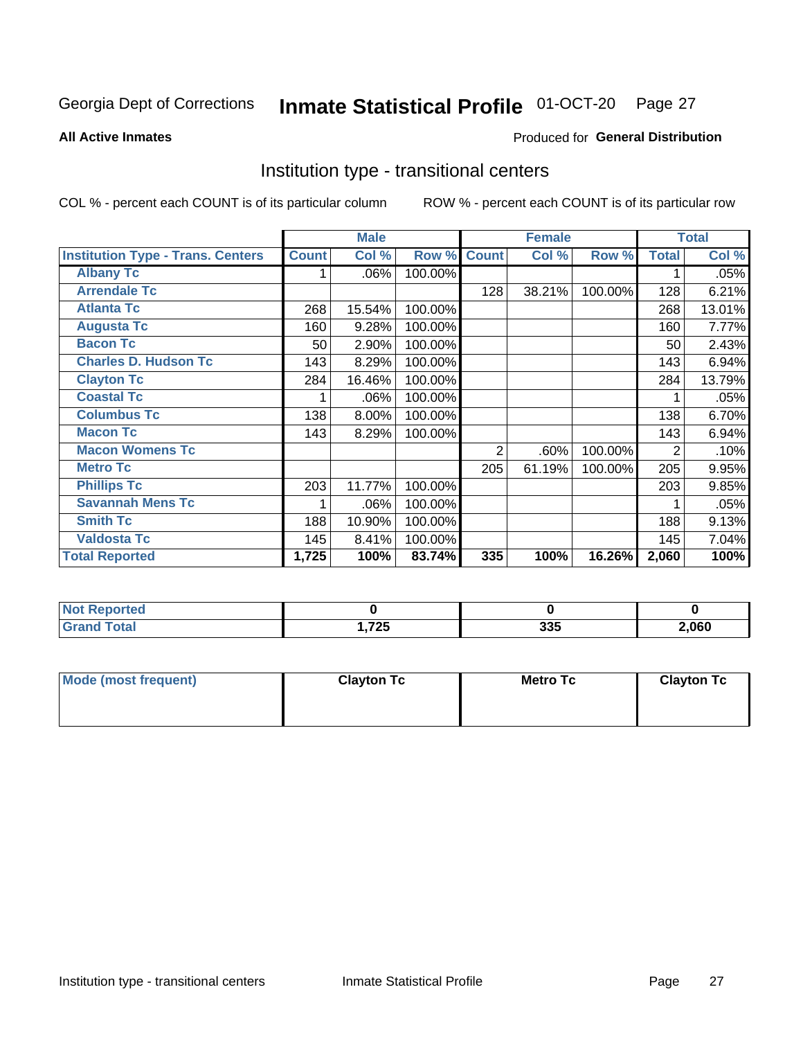Georgia Dept of Corrections **Inmate Statistical Profile** 01-OCT-20

**All Active Inmates**

Produced for **General Distribution**

## Institution type - transitional centers

COL % - percent each COUNT is of its particular column

ROW % - percent each COUNT is of its particular row

| | Male | | | Female | | | Total | |
|---|---|---|---|---|---|---|---|---|
| **Institution Type - Trans. Centers** | **Count** | **Col %** | **Row %** | **Count** | **Col %** | **Row %** | **Total** | **Col %** |
| **Albany Tc** | 1 | .06% | 100.00% | | | | 1 | .05% |
| **Arrendale Tc** | | | | 128 | 38.21% | 100.00% | 128 | 6.21% |
| **Atlanta Tc** | 268 | 15.54% | 100.00% | | | | 268 | 13.01% |
| **Augusta Tc** | 160 | 9.28% | 100.00% | | | | 160 | 7.77% |
| **Bacon Tc** | 50 | 2.90% | 100.00% | | | | 50 | 2.43% |
| **Charles D. Hudson Tc** | 143 | 8.29% | 100.00% | | | | 143 | 6.94% |
| **Clayton Tc** | 284 | 16.46% | 100.00% | | | | 284 | 13.79% |
| **Coastal Tc** | 1 | .06% | 100.00% | | | | 1 | .05% |
| **Columbus Tc** | 138 | 8.00% | 100.00% | | | | 138 | 6.70% |
| **Macon Tc** | 143 | 8.29% | 100.00% | | | | 143 | 6.94% |
| **Macon Womens Tc** | | | | 2 | .60% | 100.00% | 2 | .10% |
| **Metro Tc** | | | | 205 | 61.19% | 100.00% | 205 | 9.95% |
| **Phillips Tc** | 203 | 11.77% | 100.00% | | | | 203 | 9.85% |
| **Savannah Mens Tc** | 1 | .06% | 100.00% | | | | 1 | .05% |
| **Smith Tc** | 188 | 10.90% | 100.00% | | | | 188 | 9.13% |
| **Valdosta Tc** | 145 | 8.41% | 100.00% | | | | 145 | 7.04% |
| **Total Reported** | **1,725** | **100%** | **83.74%** | **335** | **100%** | **16.26%** | **2,060** | **100%** |

| | Male | Female | Total |
|---|---|---|---|
| **Not Reported** | **0** | **0** | **0** |
| **Grand Total** | **1,725** | **335** | **2,060** |

| | Male | Female | Total |
|---|---|---|---|
| **Mode (most frequent)** | **Clayton Tc** | **Metro Tc** | **Clayton Tc** |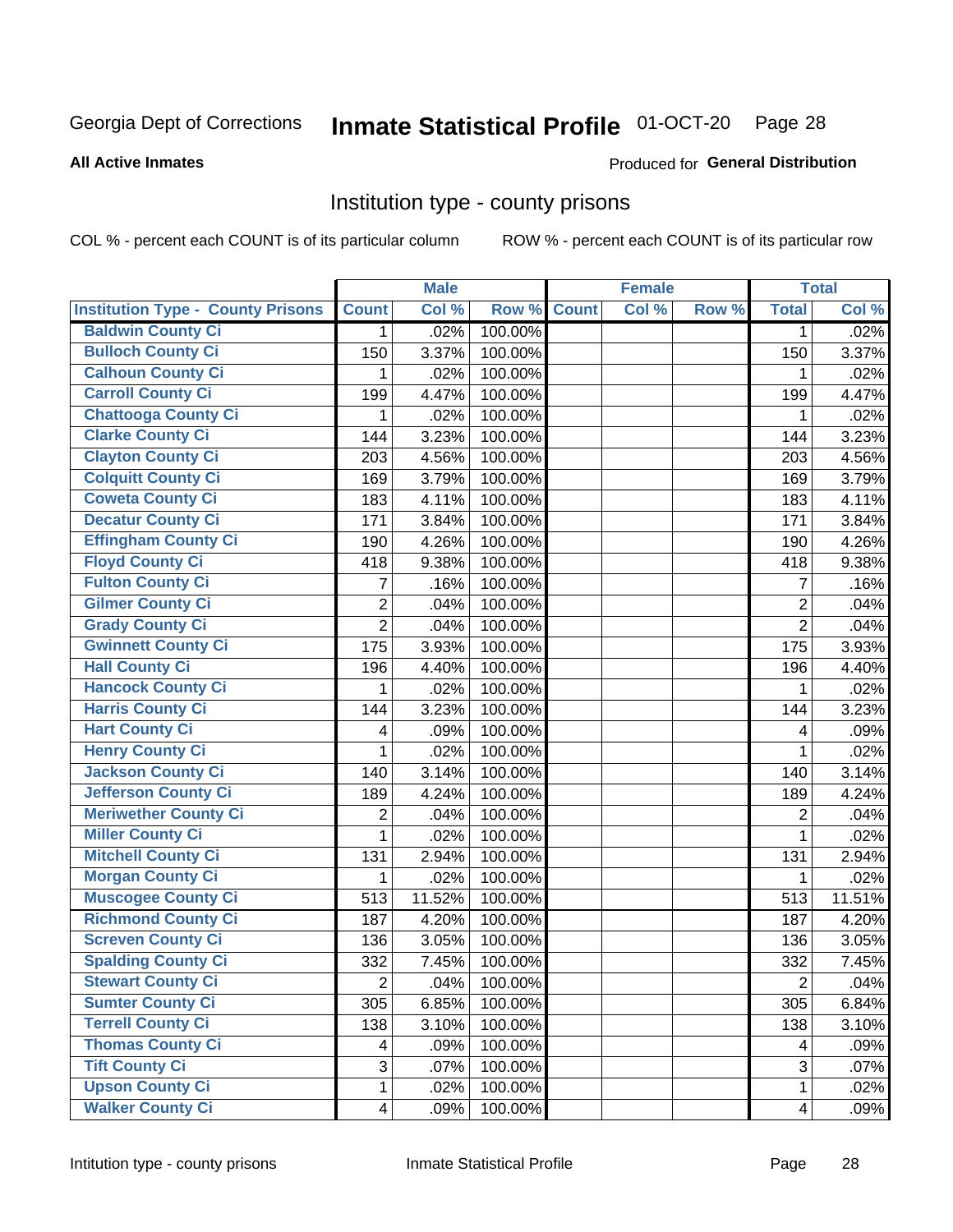Georgia Dept of Corrections **Inmate Statistical Profile** 01-OCT-20

**All Active Inmates**

Produced for **General Distribution**

## Institution type - county prisons

COL % - percent each COUNT is of its particular column ROW % - percent each COUNT is of its particular row

| | Male | | | Female | | | Total | |
|---|---|---|---|---|---|---|---|---|
| **Institution Type - County Prisons** | **Count** | **Col %** | **Row %** | **Count** | **Col %** | **Row %** | **Total** | **Col %** |
| Baldwin County Ci | 1 | .02% | 100.00% | | | | 1 | .02% |
| Bulloch County Ci | 150 | 3.37% | 100.00% | | | | 150 | 3.37% |
| Calhoun County Ci | 1 | .02% | 100.00% | | | | 1 | .02% |
| Carroll County Ci | 199 | 4.47% | 100.00% | | | | 199 | 4.47% |
| Chattooga County Ci | 1 | .02% | 100.00% | | | | 1 | .02% |
| Clarke County Ci | 144 | 3.23% | 100.00% | | | | 144 | 3.23% |
| Clayton County Ci | 203 | 4.56% | 100.00% | | | | 203 | 4.56% |
| Colquitt County Ci | 169 | 3.79% | 100.00% | | | | 169 | 3.79% |
| Coweta County Ci | 183 | 4.11% | 100.00% | | | | 183 | 4.11% |
| Decatur County Ci | 171 | 3.84% | 100.00% | | | | 171 | 3.84% |
| Effingham County Ci | 190 | 4.26% | 100.00% | | | | 190 | 4.26% |
| Floyd County Ci | 418 | 9.38% | 100.00% | | | | 418 | 9.38% |
| Fulton County Ci | 7 | .16% | 100.00% | | | | 7 | .16% |
| Gilmer County Ci | 2 | .04% | 100.00% | | | | 2 | .04% |
| Grady County Ci | 2 | .04% | 100.00% | | | | 2 | .04% |
| Gwinnett County Ci | 175 | 3.93% | 100.00% | | | | 175 | 3.93% |
| Hall County Ci | 196 | 4.40% | 100.00% | | | | 196 | 4.40% |
| Hancock County Ci | 1 | .02% | 100.00% | | | | 1 | .02% |
| Harris County Ci | 144 | 3.23% | 100.00% | | | | 144 | 3.23% |
| Hart County Ci | 4 | .09% | 100.00% | | | | 4 | .09% |
| Henry County Ci | 1 | .02% | 100.00% | | | | 1 | .02% |
| Jackson County Ci | 140 | 3.14% | 100.00% | | | | 140 | 3.14% |
| Jefferson County Ci | 189 | 4.24% | 100.00% | | | | 189 | 4.24% |
| Meriwether County Ci | 2 | .04% | 100.00% | | | | 2 | .04% |
| Miller County Ci | 1 | .02% | 100.00% | | | | 1 | .02% |
| Mitchell County Ci | 131 | 2.94% | 100.00% | | | | 131 | 2.94% |
| Morgan County Ci | 1 | .02% | 100.00% | | | | 1 | .02% |
| Muscogee County Ci | 513 | 11.52% | 100.00% | | | | 513 | 11.51% |
| Richmond County Ci | 187 | 4.20% | 100.00% | | | | 187 | 4.20% |
| Screven County Ci | 136 | 3.05% | 100.00% | | | | 136 | 3.05% |
| Spalding County Ci | 332 | 7.45% | 100.00% | | | | 332 | 7.45% |
| Stewart County Ci | 2 | .04% | 100.00% | | | | 2 | .04% |
| Sumter County Ci | 305 | 6.85% | 100.00% | | | | 305 | 6.84% |
| Terrell County Ci | 138 | 3.10% | 100.00% | | | | 138 | 3.10% |
| Thomas County Ci | 4 | .09% | 100.00% | | | | 4 | .09% |
| Tift County Ci | 3 | .07% | 100.00% | | | | 3 | .07% |
| Upson County Ci | 1 | .02% | 100.00% | | | | 1 | .02% |
| Walker County Ci | 4 | .09% | 100.00% | | | | 4 | .09% |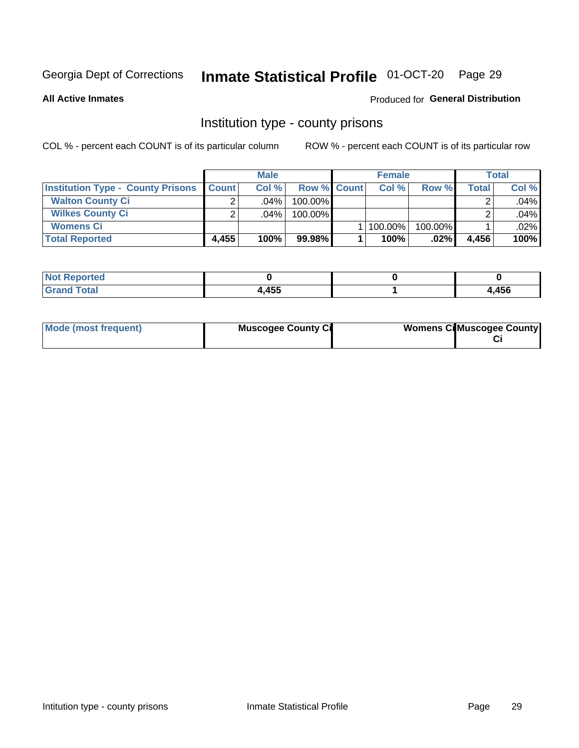Georgia Dept of Corrections **Inmate Statistical Profile** 01-OCT-20

**All Active Inmates**

Produced for **General Distribution**

## Institution type - county prisons

COL % - percent each COUNT is of its particular column

ROW % - percent each COUNT is of its particular row

| | Male | | | Female | | | Total | |
|---|---|---|---|---|---|---|---|---|
| **Institution Type - County Prisons** | **Count** | **Col %** | **Row %** | **Count** | **Col %** | **Row %** | **Total** | **Col %** |
| **Walton County Ci** | 2 | .04% | 100.00% | | | | 2 | .04% |
| **Wilkes County Ci** | 2 | .04% | 100.00% | | | | 2 | .04% |
| **Womens Ci** | | | | 1 | 100.00% | 100.00% | 1 | .02% |
| **Total Reported** | **4,455** | **100%** | **99.98%** | **1** | **100%** | **.02%** | **4,456** | **100%** |

| | Male | Female | Total |
|---|---|---|---|
| **Not Reported** | **0** | **0** | **0** |
| **Grand Total** | **4,455** | **1** | **4,456** |

| | Male | Female | Total |
|---|---|---|---|
| **Mode (most frequent)** | **Muscogee County Ci** | **Womens Ci** | **Muscogee County Ci** |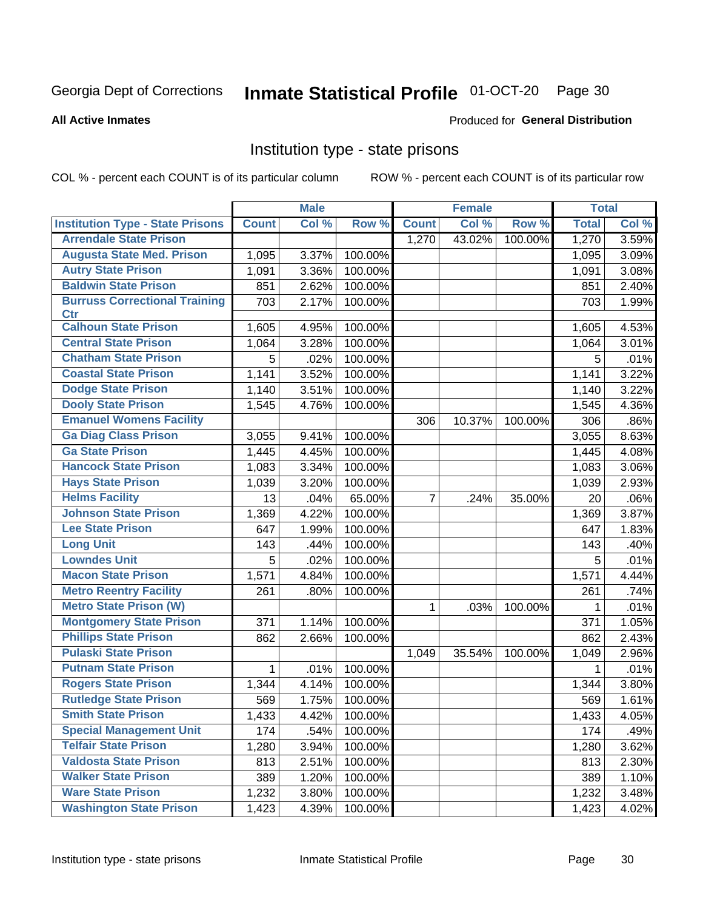Georgia Dept of Corrections **Inmate Statistical Profile** 01-OCT-20

**All Active Inmates**

Produced for **General Distribution**

## Institution type - state prisons

COL % - percent each COUNT is of its particular column ROW % - percent each COUNT is of its particular row

| | Male | | | Female | | | Total | |
|---|---|---|---|---|---|---|---|---|
| **Institution Type - State Prisons** | **Count** | **Col %** | **Row %** | **Count** | **Col %** | **Row %** | **Total** | **Col %** |
| Arrendale State Prison | | | | 1,270 | 43.02% | 100.00% | 1,270 | 3.59% |
| Augusta State Med. Prison | 1,095 | 3.37% | 100.00% | | | | 1,095 | 3.09% |
| Autry State Prison | 1,091 | 3.36% | 100.00% | | | | 1,091 | 3.08% |
| Baldwin State Prison | 851 | 2.62% | 100.00% | | | | 851 | 2.40% |
| Burruss Correctional Training Ctr | 703 | 2.17% | 100.00% | | | | 703 | 1.99% |
| Calhoun State Prison | 1,605 | 4.95% | 100.00% | | | | 1,605 | 4.53% |
| Central State Prison | 1,064 | 3.28% | 100.00% | | | | 1,064 | 3.01% |
| Chatham State Prison | 5 | .02% | 100.00% | | | | 5 | .01% |
| Coastal State Prison | 1,141 | 3.52% | 100.00% | | | | 1,141 | 3.22% |
| Dodge State Prison | 1,140 | 3.51% | 100.00% | | | | 1,140 | 3.22% |
| Dooly State Prison | 1,545 | 4.76% | 100.00% | | | | 1,545 | 4.36% |
| Emanuel Womens Facility | | | | 306 | 10.37% | 100.00% | 306 | .86% |
| Ga Diag Class Prison | 3,055 | 9.41% | 100.00% | | | | 3,055 | 8.63% |
| Ga State Prison | 1,445 | 4.45% | 100.00% | | | | 1,445 | 4.08% |
| Hancock State Prison | 1,083 | 3.34% | 100.00% | | | | 1,083 | 3.06% |
| Hays State Prison | 1,039 | 3.20% | 100.00% | | | | 1,039 | 2.93% |
| Helms Facility | 13 | .04% | 65.00% | 7 | .24% | 35.00% | 20 | .06% |
| Johnson State Prison | 1,369 | 4.22% | 100.00% | | | | 1,369 | 3.87% |
| Lee State Prison | 647 | 1.99% | 100.00% | | | | 647 | 1.83% |
| Long Unit | 143 | .44% | 100.00% | | | | 143 | .40% |
| Lowndes Unit | 5 | .02% | 100.00% | | | | 5 | .01% |
| Macon State Prison | 1,571 | 4.84% | 100.00% | | | | 1,571 | 4.44% |
| Metro Reentry Facility | 261 | .80% | 100.00% | | | | 261 | .74% |
| Metro State Prison (W) | | | | 1 | .03% | 100.00% | 1 | .01% |
| Montgomery State Prison | 371 | 1.14% | 100.00% | | | | 371 | 1.05% |
| Phillips State Prison | 862 | 2.66% | 100.00% | | | | 862 | 2.43% |
| Pulaski State Prison | | | | 1,049 | 35.54% | 100.00% | 1,049 | 2.96% |
| Putnam State Prison | 1 | .01% | 100.00% | | | | 1 | .01% |
| Rogers State Prison | 1,344 | 4.14% | 100.00% | | | | 1,344 | 3.80% |
| Rutledge State Prison | 569 | 1.75% | 100.00% | | | | 569 | 1.61% |
| Smith State Prison | 1,433 | 4.42% | 100.00% | | | | 1,433 | 4.05% |
| Special Management Unit | 174 | .54% | 100.00% | | | | 174 | .49% |
| Telfair State Prison | 1,280 | 3.94% | 100.00% | | | | 1,280 | 3.62% |
| Valdosta State Prison | 813 | 2.51% | 100.00% | | | | 813 | 2.30% |
| Walker State Prison | 389 | 1.20% | 100.00% | | | | 389 | 1.10% |
| Ware State Prison | 1,232 | 3.80% | 100.00% | | | | 1,232 | 3.48% |
| Washington State Prison | 1,423 | 4.39% | 100.00% | | | | 1,423 | 4.02% |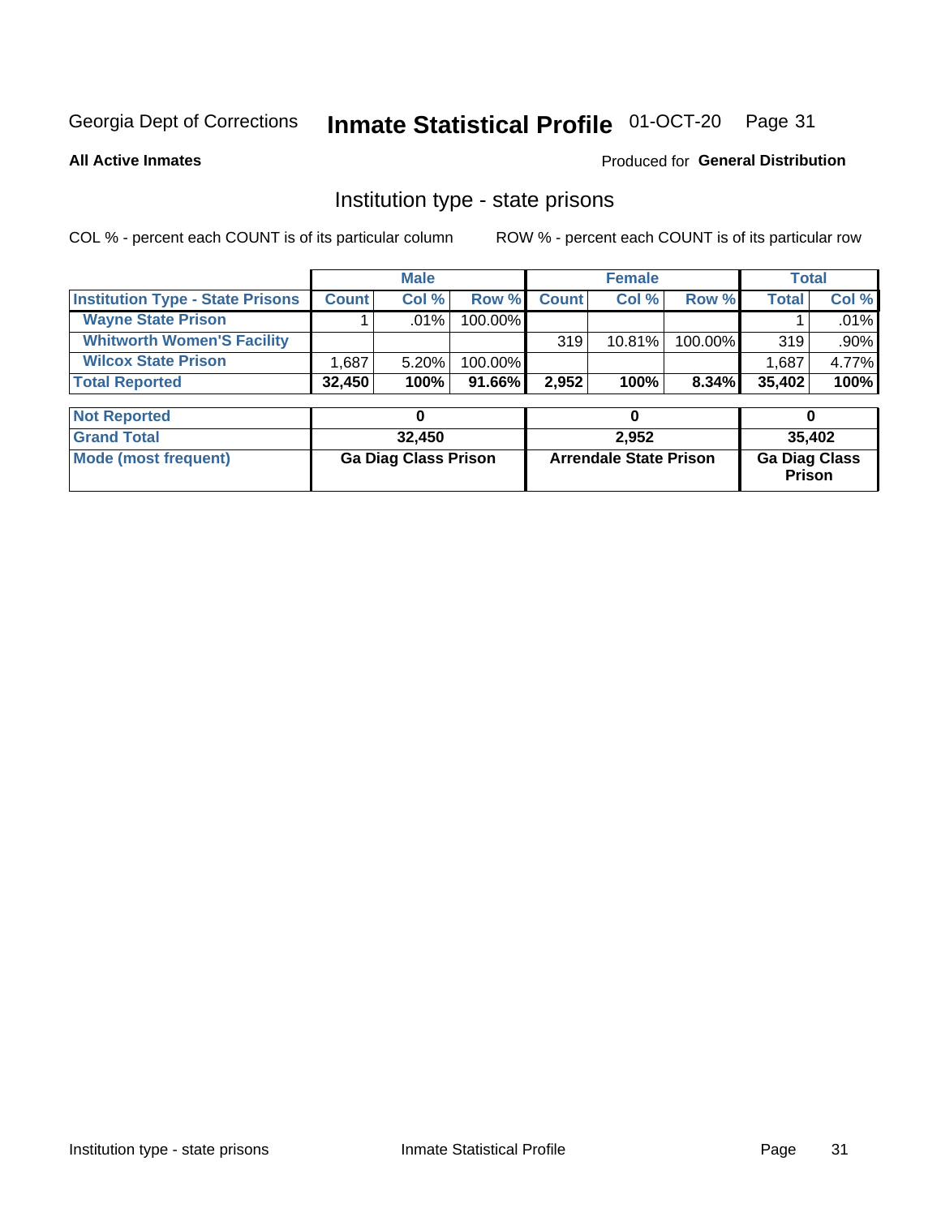Georgia Dept of Corrections **Inmate Statistical Profile** 01-OCT-20

**All Active Inmates**

Produced for **General Distribution**

## Institution type - state prisons

COL % - percent each COUNT is of its particular column ROW % - percent each COUNT is of its particular row

| | Male | | | Female | | | Total | |
|---|---|---|---|---|---|---|---|---|
| **Institution Type - State Prisons** | **Count** | **Col %** | **Row %** | **Count** | **Col %** | **Row %** | **Total** | **Col %** |
| **Wayne State Prison** | 1 | .01% | 100.00% | | | | 1 | .01% |
| **Whitworth Women'S Facility** | | | | 319 | 10.81% | 100.00% | 319 | .90% |
| **Wilcox State Prison** | 1,687 | 5.20% | 100.00% | | | | 1,687 | 4.77% |
| **Total Reported** | **32,450** | **100%** | **91.66%** | **2,952** | **100%** | **8.34%** | **35,402** | **100%** |

| | Male | Female | Total |
|---|---|---|---|
| **Not Reported** | **0** | **0** | **0** |
| **Grand Total** | **32,450** | **2,952** | **35,402** |
| **Mode (most frequent)** | **Ga Diag Class Prison** | **Arrendale State Prison** | **Ga Diag Class Prison** |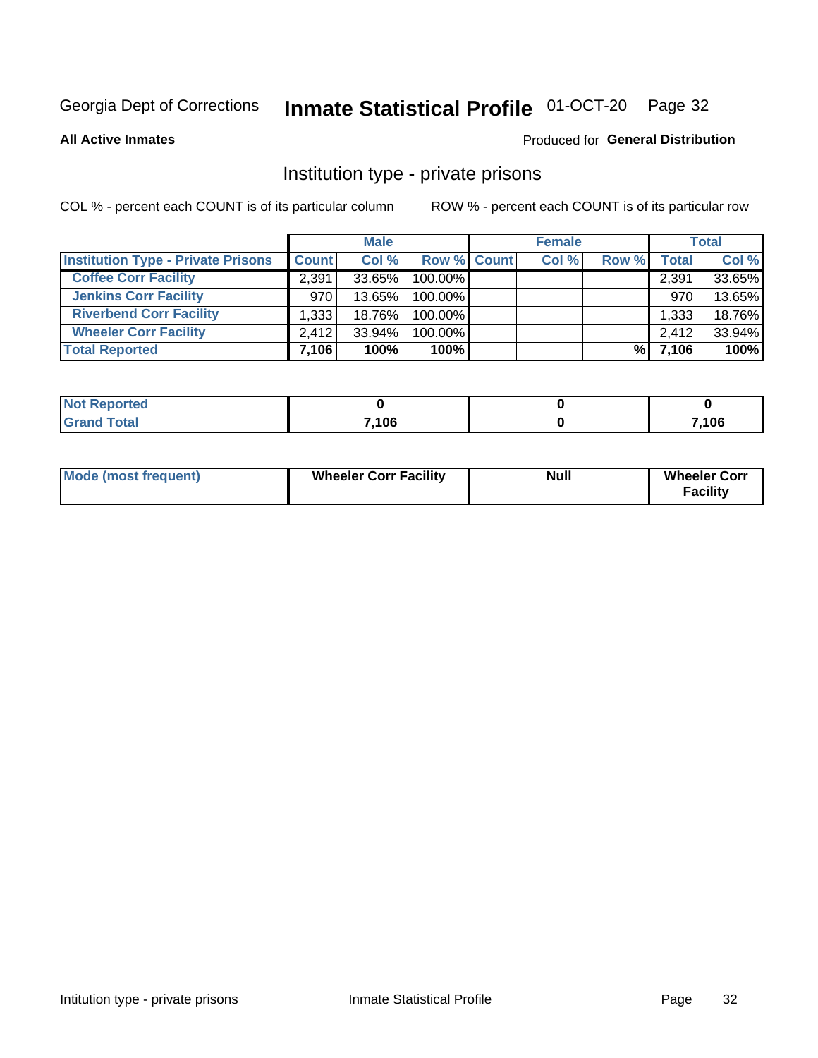Georgia Dept of Corrections **Inmate Statistical Profile** 01-OCT-20

**All Active Inmates**

Produced for **General Distribution**

## Institution type - private prisons

COL % - percent each COUNT is of its particular column

ROW % - percent each COUNT is of its particular row

| | Male | | | Female | | | Total | |
|---|---|---|---|---|---|---|---|---|
| **Institution Type - Private Prisons** | **Count** | **Col %** | **Row %** | **Count** | **Col %** | **Row %** | **Total** | **Col %** |
| **Coffee Corr Facility** | 2,391 | 33.65% | 100.00% | | | | 2,391 | 33.65% |
| **Jenkins Corr Facility** | 970 | 13.65% | 100.00% | | | | 970 | 13.65% |
| **Riverbend Corr Facility** | 1,333 | 18.76% | 100.00% | | | | 1,333 | 18.76% |
| **Wheeler Corr Facility** | 2,412 | 33.94% | 100.00% | | | | 2,412 | 33.94% |
| **Total Reported** | **7,106** | **100%** | **100%** | | | **%** | **7,106** | **100%** |

| | Male | Female | Total |
|---|---|---|---|
| **Not Reported** | **0** | **0** | **0** |
| **Grand Total** | **7,106** | **0** | **7,106** |

| | Male | Female | Total |
|---|---|---|---|
| **Mode (most frequent)** | **Wheeler Corr Facility** | **Null** | **Wheeler Corr Facility** |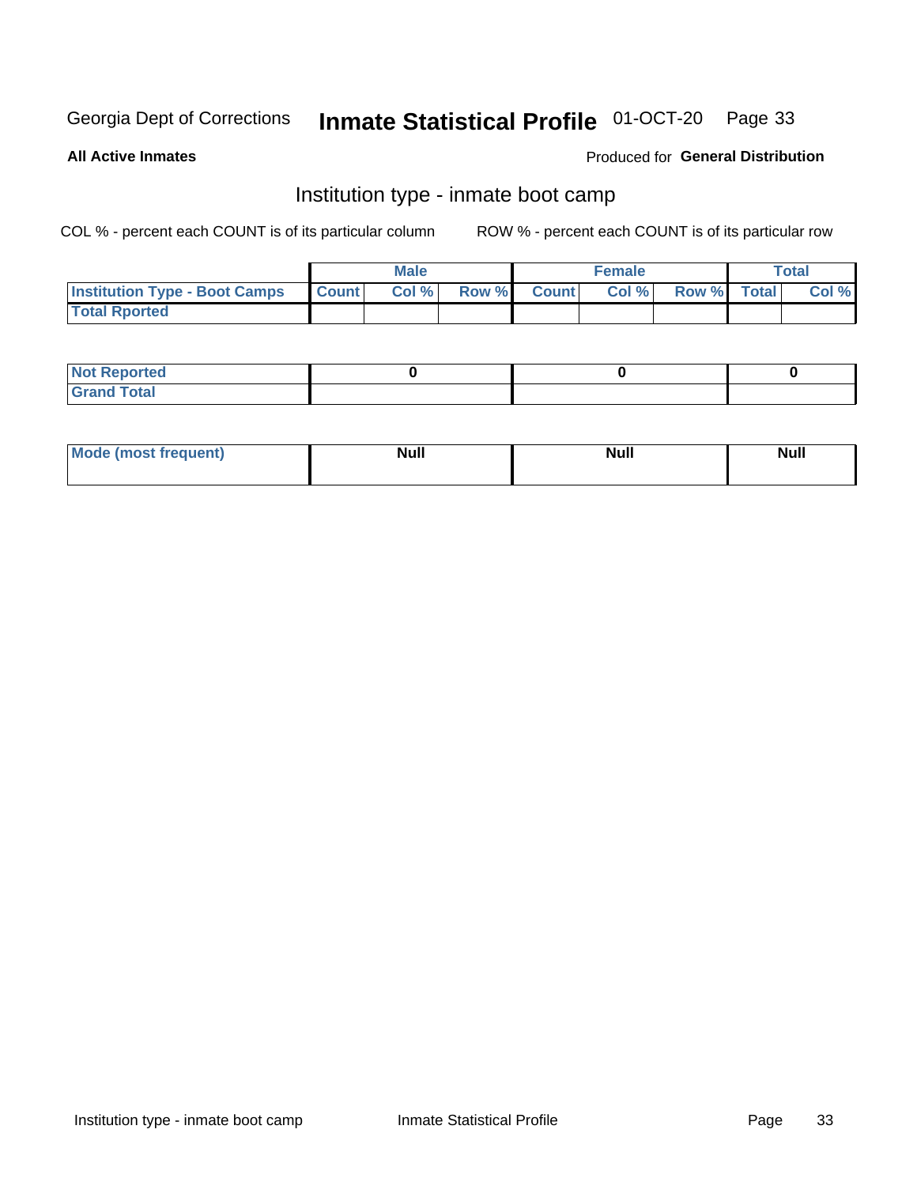Georgia Dept of Corrections **Inmate Statistical Profile** 01-OCT-20

**All Active Inmates**

Produced for **General Distribution**

## Institution type - inmate boot camp

COL % - percent each COUNT is of its particular column

ROW % - percent each COUNT is of its particular row

| | Male | | | Female | | | Total | |
|---|---|---|---|---|---|---|---|---|
| **Institution Type - Boot Camps** | **Count** | **Col %** | **Row %** | **Count** | **Col %** | **Row %** | **Total** | **Col %** |
| **Total Rported** | | | | | | | | |

| | Male | Female | Total |
|---|---|---|---|
| **Not Reported** | 0 | 0 | 0 |
| **Grand Total** | | | |

| | Male | Female | Total |
|---|---|---|---|
| **Mode (most frequent)** | **Null** | **Null** | **Null** |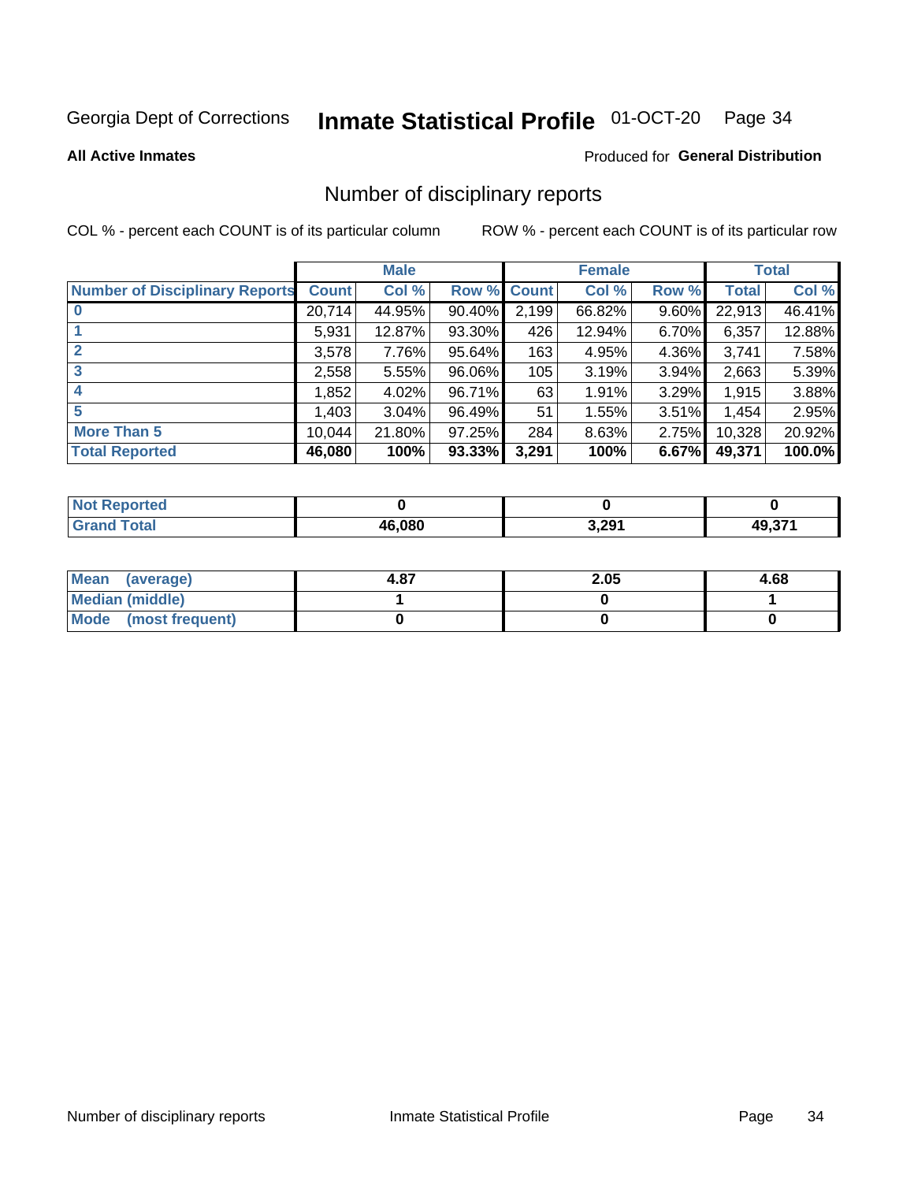Georgia Dept of Corrections **Inmate Statistical Profile** 01-OCT-20

**All Active Inmates**

Produced for **General Distribution**

## Number of disciplinary reports

COL % - percent each COUNT is of its particular column ROW % - percent each COUNT is of its particular row

| | Male | | | Female | | | Total | |
|---|---|---|---|---|---|---|---|---|
| **Number of Disciplinary Reports** | **Count** | **Col %** | **Row %** | **Count** | **Col %** | **Row %** | **Total** | **Col %** |
| **0** | 20,714 | 44.95% | 90.40% | 2,199 | 66.82% | 9.60% | 22,913 | 46.41% |
| **1** | 5,931 | 12.87% | 93.30% | 426 | 12.94% | 6.70% | 6,357 | 12.88% |
| **2** | 3,578 | 7.76% | 95.64% | 163 | 4.95% | 4.36% | 3,741 | 7.58% |
| **3** | 2,558 | 5.55% | 96.06% | 105 | 3.19% | 3.94% | 2,663 | 5.39% |
| **4** | 1,852 | 4.02% | 96.71% | 63 | 1.91% | 3.29% | 1,915 | 3.88% |
| **5** | 1,403 | 3.04% | 96.49% | 51 | 1.55% | 3.51% | 1,454 | 2.95% |
| **More Than 5** | 10,044 | 21.80% | 97.25% | 284 | 8.63% | 2.75% | 10,328 | 20.92% |
| **Total Reported** | **46,080** | **100%** | **93.33%** | **3,291** | **100%** | **6.67%** | **49,371** | **100.0%** |

| | Male | Female | Total |
|---|---|---|---|
| **Not Reported** | **0** | **0** | **0** |
| **Grand Total** | **46,080** | **3,291** | **49,371** |

| | Male | Female | Total |
|---|---|---|---|
| **Mean (average)** | **4.87** | **2.05** | **4.68** |
| **Median (middle)** | **1** | **0** | **1** |
| **Mode (most frequent)** | **0** | **0** | **0** |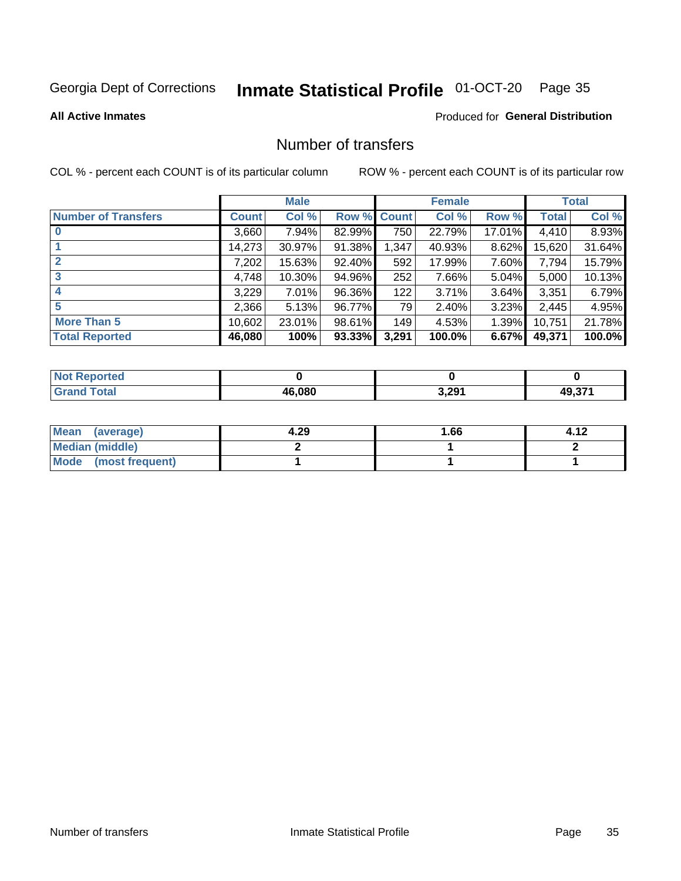Georgia Dept of Corrections **Inmate Statistical Profile** 01-OCT-20

**All Active Inmates**

Produced for **General Distribution**

## Number of transfers

COL % - percent each COUNT is of its particular column

ROW % - percent each COUNT is of its particular row

| | Male | | | Female | | | Total | |
|---|---|---|---|---|---|---|---|---|
| **Number of Transfers** | **Count** | **Col %** | **Row %** | **Count** | **Col %** | **Row %** | **Total** | **Col %** |
| **0** | 3,660 | 7.94% | 82.99% | 750 | 22.79% | 17.01% | 4,410 | 8.93% |
| **1** | 14,273 | 30.97% | 91.38% | 1,347 | 40.93% | 8.62% | 15,620 | 31.64% |
| **2** | 7,202 | 15.63% | 92.40% | 592 | 17.99% | 7.60% | 7,794 | 15.79% |
| **3** | 4,748 | 10.30% | 94.96% | 252 | 7.66% | 5.04% | 5,000 | 10.13% |
| **4** | 3,229 | 7.01% | 96.36% | 122 | 3.71% | 3.64% | 3,351 | 6.79% |
| **5** | 2,366 | 5.13% | 96.77% | 79 | 2.40% | 3.23% | 2,445 | 4.95% |
| **More Than 5** | 10,602 | 23.01% | 98.61% | 149 | 4.53% | 1.39% | 10,751 | 21.78% |
| **Total Reported** | **46,080** | **100%** | **93.33%** | **3,291** | **100.0%** | **6.67%** | **49,371** | **100.0%** |

| | Male | Female | Total |
|---|---|---|---|
| **Not Reported** | **0** | **0** | **0** |
| **Grand Total** | **46,080** | **3,291** | **49,371** |

| | Male | Female | Total |
|---|---|---|---|
| **Mean (average)** | **4.29** | **1.66** | **4.12** |
| **Median (middle)** | **2** | **1** | **2** |
| **Mode (most frequent)** | **1** | **1** | **1** |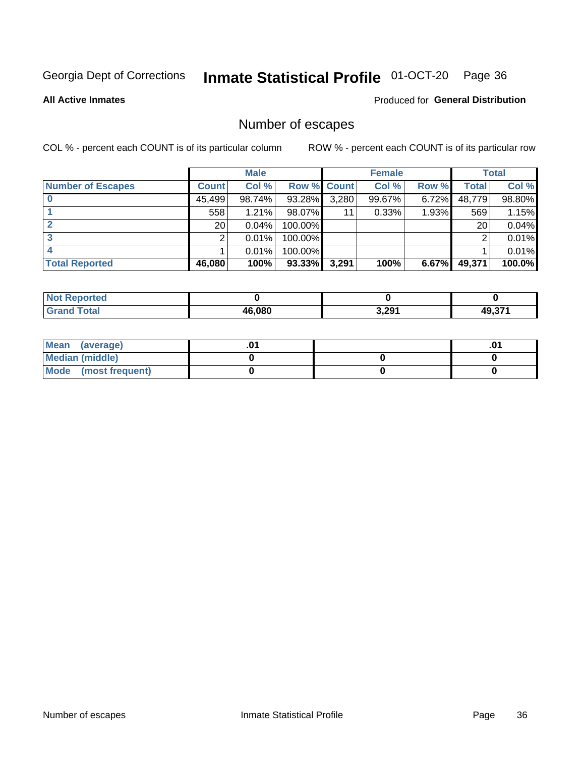Georgia Dept of Corrections **Inmate Statistical Profile** 01-OCT-20

**All Active Inmates**

Produced for **General Distribution**

## Number of escapes

COL % - percent each COUNT is of its particular column

ROW % - percent each COUNT is of its particular row

| | Male | | | Female | | | Total | |
|---|---|---|---|---|---|---|---|---|
| **Number of Escapes** | **Count** | **Col %** | **Row %** | **Count** | **Col %** | **Row %** | **Total** | **Col %** |
| **0** | 45,499 | 98.74% | 93.28% | 3,280 | 99.67% | 6.72% | 48,779 | 98.80% |
| **1** | 558 | 1.21% | 98.07% | 11 | 0.33% | 1.93% | 569 | 1.15% |
| **2** | 20 | 0.04% | 100.00% | | | | 20 | 0.04% |
| **3** | 2 | 0.01% | 100.00% | | | | 2 | 0.01% |
| **4** | 1 | 0.01% | 100.00% | | | | 1 | 0.01% |
| **Total Reported** | **46,080** | **100%** | **93.33%** | **3,291** | **100%** | **6.67%** | **49,371** | **100.0%** |

| | Male | Female | Total |
|---|---|---|---|
| **Not Reported** | **0** | **0** | **0** |
| **Grand Total** | **46,080** | **3,291** | **49,371** |

| | Male | Female | Total |
|---|---|---|---|
| **Mean (average)** | **.01** | | **.01** |
| **Median (middle)** | **0** | **0** | **0** |
| **Mode (most frequent)** | **0** | **0** | **0** |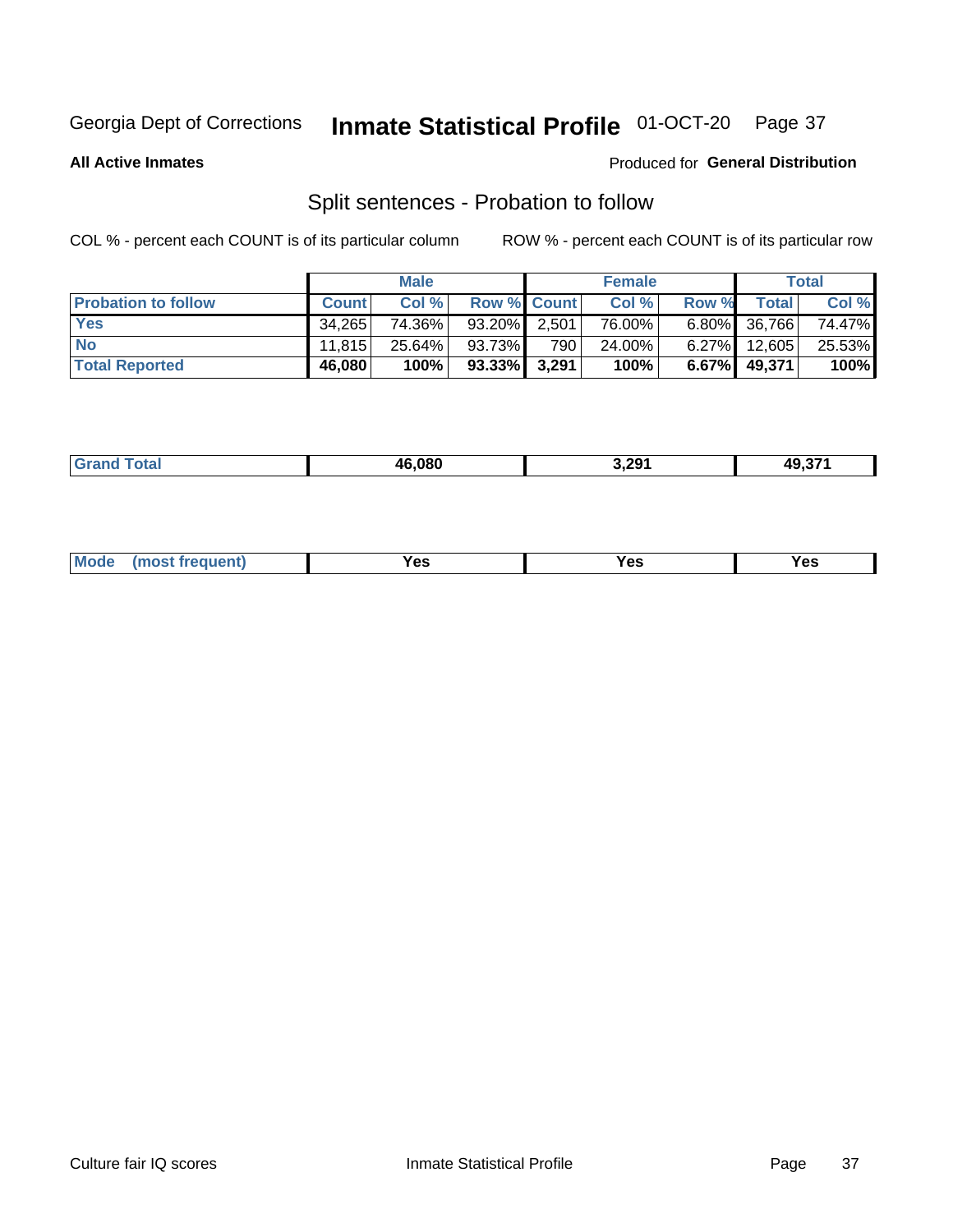Georgia Dept of Corrections **Inmate Statistical Profile** 01-OCT-20

**All Active Inmates**

Produced for **General Distribution**

## Split sentences - Probation to follow

COL % - percent each COUNT is of its particular column

ROW % - percent each COUNT is of its particular row

| | Male | | | Female | | | Total | |
|---|---|---|---|---|---|---|---|---|
| **Probation to follow** | **Count** | **Col %** | **Row %** | **Count** | **Col %** | **Row %** | **Total** | **Col %** |
| **Yes** | 34,265 | 74.36% | 93.20% | 2,501 | 76.00% | 6.80% | 36,766 | 74.47% |
| **No** | 11,815 | 25.64% | 93.73% | 790 | 24.00% | 6.27% | 12,605 | 25.53% |
| **Total Reported** | **46,080** | **100%** | **93.33%** | **3,291** | **100%** | **6.67%** | **49,371** | **100%** |

| | | | |
|---|---|---|---|
| **Grand Total** | **46,080** | **3,291** | **49,371** |

| | | | |
|---|---|---|---|
| **Mode (most frequent)** | **Yes** | **Yes** | **Yes** |

Culture fair IQ scores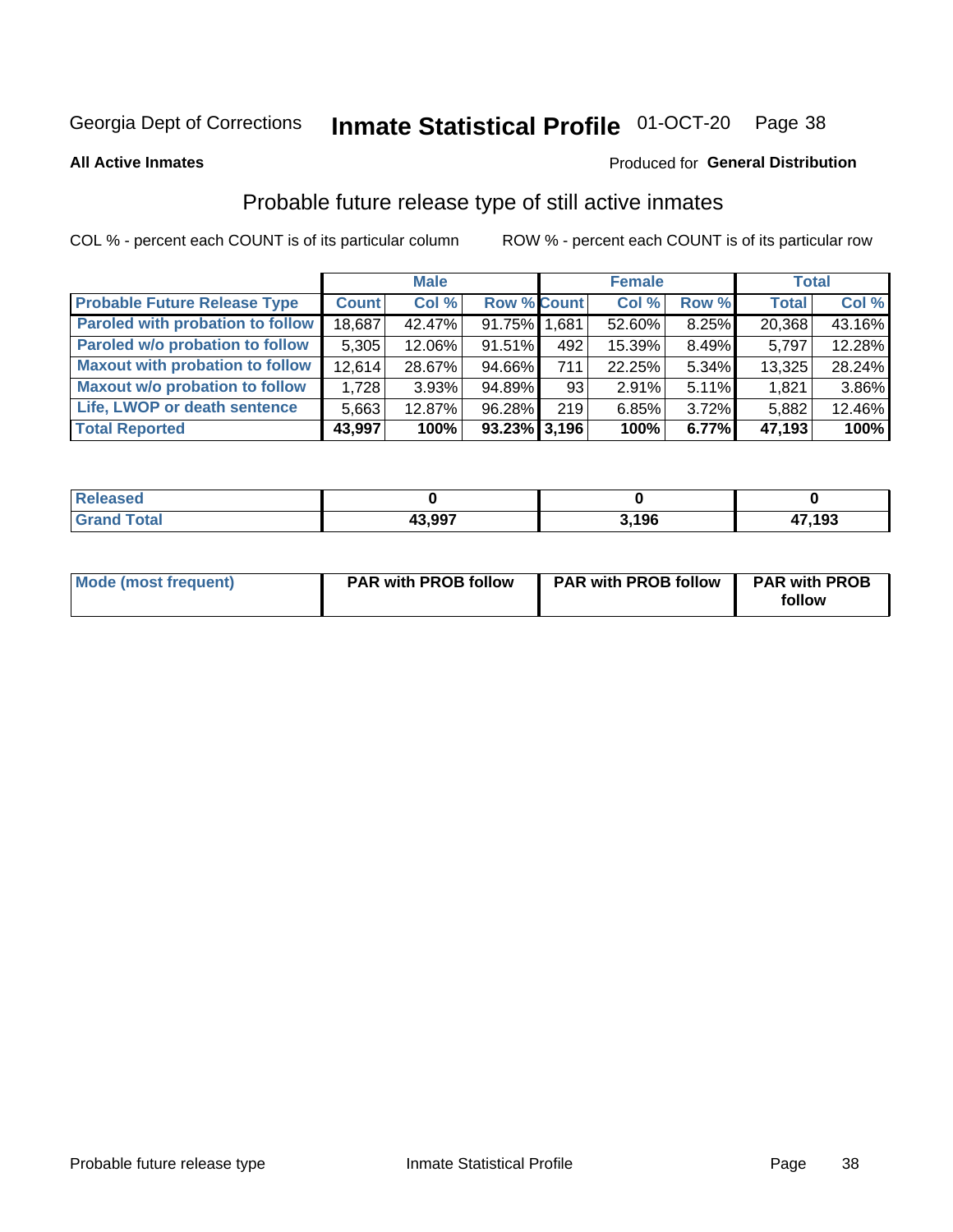Georgia Dept of Corrections **Inmate Statistical Profile** 01-OCT-20

**All Active Inmates**

Produced for **General Distribution**

## Probable future release type of still active inmates

COL % - percent each COUNT is of its particular column

ROW % - percent each COUNT is of its particular row

| | Male | | | Female | | | Total | |
|---|---|---|---|---|---|---|---|---|
| **Probable Future Release Type** | **Count** | **Col %** | **Row %** | **Count** | **Col %** | **Row %** | **Total** | **Col %** |
| **Paroled with probation to follow** | 18,687 | 42.47% | 91.75% | 1,681 | 52.60% | 8.25% | 20,368 | 43.16% |
| **Paroled w/o probation to follow** | 5,305 | 12.06% | 91.51% | 492 | 15.39% | 8.49% | 5,797 | 12.28% |
| **Maxout with probation to follow** | 12,614 | 28.67% | 94.66% | 711 | 22.25% | 5.34% | 13,325 | 28.24% |
| **Maxout w/o probation to follow** | 1,728 | 3.93% | 94.89% | 93 | 2.91% | 5.11% | 1,821 | 3.86% |
| **Life, LWOP or death sentence** | 5,663 | 12.87% | 96.28% | 219 | 6.85% | 3.72% | 5,882 | 12.46% |
| **Total Reported** | **43,997** | **100%** | **93.23%** | **3,196** | **100%** | **6.77%** | **47,193** | **100%** |

| | Male | Female | Total |
|---|---|---|---|
| **Released** | **0** | **0** | **0** |
| **Grand Total** | **43,997** | **3,196** | **47,193** |

| | Male | Female | Total |
|---|---|---|---|
| **Mode (most frequent)** | **PAR with PROB follow** | **PAR with PROB follow** | **PAR with PROB follow** |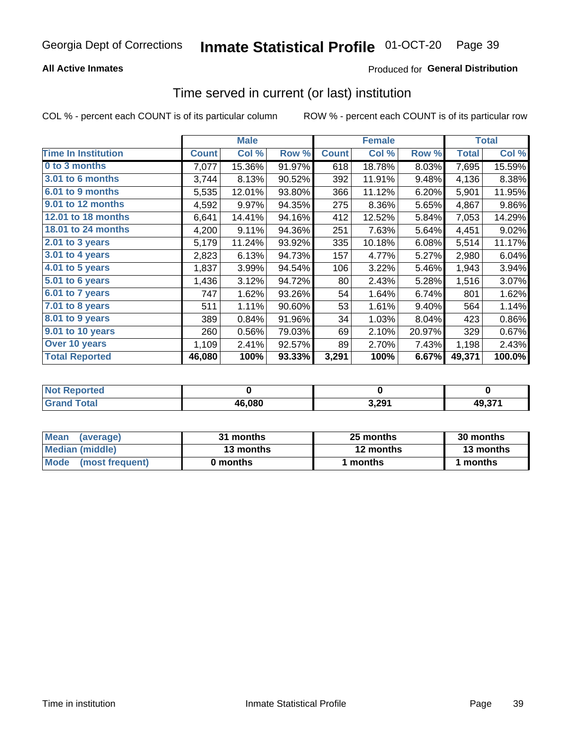Georgia Dept of Corrections **Inmate Statistical Profile** 01-OCT-20

**All Active Inmates**

Produced for **General Distribution**

## Time served in current (or last) institution

COL % - percent each COUNT is of its particular column

ROW % - percent each COUNT is of its particular row

| | Male | | | Female | | | Total | |
|---|---|---|---|---|---|---|---|---|
| **Time In Institution** | **Count** | **Col %** | **Row %** | **Count** | **Col %** | **Row %** | **Total** | **Col %** |
| **0 to 3 months** | 7,077 | 15.36% | 91.97% | 618 | 18.78% | 8.03% | 7,695 | 15.59% |
| **3.01 to 6 months** | 3,744 | 8.13% | 90.52% | 392 | 11.91% | 9.48% | 4,136 | 8.38% |
| **6.01 to 9 months** | 5,535 | 12.01% | 93.80% | 366 | 11.12% | 6.20% | 5,901 | 11.95% |
| **9.01 to 12 months** | 4,592 | 9.97% | 94.35% | 275 | 8.36% | 5.65% | 4,867 | 9.86% |
| **12.01 to 18 months** | 6,641 | 14.41% | 94.16% | 412 | 12.52% | 5.84% | 7,053 | 14.29% |
| **18.01 to 24 months** | 4,200 | 9.11% | 94.36% | 251 | 7.63% | 5.64% | 4,451 | 9.02% |
| **2.01 to 3 years** | 5,179 | 11.24% | 93.92% | 335 | 10.18% | 6.08% | 5,514 | 11.17% |
| **3.01 to 4 years** | 2,823 | 6.13% | 94.73% | 157 | 4.77% | 5.27% | 2,980 | 6.04% |
| **4.01 to 5 years** | 1,837 | 3.99% | 94.54% | 106 | 3.22% | 5.46% | 1,943 | 3.94% |
| **5.01 to 6 years** | 1,436 | 3.12% | 94.72% | 80 | 2.43% | 5.28% | 1,516 | 3.07% |
| **6.01 to 7 years** | 747 | 1.62% | 93.26% | 54 | 1.64% | 6.74% | 801 | 1.62% |
| **7.01 to 8 years** | 511 | 1.11% | 90.60% | 53 | 1.61% | 9.40% | 564 | 1.14% |
| **8.01 to 9 years** | 389 | 0.84% | 91.96% | 34 | 1.03% | 8.04% | 423 | 0.86% |
| **9.01 to 10 years** | 260 | 0.56% | 79.03% | 69 | 2.10% | 20.97% | 329 | 0.67% |
| **Over 10 years** | 1,109 | 2.41% | 92.57% | 89 | 2.70% | 7.43% | 1,198 | 2.43% |
| **Total Reported** | **46,080** | **100%** | **93.33%** | **3,291** | **100%** | **6.67%** | **49,371** | **100.0%** |

| | Male | Female | Total |
|---|---|---|---|
| **Not Reported** | **0** | **0** | **0** |
| **Grand Total** | **46,080** | **3,291** | **49,371** |

| | Male | Female | Total |
|---|---|---|---|
| **Mean (average)** | **31 months** | **25 months** | **30 months** |
| **Median (middle)** | **13 months** | **12 months** | **13 months** |
| **Mode (most frequent)** | **0 months** | **1 months** | **1 months** |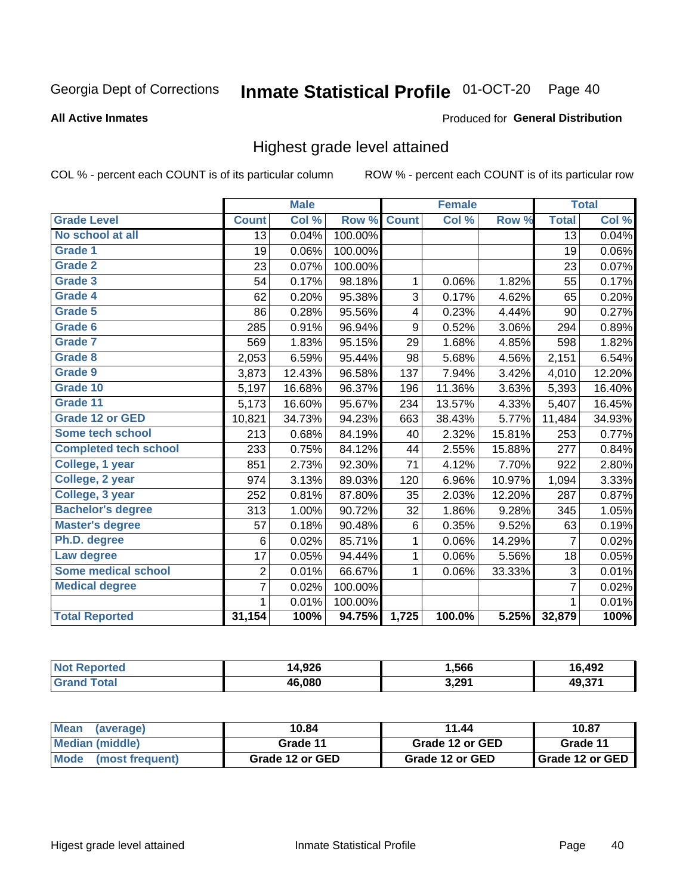Georgia Dept of Corrections **Inmate Statistical Profile** 01-OCT-20 Page 40

**All Active Inmates**

Produced for **General Distribution**

## Highest grade level attained

COL % - percent each COUNT is of its particular column ROW % - percent each COUNT is of its particular row

| | Male | | | Female | | | Total | |
|---|---|---|---|---|---|---|---|---|
| **Grade Level** | **Count** | **Col %** | **Row %** | **Count** | **Col %** | **Row %** | **Total** | **Col %** |
| No school at all | 13 | 0.04% | 100.00% | | | | 13 | 0.04% |
| Grade 1 | 19 | 0.06% | 100.00% | | | | 19 | 0.06% |
| Grade 2 | 23 | 0.07% | 100.00% | | | | 23 | 0.07% |
| Grade 3 | 54 | 0.17% | 98.18% | 1 | 0.06% | 1.82% | 55 | 0.17% |
| Grade 4 | 62 | 0.20% | 95.38% | 3 | 0.17% | 4.62% | 65 | 0.20% |
| Grade 5 | 86 | 0.28% | 95.56% | 4 | 0.23% | 4.44% | 90 | 0.27% |
| Grade 6 | 285 | 0.91% | 96.94% | 9 | 0.52% | 3.06% | 294 | 0.89% |
| Grade 7 | 569 | 1.83% | 95.15% | 29 | 1.68% | 4.85% | 598 | 1.82% |
| Grade 8 | 2,053 | 6.59% | 95.44% | 98 | 5.68% | 4.56% | 2,151 | 6.54% |
| Grade 9 | 3,873 | 12.43% | 96.58% | 137 | 7.94% | 3.42% | 4,010 | 12.20% |
| Grade 10 | 5,197 | 16.68% | 96.37% | 196 | 11.36% | 3.63% | 5,393 | 16.40% |
| Grade 11 | 5,173 | 16.60% | 95.67% | 234 | 13.57% | 4.33% | 5,407 | 16.45% |
| Grade 12 or GED | 10,821 | 34.73% | 94.23% | 663 | 38.43% | 5.77% | 11,484 | 34.93% |
| Some tech school | 213 | 0.68% | 84.19% | 40 | 2.32% | 15.81% | 253 | 0.77% |
| Completed tech school | 233 | 0.75% | 84.12% | 44 | 2.55% | 15.88% | 277 | 0.84% |
| College, 1 year | 851 | 2.73% | 92.30% | 71 | 4.12% | 7.70% | 922 | 2.80% |
| College, 2 year | 974 | 3.13% | 89.03% | 120 | 6.96% | 10.97% | 1,094 | 3.33% |
| College, 3 year | 252 | 0.81% | 87.80% | 35 | 2.03% | 12.20% | 287 | 0.87% |
| Bachelor's degree | 313 | 1.00% | 90.72% | 32 | 1.86% | 9.28% | 345 | 1.05% |
| Master's degree | 57 | 0.18% | 90.48% | 6 | 0.35% | 9.52% | 63 | 0.19% |
| Ph.D. degree | 6 | 0.02% | 85.71% | 1 | 0.06% | 14.29% | 7 | 0.02% |
| Law degree | 17 | 0.05% | 94.44% | 1 | 0.06% | 5.56% | 18 | 0.05% |
| Some medical school | 2 | 0.01% | 66.67% | 1 | 0.06% | 33.33% | 3 | 0.01% |
| Medical degree | 7 | 0.02% | 100.00% | | | | 7 | 0.02% |
| | 1 | 0.01% | 100.00% | | | | 1 | 0.01% |
| **Total Reported** | **31,154** | **100%** | **94.75%** | **1,725** | **100.0%** | **5.25%** | **32,879** | **100%** |

| | Male | Female | Total |
|---|---|---|---|
| Not Reported | 14,926 | 1,566 | 16,492 |
| Grand Total | 46,080 | 3,291 | 49,371 |

| | Male | Female | Total |
|---|---|---|---|
| Mean (average) | 10.84 | 11.44 | 10.87 |
| Median (middle) | Grade 11 | Grade 12 or GED | Grade 11 |
| Mode (most frequent) | Grade 12 or GED | Grade 12 or GED | Grade 12 or GED |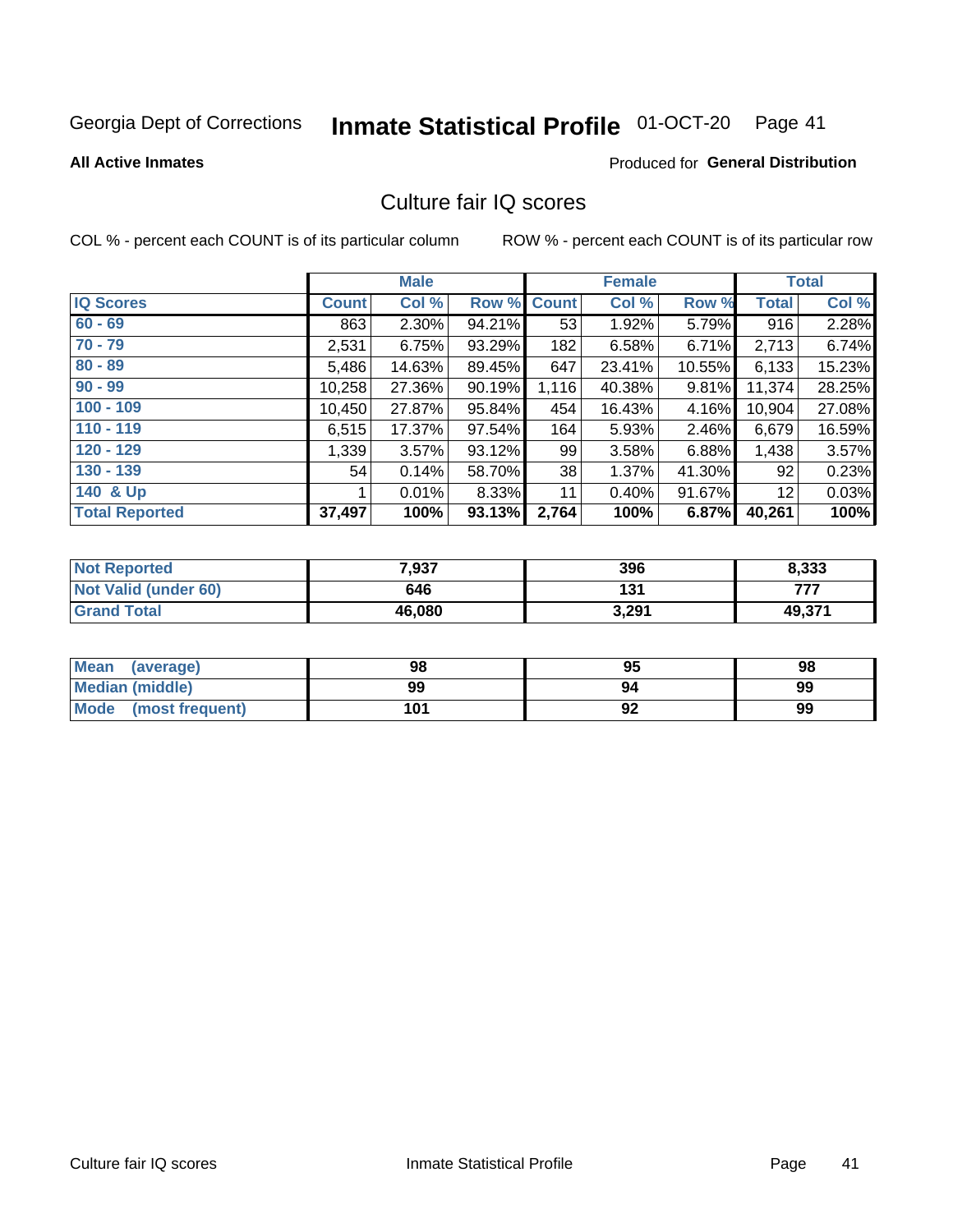Georgia Dept of Corrections **Inmate Statistical Profile** 01-OCT-20

**All Active Inmates**

Produced for **General Distribution**

## Culture fair IQ scores

COL % - percent each COUNT is of its particular column

ROW % - percent each COUNT is of its particular row

| | Male | | | Female | | | Total | |
|---|---|---|---|---|---|---|---|---|
| **IQ Scores** | **Count** | **Col %** | **Row %** | **Count** | **Col %** | **Row %** | **Total** | **Col %** |
| 60 - 69 | 863 | 2.30% | 94.21% | 53 | 1.92% | 5.79% | 916 | 2.28% |
| 70 - 79 | 2,531 | 6.75% | 93.29% | 182 | 6.58% | 6.71% | 2,713 | 6.74% |
| 80 - 89 | 5,486 | 14.63% | 89.45% | 647 | 23.41% | 10.55% | 6,133 | 15.23% |
| 90 - 99 | 10,258 | 27.36% | 90.19% | 1,116 | 40.38% | 9.81% | 11,374 | 28.25% |
| 100 - 109 | 10,450 | 27.87% | 95.84% | 454 | 16.43% | 4.16% | 10,904 | 27.08% |
| 110 - 119 | 6,515 | 17.37% | 97.54% | 164 | 5.93% | 2.46% | 6,679 | 16.59% |
| 120 - 129 | 1,339 | 3.57% | 93.12% | 99 | 3.58% | 6.88% | 1,438 | 3.57% |
| 130 - 139 | 54 | 0.14% | 58.70% | 38 | 1.37% | 41.30% | 92 | 0.23% |
| 140 & Up | 1 | 0.01% | 8.33% | 11 | 0.40% | 91.67% | 12 | 0.03% |
| **Total Reported** | **37,497** | **100%** | **93.13%** | **2,764** | **100%** | **6.87%** | **40,261** | **100%** |

| | Male | Female | Total |
|---|---|---|---|
| Not Reported | 7,937 | 396 | 8,333 |
| Not Valid (under 60) | 646 | 131 | 777 |
| Grand Total | 46,080 | 3,291 | 49,371 |

| | Male | Female | Total |
|---|---|---|---|
| Mean (average) | 98 | 95 | 98 |
| Median (middle) | 99 | 94 | 99 |
| Mode (most frequent) | 101 | 92 | 99 |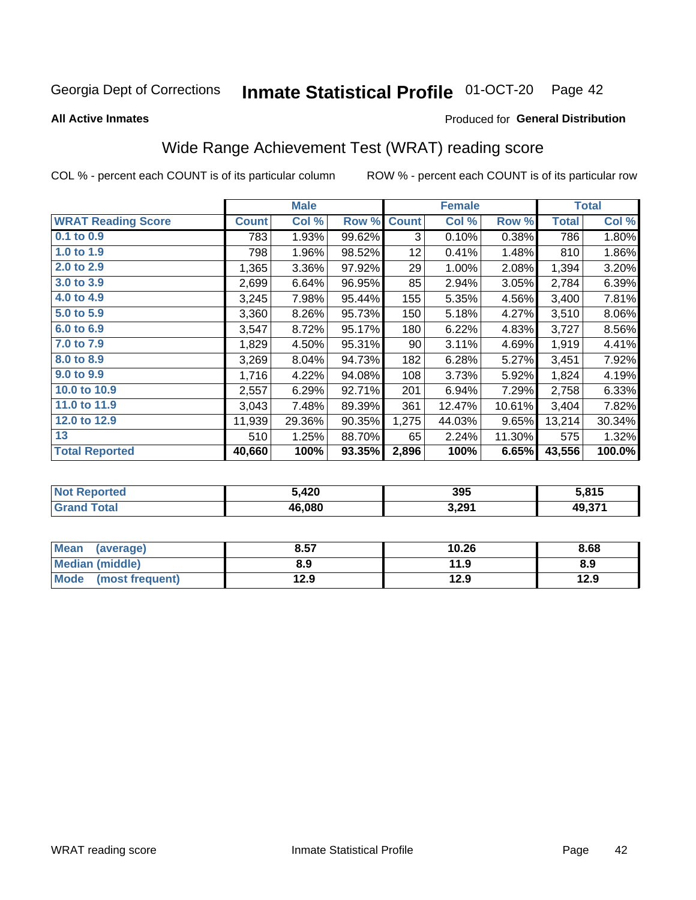Georgia Dept of Corrections **Inmate Statistical Profile** 01-OCT-20

**All Active Inmates**

Produced for **General Distribution**

## Wide Range Achievement Test (WRAT) reading score

COL % - percent each COUNT is of its particular column ROW % - percent each COUNT is of its particular row

| | Male | | | Female | | | Total | |
|---|---|---|---|---|---|---|---|---|
| **WRAT Reading Score** | **Count** | **Col %** | **Row %** | **Count** | **Col %** | **Row %** | **Total** | **Col %** |
| **0.1 to 0.9** | 783 | 1.93% | 99.62% | 3 | 0.10% | 0.38% | 786 | 1.80% |
| **1.0 to 1.9** | 798 | 1.96% | 98.52% | 12 | 0.41% | 1.48% | 810 | 1.86% |
| **2.0 to 2.9** | 1,365 | 3.36% | 97.92% | 29 | 1.00% | 2.08% | 1,394 | 3.20% |
| **3.0 to 3.9** | 2,699 | 6.64% | 96.95% | 85 | 2.94% | 3.05% | 2,784 | 6.39% |
| **4.0 to 4.9** | 3,245 | 7.98% | 95.44% | 155 | 5.35% | 4.56% | 3,400 | 7.81% |
| **5.0 to 5.9** | 3,360 | 8.26% | 95.73% | 150 | 5.18% | 4.27% | 3,510 | 8.06% |
| **6.0 to 6.9** | 3,547 | 8.72% | 95.17% | 180 | 6.22% | 4.83% | 3,727 | 8.56% |
| **7.0 to 7.9** | 1,829 | 4.50% | 95.31% | 90 | 3.11% | 4.69% | 1,919 | 4.41% |
| **8.0 to 8.9** | 3,269 | 8.04% | 94.73% | 182 | 6.28% | 5.27% | 3,451 | 7.92% |
| **9.0 to 9.9** | 1,716 | 4.22% | 94.08% | 108 | 3.73% | 5.92% | 1,824 | 4.19% |
| **10.0 to 10.9** | 2,557 | 6.29% | 92.71% | 201 | 6.94% | 7.29% | 2,758 | 6.33% |
| **11.0 to 11.9** | 3,043 | 7.48% | 89.39% | 361 | 12.47% | 10.61% | 3,404 | 7.82% |
| **12.0 to 12.9** | 11,939 | 29.36% | 90.35% | 1,275 | 44.03% | 9.65% | 13,214 | 30.34% |
| **13** | 510 | 1.25% | 88.70% | 65 | 2.24% | 11.30% | 575 | 1.32% |
| **Total Reported** | **40,660** | **100%** | **93.35%** | **2,896** | **100%** | **6.65%** | **43,556** | **100.0%** |

| | Male | Female | Total |
|---|---|---|---|
| **Not Reported** | **5,420** | **395** | **5,815** |
| **Grand Total** | **46,080** | **3,291** | **49,371** |

| | Male | Female | Total |
|---|---|---|---|
| **Mean (average)** | **8.57** | **10.26** | **8.68** |
| **Median (middle)** | **8.9** | **11.9** | **8.9** |
| **Mode (most frequent)** | **12.9** | **12.9** | **12.9** |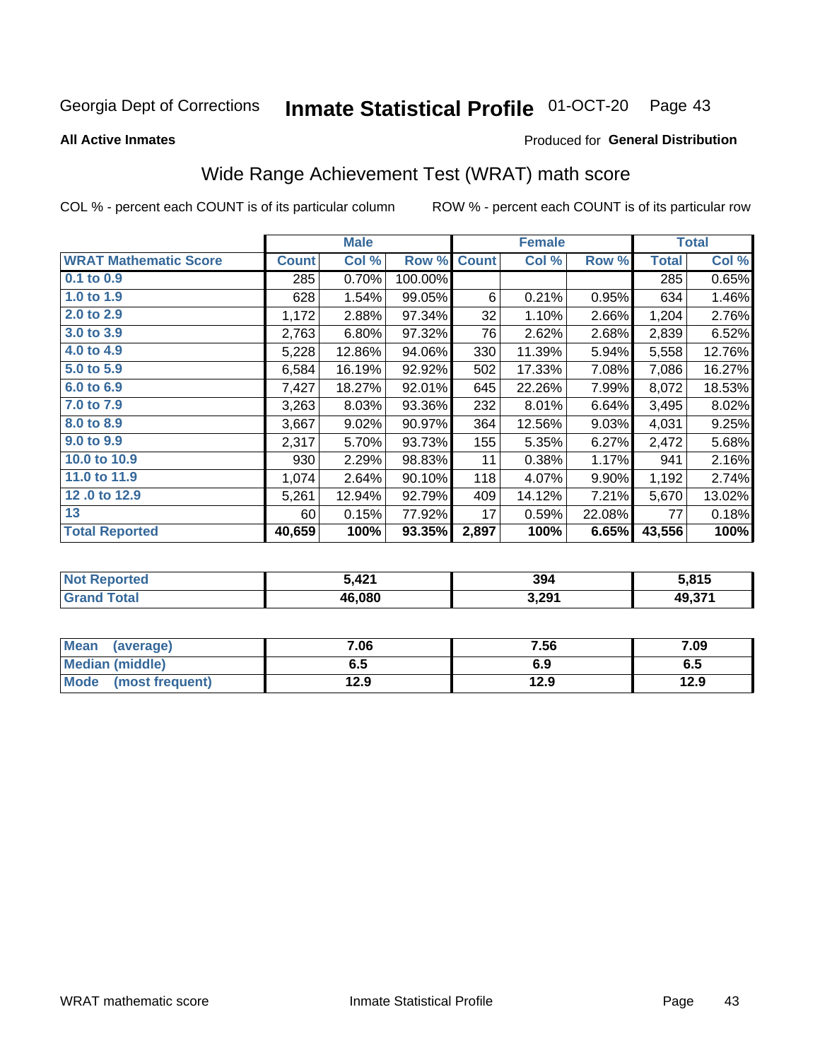Georgia Dept of Corrections **Inmate Statistical Profile** 01-OCT-20

**All Active Inmates**

Produced for **General Distribution**

## Wide Range Achievement Test (WRAT) math score

COL % - percent each COUNT is of its particular column ROW % - percent each COUNT is of its particular row

| | Male | | | Female | | | Total | |
|---|---|---|---|---|---|---|---|---|
| **WRAT Mathematic Score** | **Count** | **Col %** | **Row %** | **Count** | **Col %** | **Row %** | **Total** | **Col %** |
| 0.1 to 0.9 | 285 | 0.70% | 100.00% | | | | 285 | 0.65% |
| 1.0 to 1.9 | 628 | 1.54% | 99.05% | 6 | 0.21% | 0.95% | 634 | 1.46% |
| 2.0 to 2.9 | 1,172 | 2.88% | 97.34% | 32 | 1.10% | 2.66% | 1,204 | 2.76% |
| 3.0 to 3.9 | 2,763 | 6.80% | 97.32% | 76 | 2.62% | 2.68% | 2,839 | 6.52% |
| 4.0 to 4.9 | 5,228 | 12.86% | 94.06% | 330 | 11.39% | 5.94% | 5,558 | 12.76% |
| 5.0 to 5.9 | 6,584 | 16.19% | 92.92% | 502 | 17.33% | 7.08% | 7,086 | 16.27% |
| 6.0 to 6.9 | 7,427 | 18.27% | 92.01% | 645 | 22.26% | 7.99% | 8,072 | 18.53% |
| 7.0 to 7.9 | 3,263 | 8.03% | 93.36% | 232 | 8.01% | 6.64% | 3,495 | 8.02% |
| 8.0 to 8.9 | 3,667 | 9.02% | 90.97% | 364 | 12.56% | 9.03% | 4,031 | 9.25% |
| 9.0 to 9.9 | 2,317 | 5.70% | 93.73% | 155 | 5.35% | 6.27% | 2,472 | 5.68% |
| 10.0 to 10.9 | 930 | 2.29% | 98.83% | 11 | 0.38% | 1.17% | 941 | 2.16% |
| 11.0 to 11.9 | 1,074 | 2.64% | 90.10% | 118 | 4.07% | 9.90% | 1,192 | 2.74% |
| 12 .0 to 12.9 | 5,261 | 12.94% | 92.79% | 409 | 14.12% | 7.21% | 5,670 | 13.02% |
| 13 | 60 | 0.15% | 77.92% | 17 | 0.59% | 22.08% | 77 | 0.18% |
| **Total Reported** | **40,659** | **100%** | **93.35%** | **2,897** | **100%** | **6.65%** | **43,556** | **100%** |

| | Male | Female | Total |
|---|---|---|---|
| Not Reported | **5,421** | **394** | **5,815** |
| Grand Total | **46,080** | **3,291** | **49,371** |

| | Male | Female | Total |
|---|---|---|---|
| Mean (average) | **7.06** | **7.56** | **7.09** |
| Median (middle) | **6.5** | **6.9** | **6.5** |
| Mode (most frequent) | **12.9** | **12.9** | **12.9** |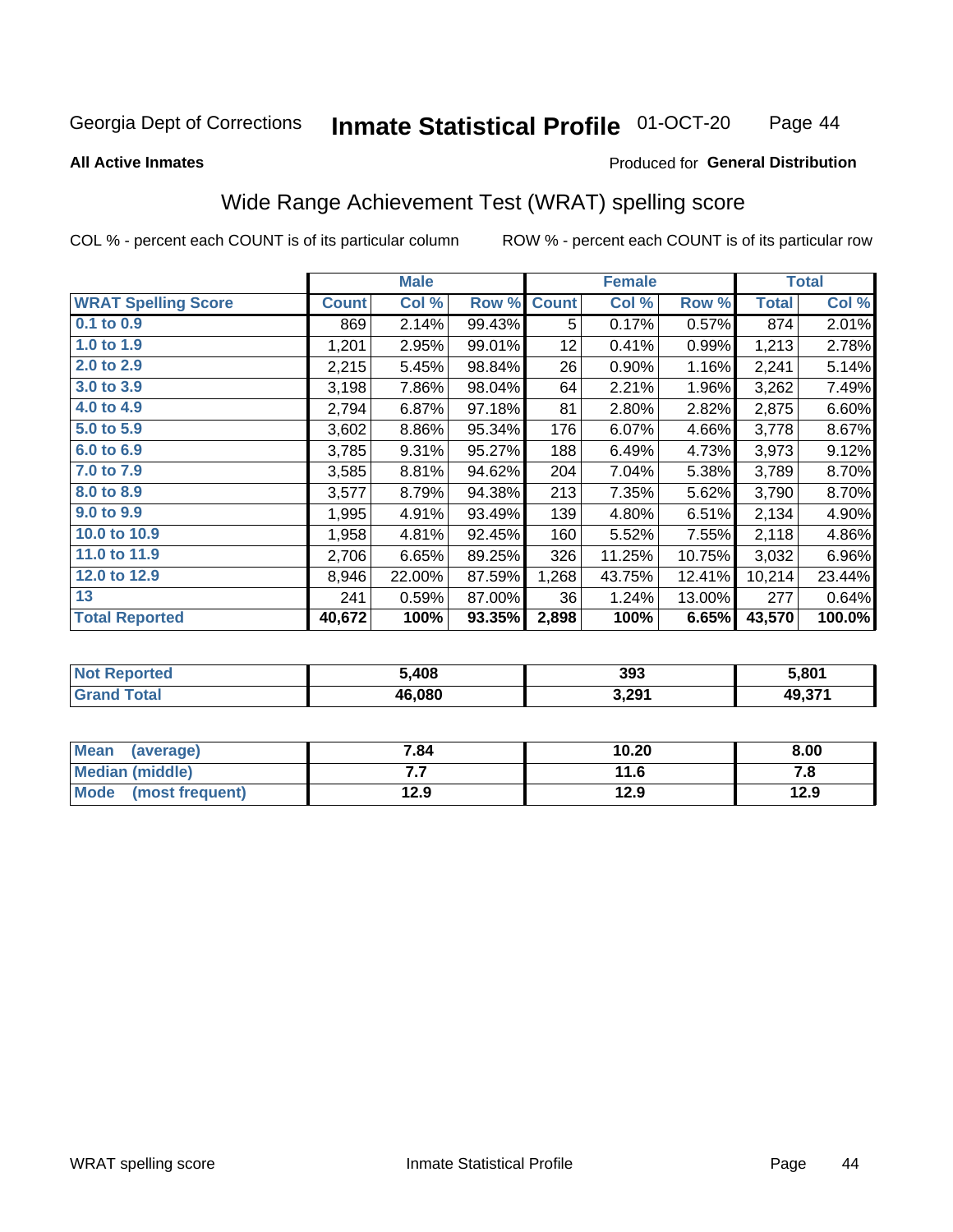Georgia Dept of Corrections **Inmate Statistical Profile** 01-OCT-20

**All Active Inmates**

Produced for **General Distribution**

## Wide Range Achievement Test (WRAT) spelling score

COL % - percent each COUNT is of its particular column

ROW % - percent each COUNT is of its particular row

| | Male | | | Female | | | Total | |
|---|---|---|---|---|---|---|---|---|
| **WRAT Spelling Score** | **Count** | **Col %** | **Row %** | **Count** | **Col %** | **Row %** | **Total** | **Col %** |
| 0.1 to 0.9 | 869 | 2.14% | 99.43% | 5 | 0.17% | 0.57% | 874 | 2.01% |
| 1.0 to 1.9 | 1,201 | 2.95% | 99.01% | 12 | 0.41% | 0.99% | 1,213 | 2.78% |
| 2.0 to 2.9 | 2,215 | 5.45% | 98.84% | 26 | 0.90% | 1.16% | 2,241 | 5.14% |
| 3.0 to 3.9 | 3,198 | 7.86% | 98.04% | 64 | 2.21% | 1.96% | 3,262 | 7.49% |
| 4.0 to 4.9 | 2,794 | 6.87% | 97.18% | 81 | 2.80% | 2.82% | 2,875 | 6.60% |
| 5.0 to 5.9 | 3,602 | 8.86% | 95.34% | 176 | 6.07% | 4.66% | 3,778 | 8.67% |
| 6.0 to 6.9 | 3,785 | 9.31% | 95.27% | 188 | 6.49% | 4.73% | 3,973 | 9.12% |
| 7.0 to 7.9 | 3,585 | 8.81% | 94.62% | 204 | 7.04% | 5.38% | 3,789 | 8.70% |
| 8.0 to 8.9 | 3,577 | 8.79% | 94.38% | 213 | 7.35% | 5.62% | 3,790 | 8.70% |
| 9.0 to 9.9 | 1,995 | 4.91% | 93.49% | 139 | 4.80% | 6.51% | 2,134 | 4.90% |
| 10.0 to 10.9 | 1,958 | 4.81% | 92.45% | 160 | 5.52% | 7.55% | 2,118 | 4.86% |
| 11.0 to 11.9 | 2,706 | 6.65% | 89.25% | 326 | 11.25% | 10.75% | 3,032 | 6.96% |
| 12.0 to 12.9 | 8,946 | 22.00% | 87.59% | 1,268 | 43.75% | 12.41% | 10,214 | 23.44% |
| 13 | 241 | 0.59% | 87.00% | 36 | 1.24% | 13.00% | 277 | 0.64% |
| **Total Reported** | **40,672** | **100%** | **93.35%** | **2,898** | **100%** | **6.65%** | **43,570** | **100.0%** |

| | Male | Female | Total |
|---|---|---|---|
| Not Reported | 5,408 | 393 | 5,801 |
| Grand Total | 46,080 | 3,291 | 49,371 |

| | Male | Female | Total |
|---|---|---|---|
| Mean (average) | 7.84 | 10.20 | 8.00 |
| Median (middle) | 7.7 | 11.6 | 7.8 |
| Mode (most frequent) | 12.9 | 12.9 | 12.9 |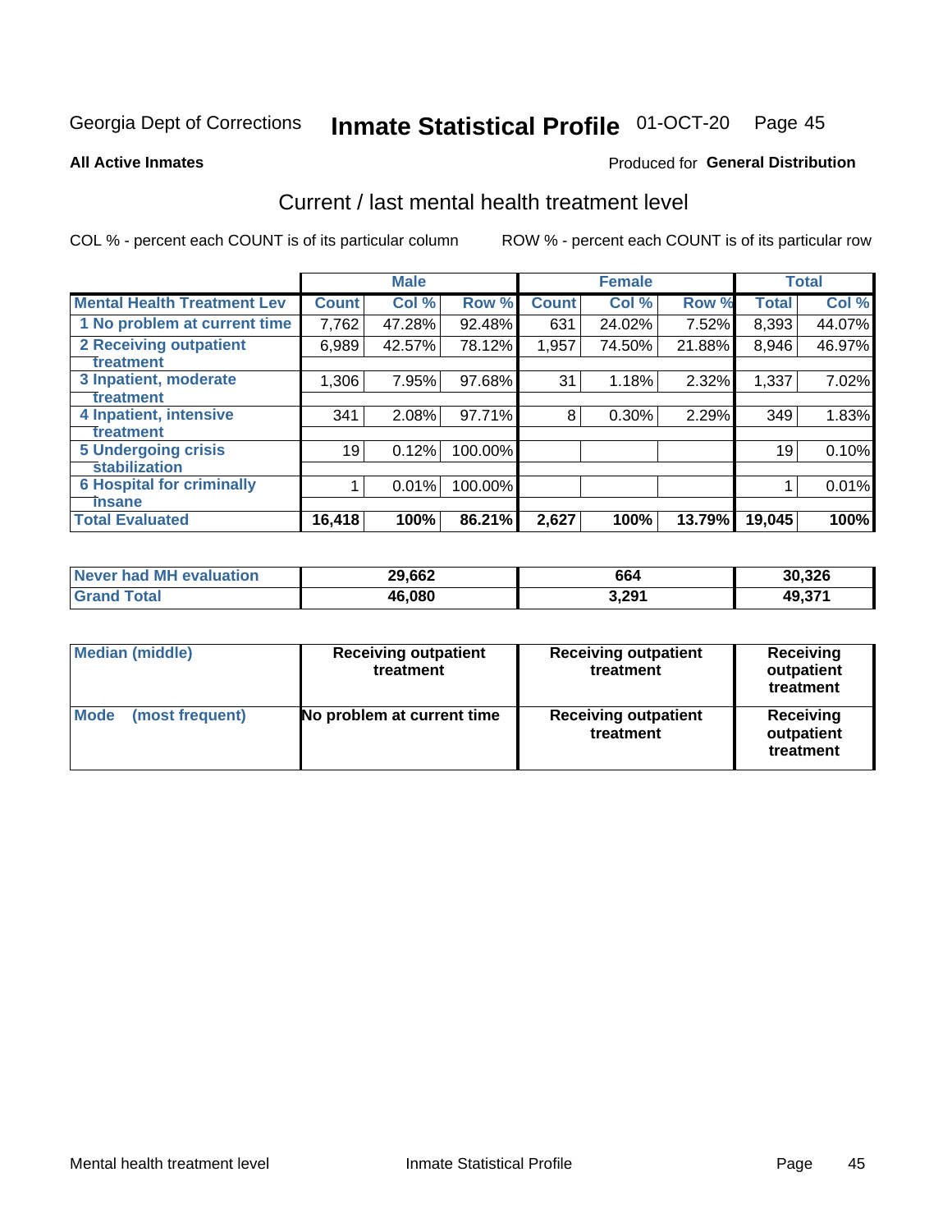Georgia Dept of Corrections **Inmate Statistical Profile** 01-OCT-20

**All Active Inmates**

Produced for **General Distribution**

## Current / last mental health treatment level

COL % - percent each COUNT is of its particular column ROW % - percent each COUNT is of its particular row

| | Male | | | Female | | | Total | |
|---|---|---|---|---|---|---|---|---|
| **Mental Health Treatment Lev** | **Count** | **Col %** | **Row %** | **Count** | **Col %** | **Row %** | **Total** | **Col %** |
| 1 No problem at current time | 7,762 | 47.28% | 92.48% | 631 | 24.02% | 7.52% | 8,393 | 44.07% |
| 2 Receiving outpatient treatment | 6,989 | 42.57% | 78.12% | 1,957 | 74.50% | 21.88% | 8,946 | 46.97% |
| 3 Inpatient, moderate treatment | 1,306 | 7.95% | 97.68% | 31 | 1.18% | 2.32% | 1,337 | 7.02% |
| 4 Inpatient, intensive treatment | 341 | 2.08% | 97.71% | 8 | 0.30% | 2.29% | 349 | 1.83% |
| 5 Undergoing crisis stabilization | 19 | 0.12% | 100.00% | | | | 19 | 0.10% |
| 6 Hospital for criminally insane | 1 | 0.01% | 100.00% | | | | 1 | 0.01% |
| **Total Evaluated** | **16,418** | **100%** | **86.21%** | **2,627** | **100%** | **13.79%** | **19,045** | **100%** |

| | Male | Female | Total |
|---|---|---|---|
| **Never had MH evaluation** | **29,662** | **664** | **30,326** |
| **Grand Total** | **46,080** | **3,291** | **49,371** |

| | Male | Female | Total |
|---|---|---|---|
| **Median (middle)** | **Receiving outpatient treatment** | **Receiving outpatient treatment** | **Receiving outpatient treatment** |
| **Mode (most frequent)** | **No problem at current time** | **Receiving outpatient treatment** | **Receiving outpatient treatment** |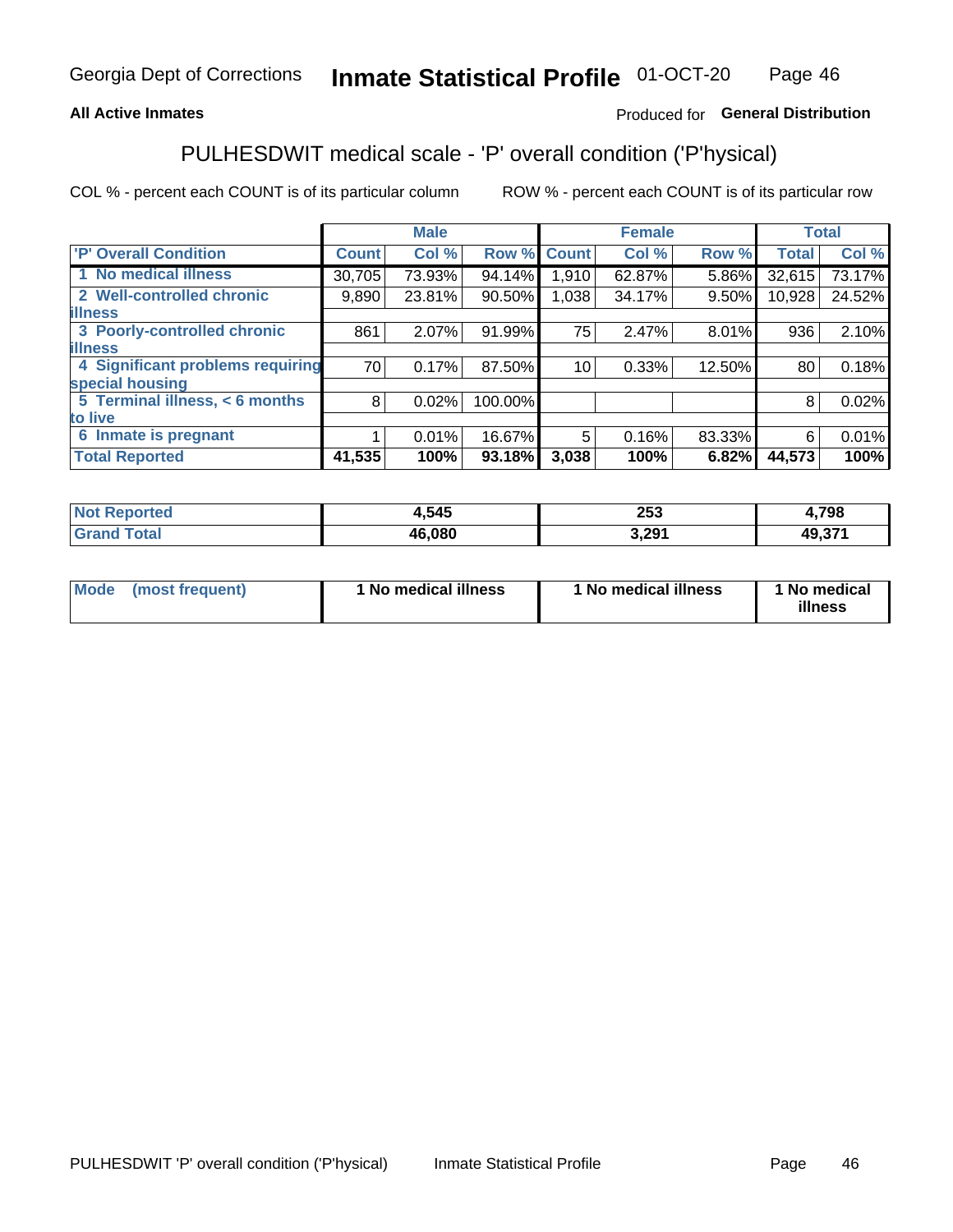Georgia Dept of Corrections **Inmate Statistical Profile** 01-OCT-20

**All Active Inmates**

Produced for **General Distribution**

## PULHESDWIT medical scale - 'P' overall condition ('P'hysical)

COL % - percent each COUNT is of its particular column

ROW % - percent each COUNT is of its particular row

| | Male | | | Female | | | Total | |
|---|---|---|---|---|---|---|---|---|
| 'P' Overall Condition | Count | Col % | Row % | Count | Col % | Row % | Total | Col % |
| 1 No medical illness | 30,705 | 73.93% | 94.14% | 1,910 | 62.87% | 5.86% | 32,615 | 73.17% |
| 2 Well-controlled chronic illness | 9,890 | 23.81% | 90.50% | 1,038 | 34.17% | 9.50% | 10,928 | 24.52% |
| 3 Poorly-controlled chronic illness | 861 | 2.07% | 91.99% | 75 | 2.47% | 8.01% | 936 | 2.10% |
| 4 Significant problems requiring special housing | 70 | 0.17% | 87.50% | 10 | 0.33% | 12.50% | 80 | 0.18% |
| 5 Terminal illness, < 6 months to live | 8 | 0.02% | 100.00% | | | | 8 | 0.02% |
| 6 Inmate is pregnant | 1 | 0.01% | 16.67% | 5 | 0.16% | 83.33% | 6 | 0.01% |
| **Total Reported** | **41,535** | **100%** | **93.18%** | **3,038** | **100%** | **6.82%** | **44,573** | **100%** |

| | Male | Female | Total |
|---|---|---|---|
| Not Reported | 4,545 | 253 | 4,798 |
| Grand Total | 46,080 | 3,291 | 49,371 |

| | Male | Female | Total |
|---|---|---|---|
| Mode (most frequent) | 1 No medical illness | 1 No medical illness | 1 No medical illness |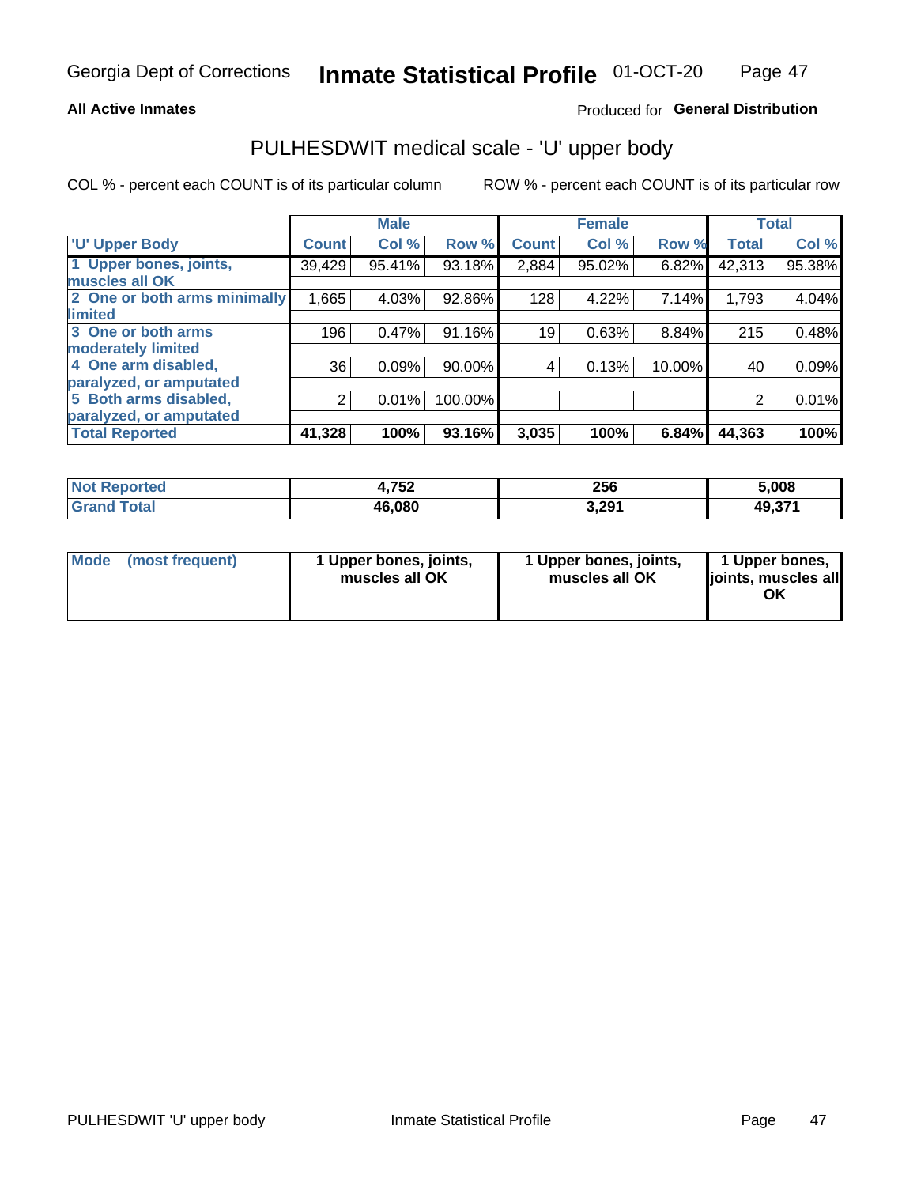**All Active Inmates**

Produced for **General Distribution**

## PULHESDWIT medical scale - 'U' upper body

COL % - percent each COUNT is of its particular column

ROW % - percent each COUNT is of its particular row

| | Male | | | Female | | | Total | |
|---|---|---|---|---|---|---|---|---|
| 'U' Upper Body | Count | Col % | Row % | Count | Col % | Row % | Total | Col % |
| 1 Upper bones, joints, muscles all OK | 39,429 | 95.41% | 93.18% | 2,884 | 95.02% | 6.82% | 42,313 | 95.38% |
| 2 One or both arms minimally limited | 1,665 | 4.03% | 92.86% | 128 | 4.22% | 7.14% | 1,793 | 4.04% |
| 3 One or both arms moderately limited | 196 | 0.47% | 91.16% | 19 | 0.63% | 8.84% | 215 | 0.48% |
| 4 One arm disabled, paralyzed, or amputated | 36 | 0.09% | 90.00% | 4 | 0.13% | 10.00% | 40 | 0.09% |
| 5 Both arms disabled, paralyzed, or amputated | 2 | 0.01% | 100.00% | | | | 2 | 0.01% |
| **Total Reported** | **41,328** | **100%** | **93.16%** | **3,035** | **100%** | **6.84%** | **44,363** | **100%** |

| | Male | Female | Total |
|---|---|---|---|
| Not Reported | 4,752 | 256 | 5,008 |
| Grand Total | 46,080 | 3,291 | 49,371 |

| | Male | Female | Total |
|---|---|---|---|
| Mode (most frequent) | 1 Upper bones, joints, muscles all OK | 1 Upper bones, joints, muscles all OK | 1 Upper bones, joints, muscles all OK |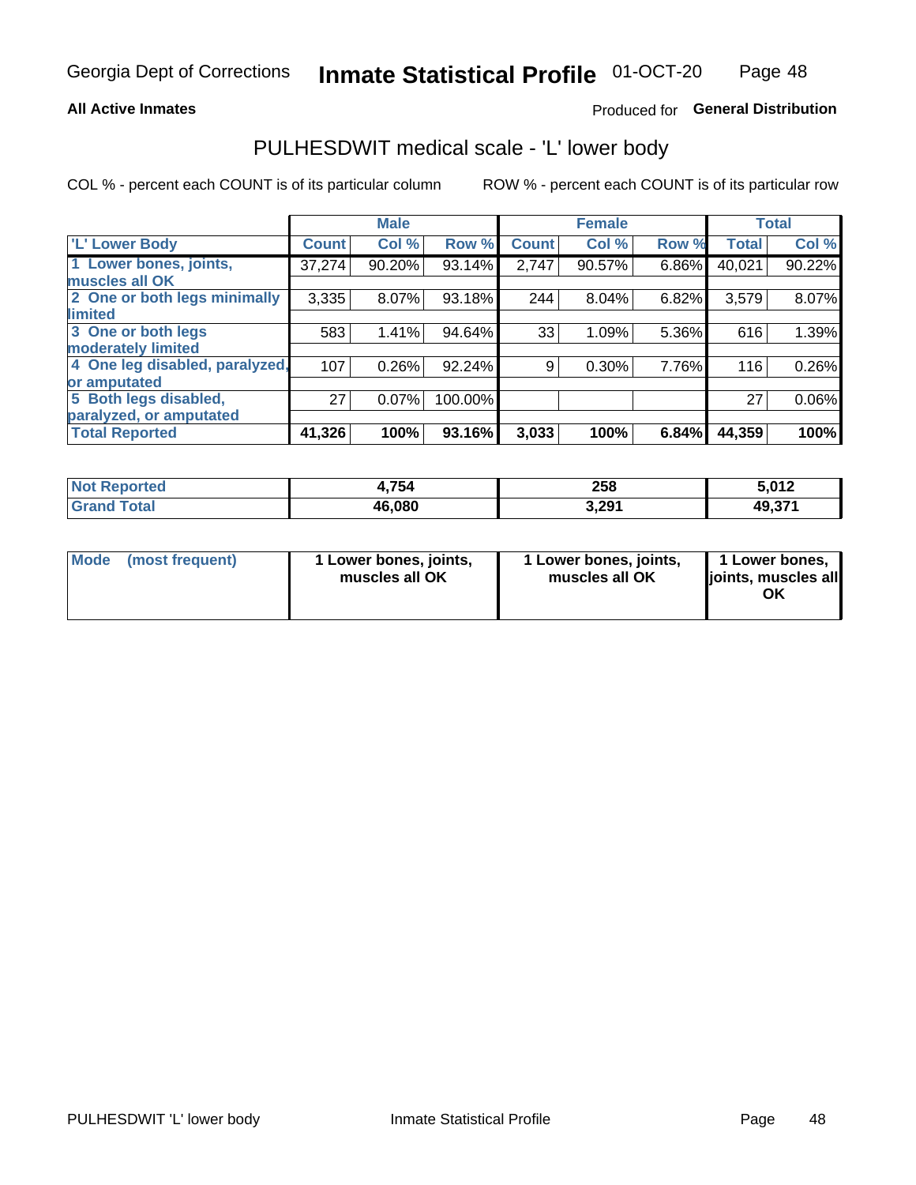Georgia Dept of Corrections **Inmate Statistical Profile** 01-OCT-20

**All Active Inmates**

Produced for **General Distribution**

## PULHESDWIT medical scale - 'L' lower body

COL % - percent each COUNT is of its particular column

ROW % - percent each COUNT is of its particular row

| | Male | | | Female | | | Total | |
|---|---|---|---|---|---|---|---|---|
| 'L' Lower Body | Count | Col % | Row % | Count | Col % | Row % | Total | Col % |
| 1 Lower bones, joints, muscles all OK | 37,274 | 90.20% | 93.14% | 2,747 | 90.57% | 6.86% | 40,021 | 90.22% |
| 2 One or both legs minimally limited | 3,335 | 8.07% | 93.18% | 244 | 8.04% | 6.82% | 3,579 | 8.07% |
| 3 One or both legs moderately limited | 583 | 1.41% | 94.64% | 33 | 1.09% | 5.36% | 616 | 1.39% |
| 4 One leg disabled, paralyzed, or amputated | 107 | 0.26% | 92.24% | 9 | 0.30% | 7.76% | 116 | 0.26% |
| 5 Both legs disabled, paralyzed, or amputated | 27 | 0.07% | 100.00% | | | | 27 | 0.06% |
| **Total Reported** | **41,326** | **100%** | **93.16%** | **3,033** | **100%** | **6.84%** | **44,359** | **100%** |

| | Male | Female | Total |
|---|---|---|---|
| **Not Reported** | **4,754** | **258** | **5,012** |
| **Grand Total** | **46,080** | **3,291** | **49,371** |

| | Male | Female | Total |
|---|---|---|---|
| **Mode (most frequent)** | **1 Lower bones, joints, muscles all OK** | **1 Lower bones, joints, muscles all OK** | **1 Lower bones, joints, muscles all OK** |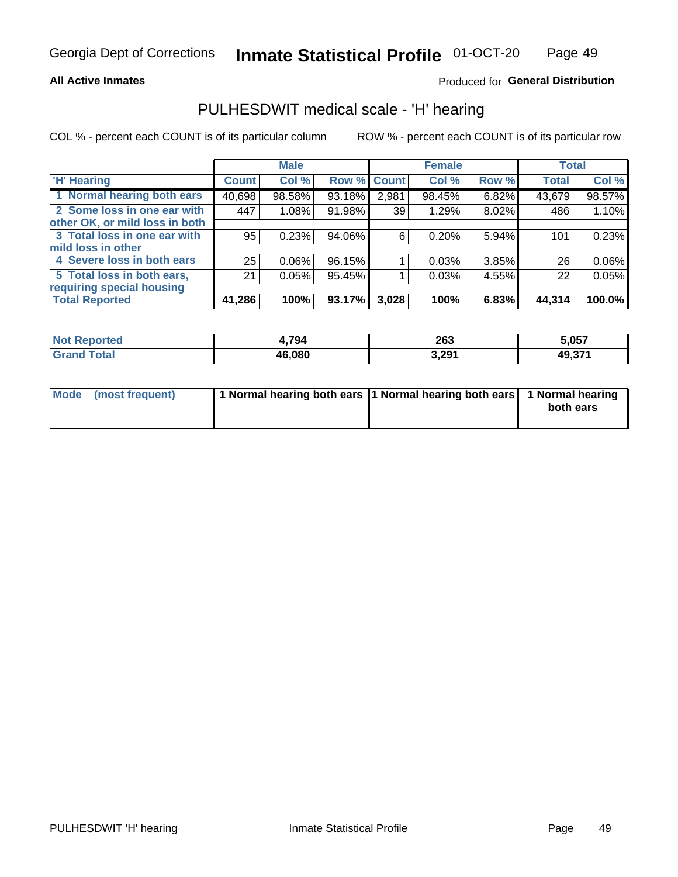**All Active Inmates**

Produced for **General Distribution**

## PULHESDWIT medical scale - 'H' hearing

COL % - percent each COUNT is of its particular column

ROW % - percent each COUNT is of its particular row

| | Male | | | Female | | | Total | |
|---|---|---|---|---|---|---|---|---|
| 'H' Hearing | Count | Col % | Row % | Count | Col % | Row % | Total | Col % |
| 1 Normal hearing both ears | 40,698 | 98.58% | 93.18% | 2,981 | 98.45% | 6.82% | 43,679 | 98.57% |
| 2 Some loss in one ear with other OK, or mild loss in both | 447 | 1.08% | 91.98% | 39 | 1.29% | 8.02% | 486 | 1.10% |
| 3 Total loss in one ear with mild loss in other | 95 | 0.23% | 94.06% | 6 | 0.20% | 5.94% | 101 | 0.23% |
| 4 Severe loss in both ears | 25 | 0.06% | 96.15% | 1 | 0.03% | 3.85% | 26 | 0.06% |
| 5 Total loss in both ears, requiring special housing | 21 | 0.05% | 95.45% | 1 | 0.03% | 4.55% | 22 | 0.05% |
| **Total Reported** | **41,286** | **100%** | **93.17%** | **3,028** | **100%** | **6.83%** | **44,314** | **100.0%** |

| | Male | Female | Total |
|---|---|---|---|
| Not Reported | 4,794 | 263 | 5,057 |
| Grand Total | 46,080 | 3,291 | 49,371 |

| | Male | Female | Total |
|---|---|---|---|
| Mode (most frequent) | 1 Normal hearing both ears | 1 Normal hearing both ears | 1 Normal hearing both ears |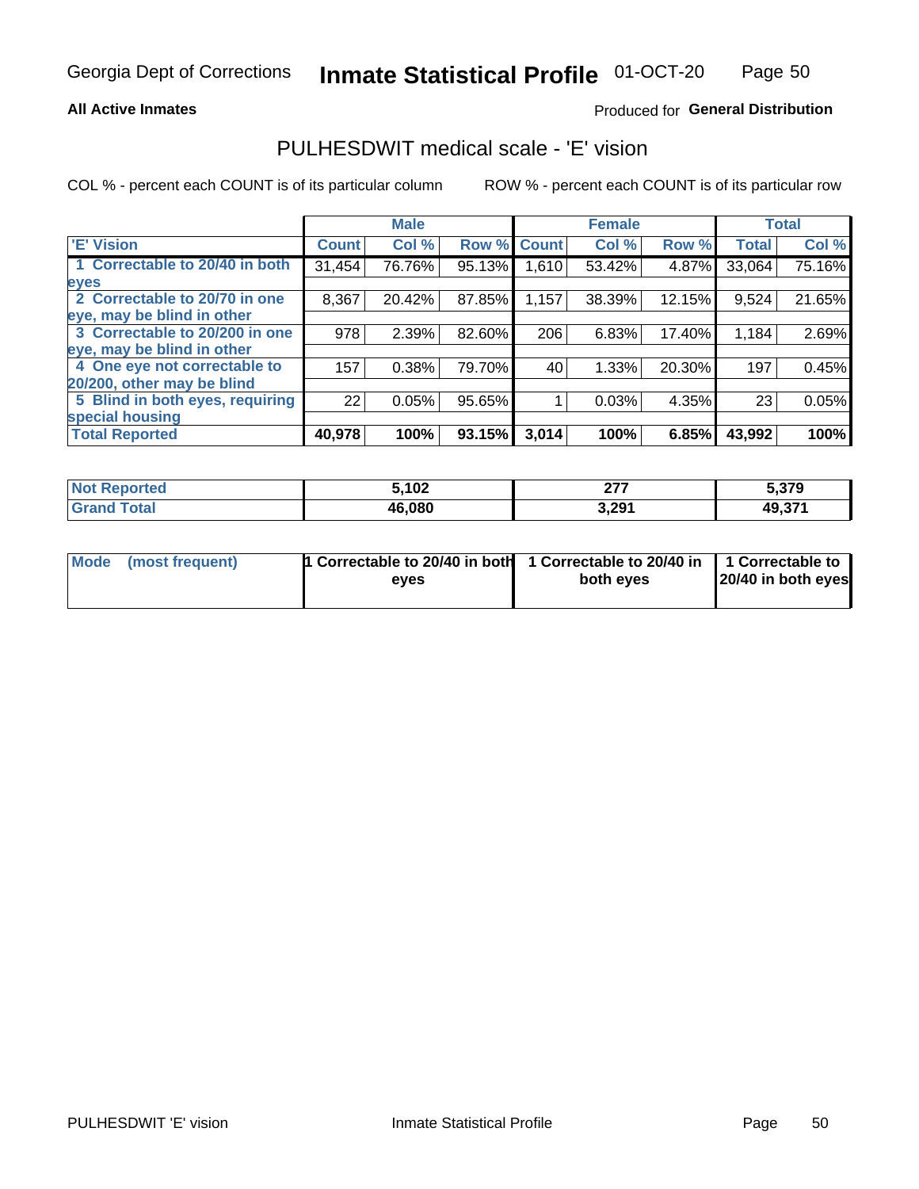Georgia Dept of Corrections **Inmate Statistical Profile** 01-OCT-20

**All Active Inmates**

Produced for **General Distribution**

## PULHESDWIT medical scale - 'E' vision

COL % - percent each COUNT is of its particular column ROW % - percent each COUNT is of its particular row

| | Male | | | Female | | | Total | |
|---|---|---|---|---|---|---|---|---|
| 'E' Vision | Count | Col % | Row % | Count | Col % | Row % | Total | Col % |
| 1 Correctable to 20/40 in both eyes | 31,454 | 76.76% | 95.13% | 1,610 | 53.42% | 4.87% | 33,064 | 75.16% |
| 2 Correctable to 20/70 in one eye, may be blind in other | 8,367 | 20.42% | 87.85% | 1,157 | 38.39% | 12.15% | 9,524 | 21.65% |
| 3 Correctable to 20/200 in one eye, may be blind in other | 978 | 2.39% | 82.60% | 206 | 6.83% | 17.40% | 1,184 | 2.69% |
| 4 One eye not correctable to 20/200, other may be blind | 157 | 0.38% | 79.70% | 40 | 1.33% | 20.30% | 197 | 0.45% |
| 5 Blind in both eyes, requiring special housing | 22 | 0.05% | 95.65% | 1 | 0.03% | 4.35% | 23 | 0.05% |
| **Total Reported** | **40,978** | **100%** | **93.15%** | **3,014** | **100%** | **6.85%** | **43,992** | **100%** |

| | Male | Female | Total |
|---|---|---|---|
| Not Reported | 5,102 | 277 | 5,379 |
| Grand Total | 46,080 | 3,291 | 49,371 |

| | Male | Female | Total |
|---|---|---|---|
| Mode (most frequent) | 1 Correctable to 20/40 in both eyes | 1 Correctable to 20/40 in both eyes | 1 Correctable to 20/40 in both eyes |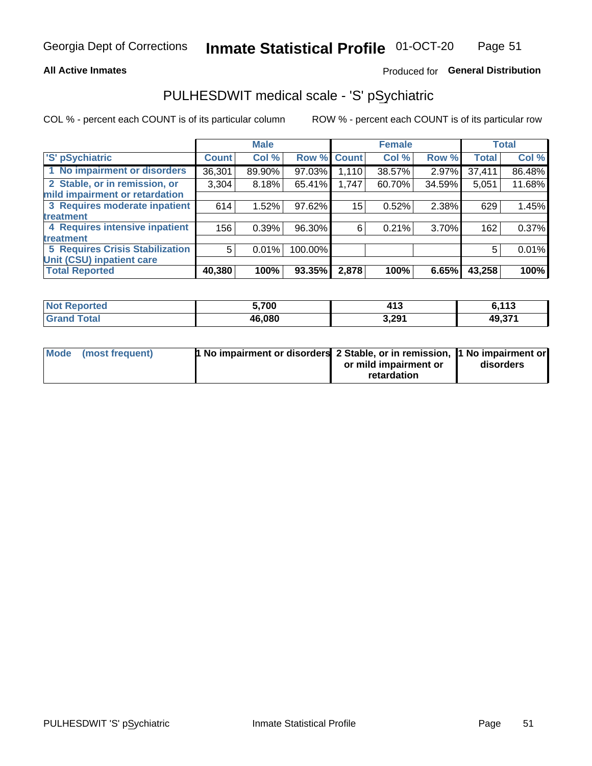Georgia Dept of Corrections **Inmate Statistical Profile** 01-OCT-20

**All Active Inmates**

Produced for **General Distribution**

## PULHESDWIT medical scale - 'S' pSychiatric

COL % - percent each COUNT is of its particular column

ROW % - percent each COUNT is of its particular row

| | Male | | | Female | | | Total | |
|---|---|---|---|---|---|---|---|---|
| 'S' pSychiatric | Count | Col % | Row % | Count | Col % | Row % | Total | Col % |
| 1 No impairment or disorders | 36,301 | 89.90% | 97.03% | 1,110 | 38.57% | 2.97% | 37,411 | 86.48% |
| 2 Stable, or in remission, or mild impairment or retardation | 3,304 | 8.18% | 65.41% | 1,747 | 60.70% | 34.59% | 5,051 | 11.68% |
| 3 Requires moderate inpatient treatment | 614 | 1.52% | 97.62% | 15 | 0.52% | 2.38% | 629 | 1.45% |
| 4 Requires intensive inpatient treatment | 156 | 0.39% | 96.30% | 6 | 0.21% | 3.70% | 162 | 0.37% |
| 5 Requires Crisis Stabilization Unit (CSU) inpatient care | 5 | 0.01% | 100.00% | | | | 5 | 0.01% |
| **Total Reported** | **40,380** | **100%** | **93.35%** | **2,878** | **100%** | **6.65%** | **43,258** | **100%** |

| | Male | Female | Total |
|---|---|---|---|
| Not Reported | 5,700 | 413 | 6,113 |
| Grand Total | 46,080 | 3,291 | 49,371 |

| | Male | Female | Total |
|---|---|---|---|
| Mode (most frequent) | 1 No impairment or disorders | 2 Stable, or in remission, or mild impairment or retardation | 1 No impairment or disorders |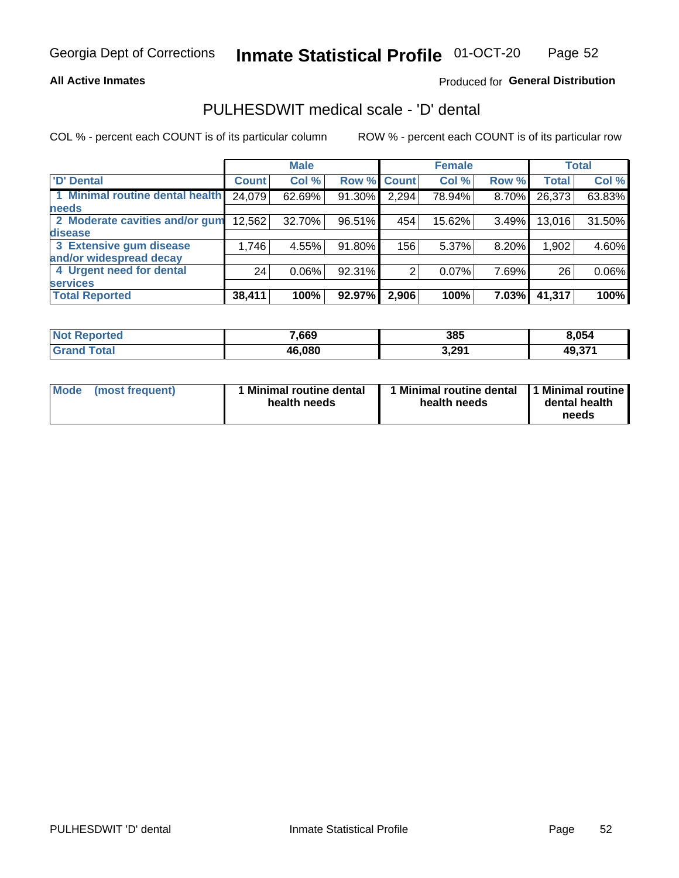Georgia Dept of Corrections **Inmate Statistical Profile** 01-OCT-20

**All Active Inmates**

Produced for **General Distribution**

## PULHESDWIT medical scale - 'D' dental

COL % - percent each COUNT is of its particular column

ROW % - percent each COUNT is of its particular row

| | Male | | | Female | | | Total | |
|---|---|---|---|---|---|---|---|---|
| 'D' Dental | Count | Col % | Row % | Count | Col % | Row % | Total | Col % |
| 1 Minimal routine dental health needs | 24,079 | 62.69% | 91.30% | 2,294 | 78.94% | 8.70% | 26,373 | 63.83% |
| 2 Moderate cavities and/or gum disease | 12,562 | 32.70% | 96.51% | 454 | 15.62% | 3.49% | 13,016 | 31.50% |
| 3 Extensive gum disease and/or widespread decay | 1,746 | 4.55% | 91.80% | 156 | 5.37% | 8.20% | 1,902 | 4.60% |
| 4 Urgent need for dental services | 24 | 0.06% | 92.31% | 2 | 0.07% | 7.69% | 26 | 0.06% |
| **Total Reported** | **38,411** | **100%** | **92.97%** | **2,906** | **100%** | **7.03%** | **41,317** | **100%** |

| | Male | Female | Total |
|---|---|---|---|
| Not Reported | 7,669 | 385 | 8,054 |
| Grand Total | 46,080 | 3,291 | 49,371 |

| | Male | Female | Total |
|---|---|---|---|
| Mode (most frequent) | 1 Minimal routine dental health needs | 1 Minimal routine dental health needs | 1 Minimal routine dental health needs |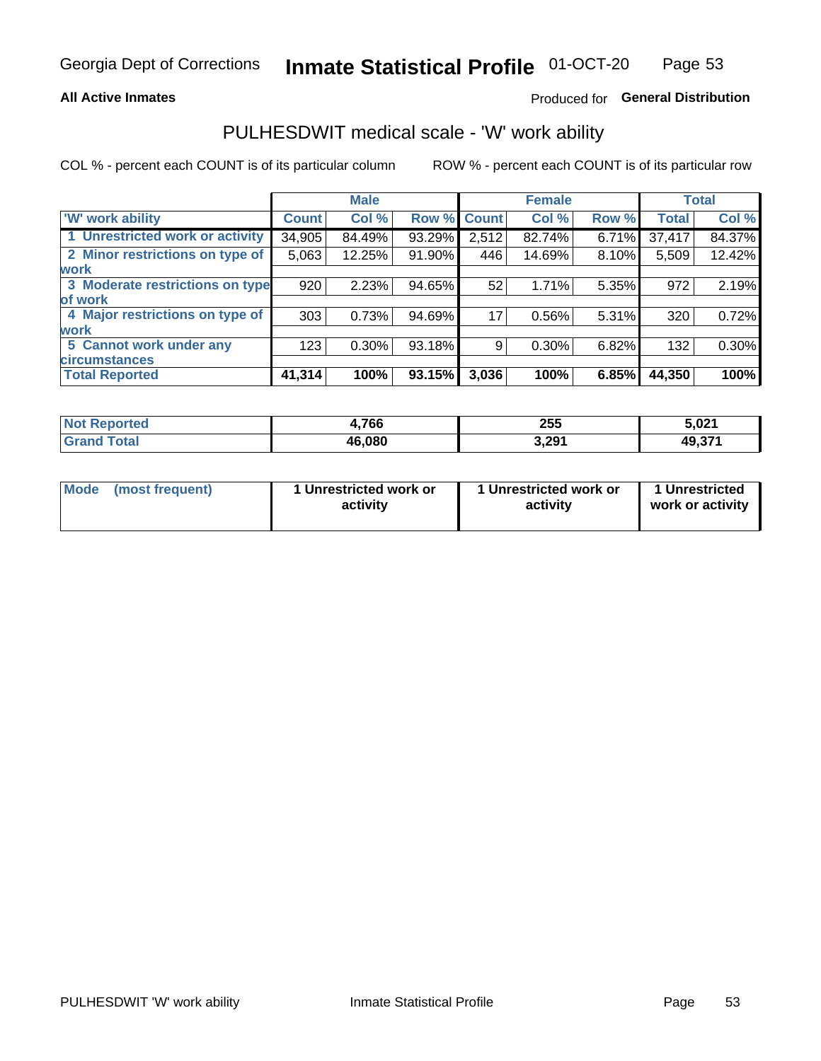Georgia Dept of Corrections **Inmate Statistical Profile** 01-OCT-20

**All Active Inmates**

Produced for **General Distribution**

## PULHESDWIT medical scale - 'W' work ability

COL % - percent each COUNT is of its particular column

ROW % - percent each COUNT is of its particular row

| | Male | | | Female | | | Total | |
|---|---|---|---|---|---|---|---|---|
| 'W' work ability | Count | Col % | Row % | Count | Col % | Row % | Total | Col % |
| 1 Unrestricted work or activity | 34,905 | 84.49% | 93.29% | 2,512 | 82.74% | 6.71% | 37,417 | 84.37% |
| 2 Minor restrictions on type of work | 5,063 | 12.25% | 91.90% | 446 | 14.69% | 8.10% | 5,509 | 12.42% |
| 3 Moderate restrictions on type of work | 920 | 2.23% | 94.65% | 52 | 1.71% | 5.35% | 972 | 2.19% |
| 4 Major restrictions on type of work | 303 | 0.73% | 94.69% | 17 | 0.56% | 5.31% | 320 | 0.72% |
| 5 Cannot work under any circumstances | 123 | 0.30% | 93.18% | 9 | 0.30% | 6.82% | 132 | 0.30% |
| **Total Reported** | **41,314** | **100%** | **93.15%** | **3,036** | **100%** | **6.85%** | **44,350** | **100%** |

| | Male | Female | Total |
|---|---|---|---|
| Not Reported | 4,766 | 255 | 5,021 |
| Grand Total | 46,080 | 3,291 | 49,371 |

| | Male | Female | Total |
|---|---|---|---|
| Mode (most frequent) | 1 Unrestricted work or activity | 1 Unrestricted work or activity | 1 Unrestricted work or activity |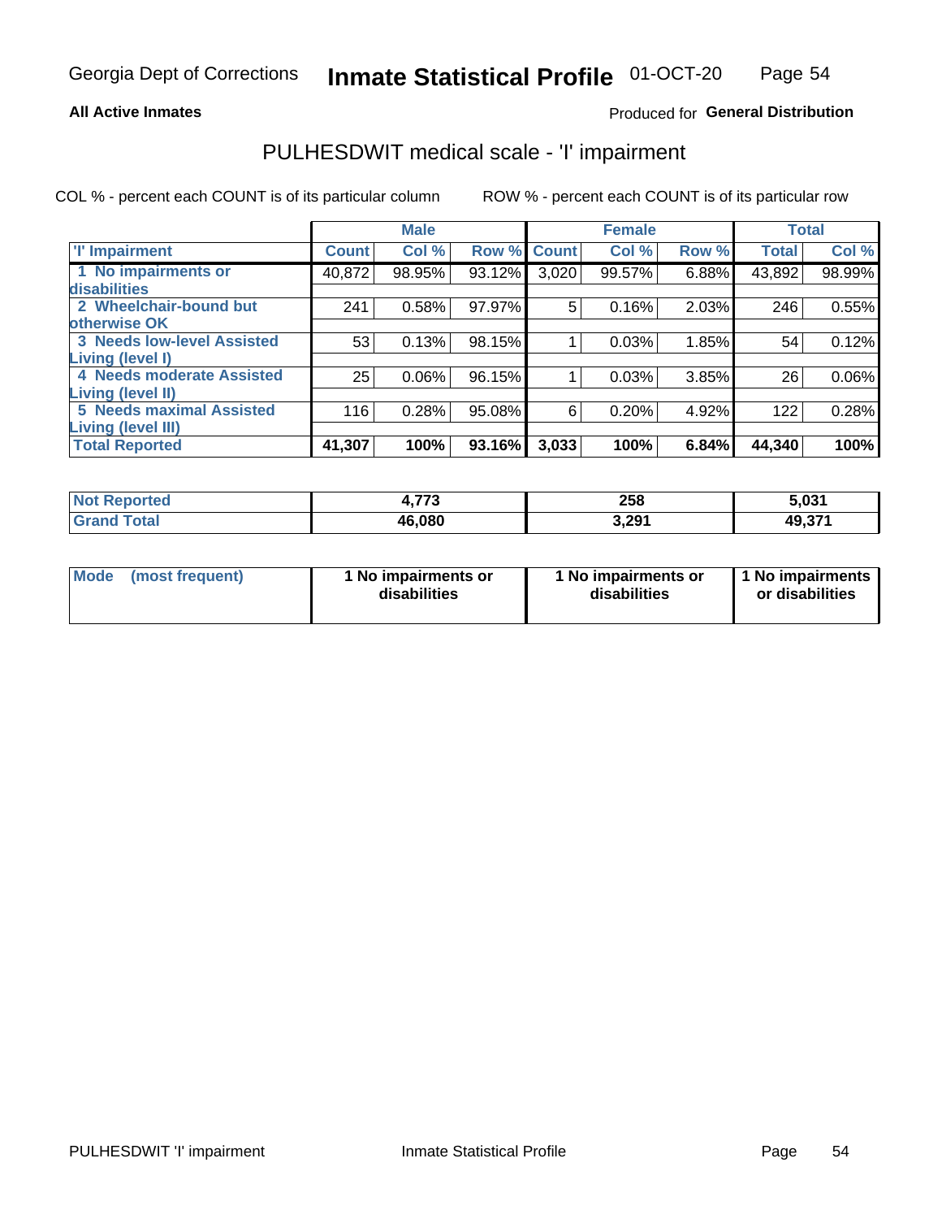**All Active Inmates**

Produced for **General Distribution**

## PULHESDWIT medical scale - 'I' impairment

COL % - percent each COUNT is of its particular column

ROW % - percent each COUNT is of its particular row

| | Male | | | Female | | | Total | |
|---|---|---|---|---|---|---|---|---|
| 'I' Impairment | Count | Col % | Row % | Count | Col % | Row % | Total | Col % |
| 1 No impairments or disabilities | 40,872 | 98.95% | 93.12% | 3,020 | 99.57% | 6.88% | 43,892 | 98.99% |
| 2 Wheelchair-bound but otherwise OK | 241 | 0.58% | 97.97% | 5 | 0.16% | 2.03% | 246 | 0.55% |
| 3 Needs low-level Assisted Living (level I) | 53 | 0.13% | 98.15% | 1 | 0.03% | 1.85% | 54 | 0.12% |
| 4 Needs moderate Assisted Living (level II) | 25 | 0.06% | 96.15% | 1 | 0.03% | 3.85% | 26 | 0.06% |
| 5 Needs maximal Assisted Living (level III) | 116 | 0.28% | 95.08% | 6 | 0.20% | 4.92% | 122 | 0.28% |
| **Total Reported** | **41,307** | **100%** | **93.16%** | **3,033** | **100%** | **6.84%** | **44,340** | **100%** |

| | Male | Female | Total |
|---|---|---|---|
| Not Reported | 4,773 | 258 | 5,031 |
| Grand Total | 46,080 | 3,291 | 49,371 |

| | Male | Female | Total |
|---|---|---|---|
| Mode (most frequent) | 1 No impairments or disabilities | 1 No impairments or disabilities | 1 No impairments or disabilities |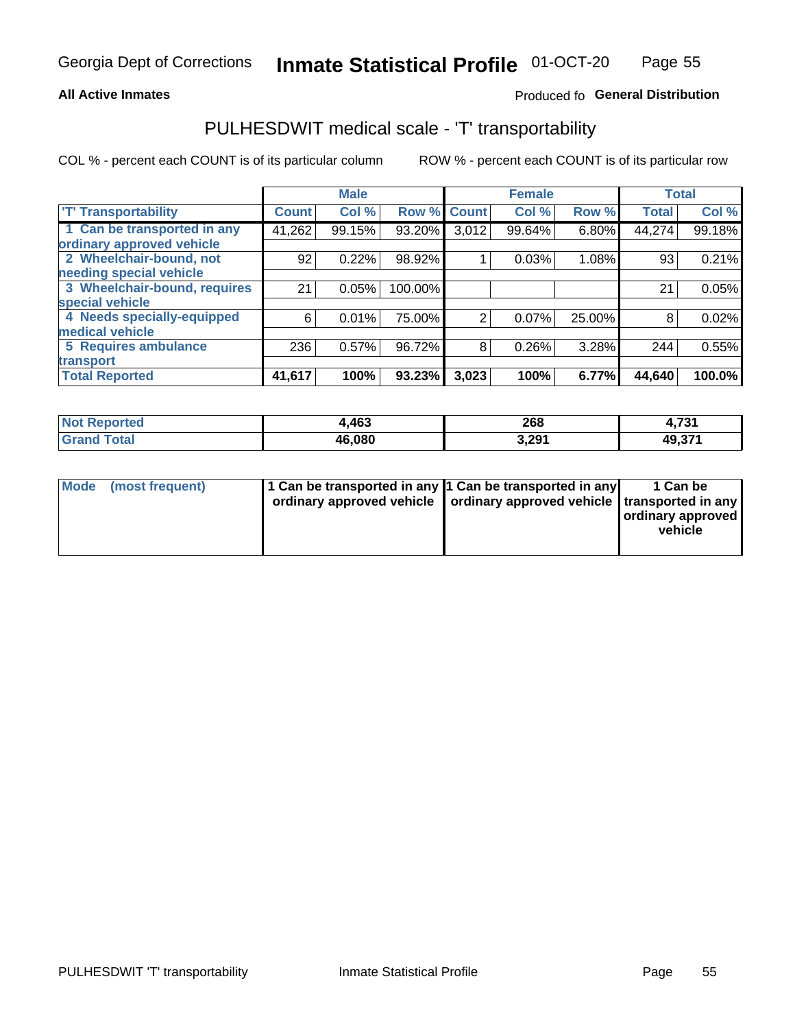**All Active Inmates**

Produced fo **General Distribution**

## PULHESDWIT medical scale - 'T' transportability

COL % - percent each COUNT is of its particular column

ROW % - percent each COUNT is of its particular row

| | Male | | | Female | | | Total | |
|---|---|---|---|---|---|---|---|---|
| 'T' Transportability | Count | Col % | Row % | Count | Col % | Row % | Total | Col % |
| 1 Can be transported in any ordinary approved vehicle | 41,262 | 99.15% | 93.20% | 3,012 | 99.64% | 6.80% | 44,274 | 99.18% |
| 2 Wheelchair-bound, not needing special vehicle | 92 | 0.22% | 98.92% | 1 | 0.03% | 1.08% | 93 | 0.21% |
| 3 Wheelchair-bound, requires special vehicle | 21 | 0.05% | 100.00% | | | | 21 | 0.05% |
| 4 Needs specially-equipped medical vehicle | 6 | 0.01% | 75.00% | 2 | 0.07% | 25.00% | 8 | 0.02% |
| 5 Requires ambulance transport | 236 | 0.57% | 96.72% | 8 | 0.26% | 3.28% | 244 | 0.55% |
| **Total Reported** | **41,617** | **100%** | **93.23%** | **3,023** | **100%** | **6.77%** | **44,640** | **100.0%** |

| | Male | Female | Total |
|---|---|---|---|
| Not Reported | 4,463 | 268 | 4,731 |
| Grand Total | 46,080 | 3,291 | 49,371 |

| | Male | Female | Total |
|---|---|---|---|
| Mode (most frequent) | 1 Can be transported in any ordinary approved vehicle | 1 Can be transported in any ordinary approved vehicle | 1 Can be transported in any ordinary approved vehicle |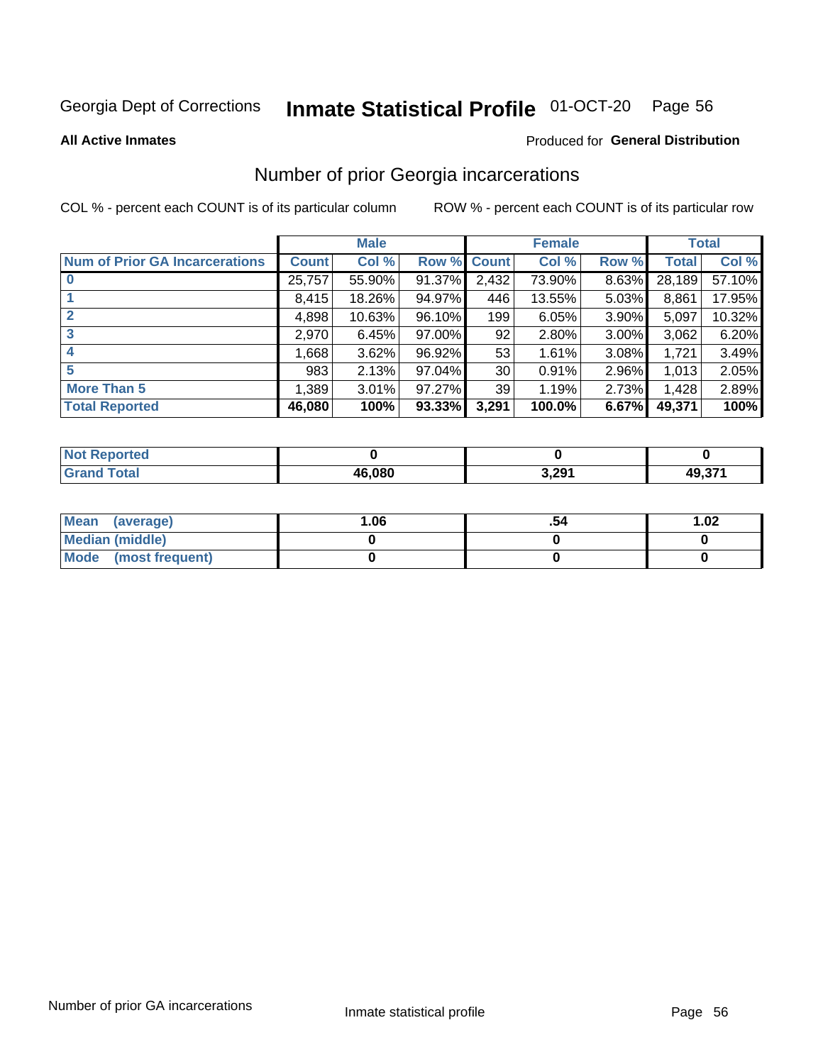Georgia Dept of Corrections **Inmate Statistical Profile** 01-OCT-20

**All Active Inmates**

Produced for **General Distribution**

## Number of prior Georgia incarcerations

COL % - percent each COUNT is of its particular column    ROW % - percent each COUNT is of its particular row

| | Male | | | Female | | | Total | |
|---|---|---|---|---|---|---|---|---|
| **Num of Prior GA Incarcerations** | **Count** | **Col %** | **Row %** | **Count** | **Col %** | **Row %** | **Total** | **Col %** |
| **0** | 25,757 | 55.90% | 91.37% | 2,432 | 73.90% | 8.63% | 28,189 | 57.10% |
| **1** | 8,415 | 18.26% | 94.97% | 446 | 13.55% | 5.03% | 8,861 | 17.95% |
| **2** | 4,898 | 10.63% | 96.10% | 199 | 6.05% | 3.90% | 5,097 | 10.32% |
| **3** | 2,970 | 6.45% | 97.00% | 92 | 2.80% | 3.00% | 3,062 | 6.20% |
| **4** | 1,668 | 3.62% | 96.92% | 53 | 1.61% | 3.08% | 1,721 | 3.49% |
| **5** | 983 | 2.13% | 97.04% | 30 | 0.91% | 2.96% | 1,013 | 2.05% |
| **More Than 5** | 1,389 | 3.01% | 97.27% | 39 | 1.19% | 2.73% | 1,428 | 2.89% |
| **Total Reported** | **46,080** | **100%** | **93.33%** | **3,291** | **100.0%** | **6.67%** | **49,371** | **100%** |

| | Male | Female | Total |
|---|---|---|---|
| **Not Reported** | **0** | **0** | **0** |
| **Grand Total** | **46,080** | **3,291** | **49,371** |

| | Male | Female | Total |
|---|---|---|---|
| **Mean (average)** | **1.06** | **.54** | **1.02** |
| **Median (middle)** | **0** | **0** | **0** |
| **Mode (most frequent)** | **0** | **0** | **0** |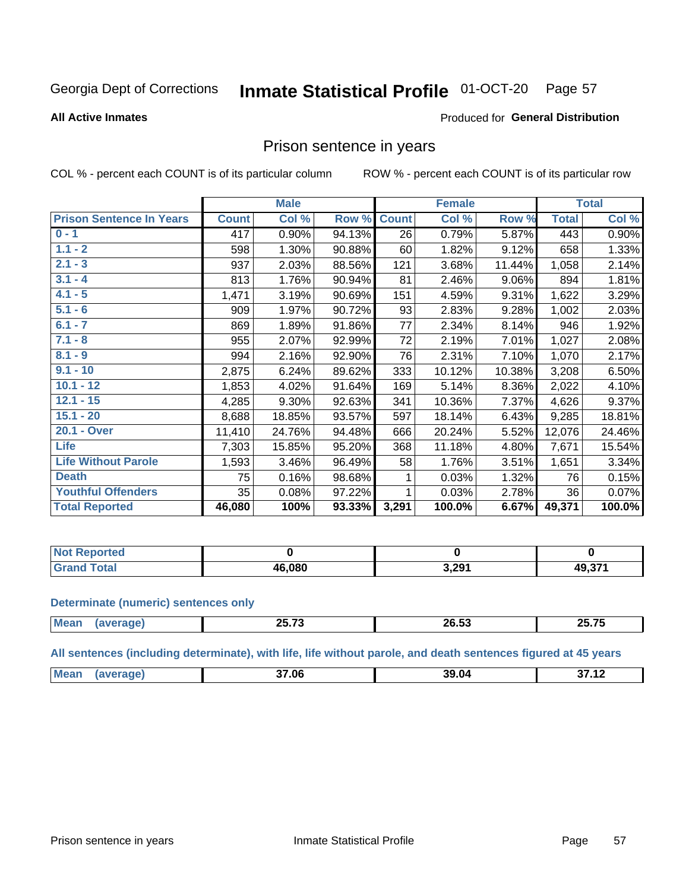Georgia Dept of Corrections **Inmate Statistical Profile** 01-OCT-20

**All Active Inmates**

Produced for **General Distribution**

## Prison sentence in years

COL % - percent each COUNT is of its particular column

ROW % - percent each COUNT is of its particular row

| | Male | | | Female | | | Total | |
|---|---|---|---|---|---|---|---|---|
| **Prison Sentence In Years** | **Count** | **Col %** | **Row %** | **Count** | **Col %** | **Row %** | **Total** | **Col %** |
| **0 - 1** | 417 | 0.90% | 94.13% | 26 | 0.79% | 5.87% | 443 | 0.90% |
| **1.1 - 2** | 598 | 1.30% | 90.88% | 60 | 1.82% | 9.12% | 658 | 1.33% |
| **2.1 - 3** | 937 | 2.03% | 88.56% | 121 | 3.68% | 11.44% | 1,058 | 2.14% |
| **3.1 - 4** | 813 | 1.76% | 90.94% | 81 | 2.46% | 9.06% | 894 | 1.81% |
| **4.1 - 5** | 1,471 | 3.19% | 90.69% | 151 | 4.59% | 9.31% | 1,622 | 3.29% |
| **5.1 - 6** | 909 | 1.97% | 90.72% | 93 | 2.83% | 9.28% | 1,002 | 2.03% |
| **6.1 - 7** | 869 | 1.89% | 91.86% | 77 | 2.34% | 8.14% | 946 | 1.92% |
| **7.1 - 8** | 955 | 2.07% | 92.99% | 72 | 2.19% | 7.01% | 1,027 | 2.08% |
| **8.1 - 9** | 994 | 2.16% | 92.90% | 76 | 2.31% | 7.10% | 1,070 | 2.17% |
| **9.1 - 10** | 2,875 | 6.24% | 89.62% | 333 | 10.12% | 10.38% | 3,208 | 6.50% |
| **10.1 - 12** | 1,853 | 4.02% | 91.64% | 169 | 5.14% | 8.36% | 2,022 | 4.10% |
| **12.1 - 15** | 4,285 | 9.30% | 92.63% | 341 | 10.36% | 7.37% | 4,626 | 9.37% |
| **15.1 - 20** | 8,688 | 18.85% | 93.57% | 597 | 18.14% | 6.43% | 9,285 | 18.81% |
| **20.1 - Over** | 11,410 | 24.76% | 94.48% | 666 | 20.24% | 5.52% | 12,076 | 24.46% |
| **Life** | 7,303 | 15.85% | 95.20% | 368 | 11.18% | 4.80% | 7,671 | 15.54% |
| **Life Without Parole** | 1,593 | 3.46% | 96.49% | 58 | 1.76% | 3.51% | 1,651 | 3.34% |
| **Death** | 75 | 0.16% | 98.68% | 1 | 0.03% | 1.32% | 76 | 0.15% |
| **Youthful Offenders** | 35 | 0.08% | 97.22% | 1 | 0.03% | 2.78% | 36 | 0.07% |
| **Total Reported** | **46,080** | **100%** | **93.33%** | **3,291** | **100.0%** | **6.67%** | **49,371** | **100.0%** |

| | Male | Female | Total |
|---|---|---|---|
| **Not Reported** | **0** | **0** | **0** |
| **Grand Total** | **46,080** | **3,291** | **49,371** |

**Determinate (numeric) sentences only**

| | Male | Female | Total |
|---|---|---|---|
| **Mean (average)** | **25.73** | **26.53** | **25.75** |

**All sentences (including determinate), with life, life without parole, and death sentences figured at 45 years**

| | Male | Female | Total |
|---|---|---|---|
| **Mean (average)** | **37.06** | **39.04** | **37.12** |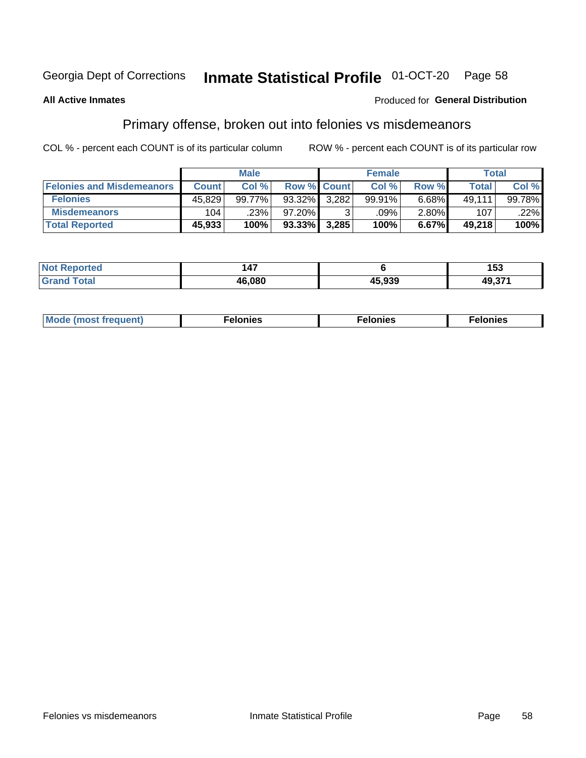Georgia Dept of Corrections **Inmate Statistical Profile** 01-OCT-20

**All Active Inmates**

Produced for **General Distribution**

## Primary offense, broken out into felonies vs misdemeanors

COL % - percent each COUNT is of its particular column    ROW % - percent each COUNT is of its particular row

| | Male | | | Female | | | Total | |
|---|---|---|---|---|---|---|---|---|
| **Felonies and Misdemeanors** | **Count** | **Col %** | **Row %** | **Count** | **Col %** | **Row %** | **Total** | **Col %** |
| **Felonies** | 45,829 | 99.77% | 93.32% | 3,282 | 99.91% | 6.68% | 49,111 | 99.78% |
| **Misdemeanors** | 104 | .23% | 97.20% | 3 | .09% | 2.80% | 107 | .22% |
| **Total Reported** | **45,933** | **100%** | **93.33%** | **3,285** | **100%** | **6.67%** | **49,218** | **100%** |

| | Male | Female | Total |
|---|---|---|---|
| **Not Reported** | **147** | **6** | **153** |
| **Grand Total** | **46,080** | **45,939** | **49,371** |

| | Male | Female | Total |
|---|---|---|---|
| **Mode (most frequent)** | **Felonies** | **Felonies** | **Felonies** |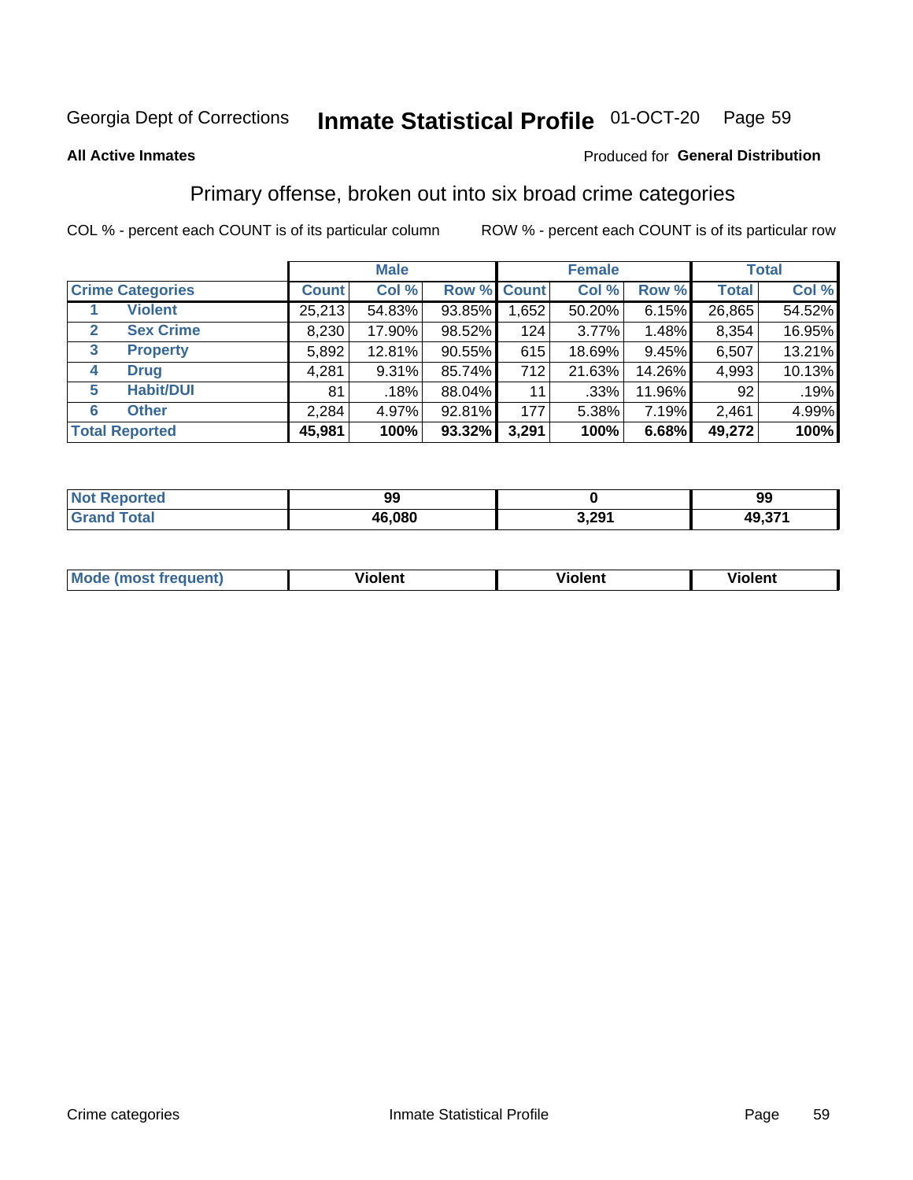Georgia Dept of Corrections **Inmate Statistical Profile** 01-OCT-20

**All Active Inmates**

Produced for **General Distribution**

## Primary offense, broken out into six broad crime categories

COL % - percent each COUNT is of its particular column

ROW % - percent each COUNT is of its particular row

| Crime Categories | | Male | | | Female | | | Total | |
|---|---|---|---|---|---|---|---|---|---|
| | | Count | Col % | Row % | Count | Col % | Row % | Total | Col % |
| 1 | Violent | 25,213 | 54.83% | 93.85% | 1,652 | 50.20% | 6.15% | 26,865 | 54.52% |
| 2 | Sex Crime | 8,230 | 17.90% | 98.52% | 124 | 3.77% | 1.48% | 8,354 | 16.95% |
| 3 | Property | 5,892 | 12.81% | 90.55% | 615 | 18.69% | 9.45% | 6,507 | 13.21% |
| 4 | Drug | 4,281 | 9.31% | 85.74% | 712 | 21.63% | 14.26% | 4,993 | 10.13% |
| 5 | Habit/DUI | 81 | .18% | 88.04% | 11 | .33% | 11.96% | 92 | .19% |
| 6 | Other | 2,284 | 4.97% | 92.81% | 177 | 5.38% | 7.19% | 2,461 | 4.99% |
| **Total Reported** | | **45,981** | **100%** | **93.32%** | **3,291** | **100%** | **6.68%** | **49,272** | **100%** |

| | Male | Female | Total |
|---|---|---|---|
| Not Reported | **99** | **0** | **99** |
| Grand Total | **46,080** | **3,291** | **49,371** |

| | Male | Female | Total |
|---|---|---|---|
| Mode (most frequent) | **Violent** | **Violent** | **Violent** |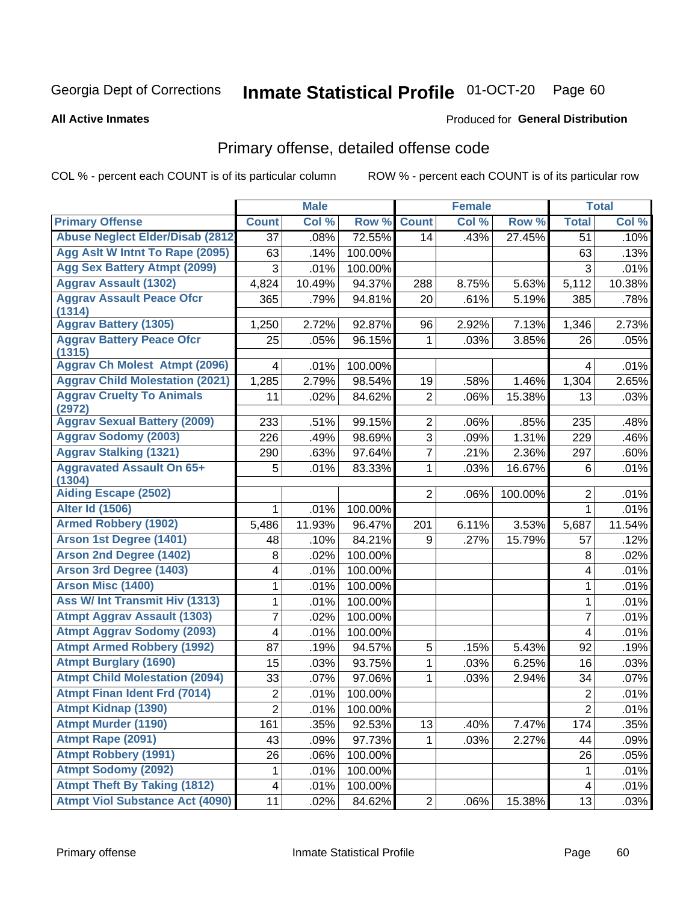Georgia Dept of Corrections **Inmate Statistical Profile** 01-OCT-20 Page 60

**All Active Inmates**

Produced for **General Distribution**

## Primary offense, detailed offense code

COL % - percent each COUNT is of its particular column ROW % - percent each COUNT is of its particular row

| | Male | | | Female | | | Total | |
|---|---|---|---|---|---|---|---|---|
| Primary Offense | Count | Col % | Row % | Count | Col % | Row % | Total | Col % |
| Abuse Neglect Elder/Disab (2812 | 37 | .08% | 72.55% | 14 | .43% | 27.45% | 51 | .10% |
| Agg Aslt W Intnt To Rape (2095) | 63 | .14% | 100.00% | | | | 63 | .13% |
| Agg Sex Battery Atmpt (2099) | 3 | .01% | 100.00% | | | | 3 | .01% |
| Aggrav Assault (1302) | 4,824 | 10.49% | 94.37% | 288 | 8.75% | 5.63% | 5,112 | 10.38% |
| Aggrav Assault Peace Ofcr (1314) | 365 | .79% | 94.81% | 20 | .61% | 5.19% | 385 | .78% |
| Aggrav Battery (1305) | 1,250 | 2.72% | 92.87% | 96 | 2.92% | 7.13% | 1,346 | 2.73% |
| Aggrav Battery Peace Ofcr (1315) | 25 | .05% | 96.15% | 1 | .03% | 3.85% | 26 | .05% |
| Aggrav Ch Molest Atmpt (2096) | 4 | .01% | 100.00% | | | | 4 | .01% |
| Aggrav Child Molestation (2021) | 1,285 | 2.79% | 98.54% | 19 | .58% | 1.46% | 1,304 | 2.65% |
| Aggrav Cruelty To Animals (2972) | 11 | .02% | 84.62% | 2 | .06% | 15.38% | 13 | .03% |
| Aggrav Sexual Battery (2009) | 233 | .51% | 99.15% | 2 | .06% | .85% | 235 | .48% |
| Aggrav Sodomy (2003) | 226 | .49% | 98.69% | 3 | .09% | 1.31% | 229 | .46% |
| Aggrav Stalking (1321) | 290 | .63% | 97.64% | 7 | .21% | 2.36% | 297 | .60% |
| Aggravated Assault On 65+ (1304) | 5 | .01% | 83.33% | 1 | .03% | 16.67% | 6 | .01% |
| Aiding Escape (2502) | | | | 2 | .06% | 100.00% | 2 | .01% |
| Alter Id (1506) | 1 | .01% | 100.00% | | | | 1 | .01% |
| Armed Robbery (1902) | 5,486 | 11.93% | 96.47% | 201 | 6.11% | 3.53% | 5,687 | 11.54% |
| Arson 1st Degree (1401) | 48 | .10% | 84.21% | 9 | .27% | 15.79% | 57 | .12% |
| Arson 2nd Degree (1402) | 8 | .02% | 100.00% | | | | 8 | .02% |
| Arson 3rd Degree (1403) | 4 | .01% | 100.00% | | | | 4 | .01% |
| Arson Misc (1400) | 1 | .01% | 100.00% | | | | 1 | .01% |
| Ass W/ Int Transmit Hiv (1313) | 1 | .01% | 100.00% | | | | 1 | .01% |
| Atmpt Aggrav Assault (1303) | 7 | .02% | 100.00% | | | | 7 | .01% |
| Atmpt Aggrav Sodomy (2093) | 4 | .01% | 100.00% | | | | 4 | .01% |
| Atmpt Armed Robbery (1992) | 87 | .19% | 94.57% | 5 | .15% | 5.43% | 92 | .19% |
| Atmpt Burglary (1690) | 15 | .03% | 93.75% | 1 | .03% | 6.25% | 16 | .03% |
| Atmpt Child Molestation (2094) | 33 | .07% | 97.06% | 1 | .03% | 2.94% | 34 | .07% |
| Atmpt Finan Ident Frd (7014) | 2 | .01% | 100.00% | | | | 2 | .01% |
| Atmpt Kidnap (1390) | 2 | .01% | 100.00% | | | | 2 | .01% |
| Atmpt Murder (1190) | 161 | .35% | 92.53% | 13 | .40% | 7.47% | 174 | .35% |
| Atmpt Rape (2091) | 43 | .09% | 97.73% | 1 | .03% | 2.27% | 44 | .09% |
| Atmpt Robbery (1991) | 26 | .06% | 100.00% | | | | 26 | .05% |
| Atmpt Sodomy (2092) | 1 | .01% | 100.00% | | | | 1 | .01% |
| Atmpt Theft By Taking (1812) | 4 | .01% | 100.00% | | | | 4 | .01% |
| Atmpt Viol Substance Act (4090) | 11 | .02% | 84.62% | 2 | .06% | 15.38% | 13 | .03% |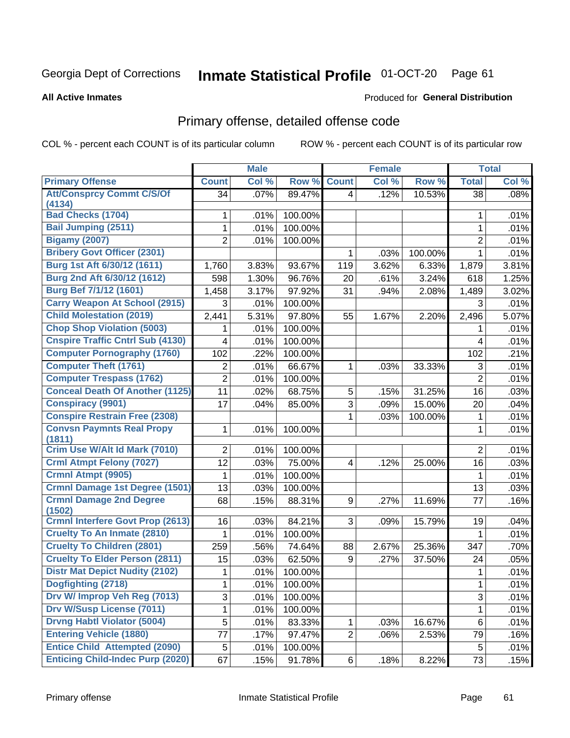Georgia Dept of Corrections **Inmate Statistical Profile** 01-OCT-20

**All Active Inmates**

Produced for **General Distribution**

## Primary offense, detailed offense code

COL % - percent each COUNT is of its particular column ROW % - percent each COUNT is of its particular row

| | Male | | | Female | | | Total | |
|---|---|---|---|---|---|---|---|---|
| **Primary Offense** | **Count** | **Col %** | **Row %** | **Count** | **Col %** | **Row %** | **Total** | **Col %** |
| Att/Consprcy Commt C/S/Of (4134) | 34 | .07% | 89.47% | 4 | .12% | 10.53% | 38 | .08% |
| Bad Checks (1704) | 1 | .01% | 100.00% | | | | 1 | .01% |
| Bail Jumping (2511) | 1 | .01% | 100.00% | | | | 1 | .01% |
| Bigamy (2007) | 2 | .01% | 100.00% | | | | 2 | .01% |
| Bribery Govt Officer (2301) | | | | 1 | .03% | 100.00% | 1 | .01% |
| Burg 1st Aft 6/30/12 (1611) | 1,760 | 3.83% | 93.67% | 119 | 3.62% | 6.33% | 1,879 | 3.81% |
| Burg 2nd Aft 6/30/12 (1612) | 598 | 1.30% | 96.76% | 20 | .61% | 3.24% | 618 | 1.25% |
| Burg Bef 7/1/12 (1601) | 1,458 | 3.17% | 97.92% | 31 | .94% | 2.08% | 1,489 | 3.02% |
| Carry Weapon At School (2915) | 3 | .01% | 100.00% | | | | 3 | .01% |
| Child Molestation (2019) | 2,441 | 5.31% | 97.80% | 55 | 1.67% | 2.20% | 2,496 | 5.07% |
| Chop Shop Violation (5003) | 1 | .01% | 100.00% | | | | 1 | .01% |
| Cnspire Traffic Cntrl Sub (4130) | 4 | .01% | 100.00% | | | | 4 | .01% |
| Computer Pornography (1760) | 102 | .22% | 100.00% | | | | 102 | .21% |
| Computer Theft (1761) | 2 | .01% | 66.67% | 1 | .03% | 33.33% | 3 | .01% |
| Computer Trespass (1762) | 2 | .01% | 100.00% | | | | 2 | .01% |
| Conceal Death Of Another (1125) | 11 | .02% | 68.75% | 5 | .15% | 31.25% | 16 | .03% |
| Conspiracy (9901) | 17 | .04% | 85.00% | 3 | .09% | 15.00% | 20 | .04% |
| Conspire Restrain Free (2308) | | | | 1 | .03% | 100.00% | 1 | .01% |
| Convsn Paymnts Real Propy (1811) | 1 | .01% | 100.00% | | | | 1 | .01% |
| Crim Use W/Alt Id Mark (7010) | 2 | .01% | 100.00% | | | | 2 | .01% |
| Crml Atmpt Felony (7027) | 12 | .03% | 75.00% | 4 | .12% | 25.00% | 16 | .03% |
| Crmnl Atmpt (9905) | 1 | .01% | 100.00% | | | | 1 | .01% |
| Crmnl Damage 1st Degree (1501) | 13 | .03% | 100.00% | | | | 13 | .03% |
| Crmnl Damage 2nd Degree (1502) | 68 | .15% | 88.31% | 9 | .27% | 11.69% | 77 | .16% |
| Crmnl Interfere Govt Prop (2613) | 16 | .03% | 84.21% | 3 | .09% | 15.79% | 19 | .04% |
| Cruelty To An Inmate (2810) | 1 | .01% | 100.00% | | | | 1 | .01% |
| Cruelty To Children (2801) | 259 | .56% | 74.64% | 88 | 2.67% | 25.36% | 347 | .70% |
| Cruelty To Elder Person (2811) | 15 | .03% | 62.50% | 9 | .27% | 37.50% | 24 | .05% |
| Distr Mat Depict Nudity (2102) | 1 | .01% | 100.00% | | | | 1 | .01% |
| Dogfighting (2718) | 1 | .01% | 100.00% | | | | 1 | .01% |
| Drv W/ Improp Veh Reg (7013) | 3 | .01% | 100.00% | | | | 3 | .01% |
| Drv W/Susp License (7011) | 1 | .01% | 100.00% | | | | 1 | .01% |
| Drvng Habtl Violator (5004) | 5 | .01% | 83.33% | 1 | .03% | 16.67% | 6 | .01% |
| Entering Vehicle (1880) | 77 | .17% | 97.47% | 2 | .06% | 2.53% | 79 | .16% |
| Entice Child Attempted (2090) | 5 | .01% | 100.00% | | | | 5 | .01% |
| Enticing Child-Indec Purp (2020) | 67 | .15% | 91.78% | 6 | .18% | 8.22% | 73 | .15% |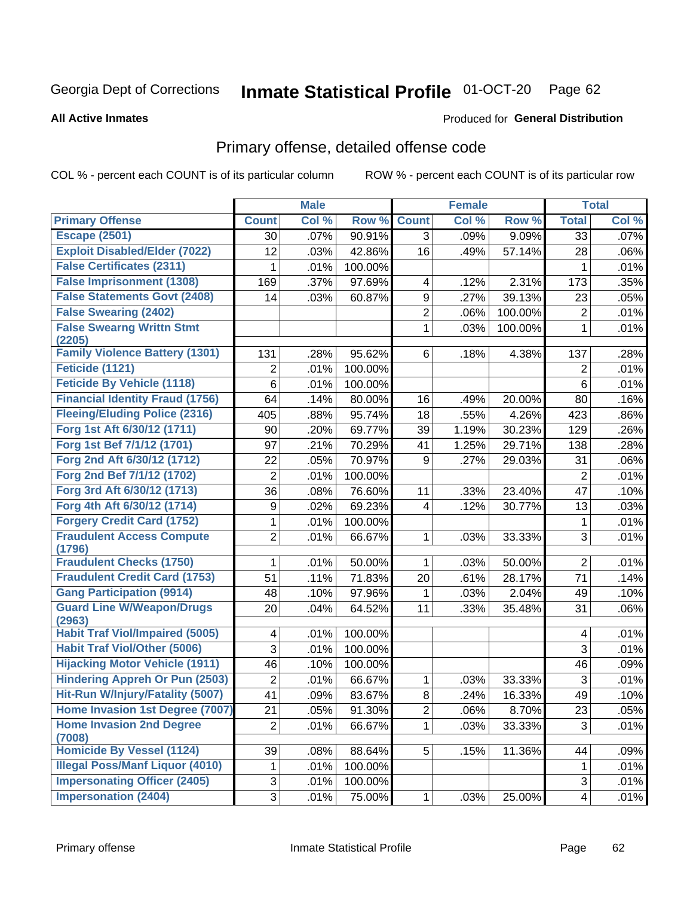Georgia Dept of Corrections **Inmate Statistical Profile** 01-OCT-20

**All Active Inmates**

Produced for **General Distribution**

## Primary offense, detailed offense code

COL % - percent each COUNT is of its particular column ROW % - percent each COUNT is of its particular row

| | Male | | | Female | | | Total | |
|---|---|---|---|---|---|---|---|---|
| **Primary Offense** | **Count** | **Col %** | **Row %** | **Count** | **Col %** | **Row %** | **Total** | **Col %** |
| Escape (2501) | 30 | .07% | 90.91% | 3 | .09% | 9.09% | 33 | .07% |
| Exploit Disabled/Elder (7022) | 12 | .03% | 42.86% | 16 | .49% | 57.14% | 28 | .06% |
| False Certificates (2311) | 1 | .01% | 100.00% | | | | 1 | .01% |
| False Imprisonment (1308) | 169 | .37% | 97.69% | 4 | .12% | 2.31% | 173 | .35% |
| False Statements Govt (2408) | 14 | .03% | 60.87% | 9 | .27% | 39.13% | 23 | .05% |
| False Swearing (2402) | | | | 2 | .06% | 100.00% | 2 | .01% |
| False Swearng Writtn Stmt (2205) | | | | 1 | .03% | 100.00% | 1 | .01% |
| Family Violence Battery (1301) | 131 | .28% | 95.62% | 6 | .18% | 4.38% | 137 | .28% |
| Feticide (1121) | 2 | .01% | 100.00% | | | | 2 | .01% |
| Feticide By Vehicle (1118) | 6 | .01% | 100.00% | | | | 6 | .01% |
| Financial Identity Fraud (1756) | 64 | .14% | 80.00% | 16 | .49% | 20.00% | 80 | .16% |
| Fleeing/Eluding Police (2316) | 405 | .88% | 95.74% | 18 | .55% | 4.26% | 423 | .86% |
| Forg 1st Aft 6/30/12 (1711) | 90 | .20% | 69.77% | 39 | 1.19% | 30.23% | 129 | .26% |
| Forg 1st Bef 7/1/12 (1701) | 97 | .21% | 70.29% | 41 | 1.25% | 29.71% | 138 | .28% |
| Forg 2nd Aft 6/30/12 (1712) | 22 | .05% | 70.97% | 9 | .27% | 29.03% | 31 | .06% |
| Forg 2nd Bef 7/1/12 (1702) | 2 | .01% | 100.00% | | | | 2 | .01% |
| Forg 3rd Aft 6/30/12 (1713) | 36 | .08% | 76.60% | 11 | .33% | 23.40% | 47 | .10% |
| Forg 4th Aft 6/30/12 (1714) | 9 | .02% | 69.23% | 4 | .12% | 30.77% | 13 | .03% |
| Forgery Credit Card (1752) | 1 | .01% | 100.00% | | | | 1 | .01% |
| Fraudulent Access Compute (1796) | 2 | .01% | 66.67% | 1 | .03% | 33.33% | 3 | .01% |
| Fraudulent Checks (1750) | 1 | .01% | 50.00% | 1 | .03% | 50.00% | 2 | .01% |
| Fraudulent Credit Card (1753) | 51 | .11% | 71.83% | 20 | .61% | 28.17% | 71 | .14% |
| Gang Participation (9914) | 48 | .10% | 97.96% | 1 | .03% | 2.04% | 49 | .10% |
| Guard Line W/Weapon/Drugs (2963) | 20 | .04% | 64.52% | 11 | .33% | 35.48% | 31 | .06% |
| Habit Traf Viol/Impaired (5005) | 4 | .01% | 100.00% | | | | 4 | .01% |
| Habit Traf Viol/Other (5006) | 3 | .01% | 100.00% | | | | 3 | .01% |
| Hijacking Motor Vehicle (1911) | 46 | .10% | 100.00% | | | | 46 | .09% |
| Hindering Appreh Or Pun (2503) | 2 | .01% | 66.67% | 1 | .03% | 33.33% | 3 | .01% |
| Hit-Run W/Injury/Fatality (5007) | 41 | .09% | 83.67% | 8 | .24% | 16.33% | 49 | .10% |
| Home Invasion 1st Degree (7007) | 21 | .05% | 91.30% | 2 | .06% | 8.70% | 23 | .05% |
| Home Invasion 2nd Degree (7008) | 2 | .01% | 66.67% | 1 | .03% | 33.33% | 3 | .01% |
| Homicide By Vessel (1124) | 39 | .08% | 88.64% | 5 | .15% | 11.36% | 44 | .09% |
| Illegal Poss/Manf Liquor (4010) | 1 | .01% | 100.00% | | | | 1 | .01% |
| Impersonating Officer (2405) | 3 | .01% | 100.00% | | | | 3 | .01% |
| Impersonation (2404) | 3 | .01% | 75.00% | 1 | .03% | 25.00% | 4 | .01% |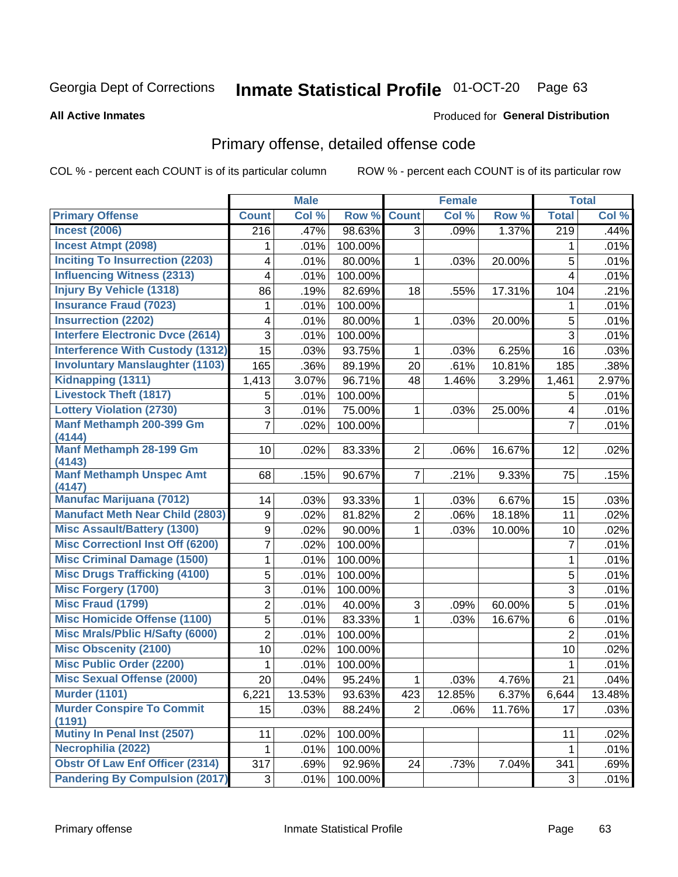Georgia Dept of Corrections **Inmate Statistical Profile** 01-OCT-20

**All Active Inmates**

Produced for **General Distribution**

## Primary offense, detailed offense code

COL % - percent each COUNT is of its particular column     ROW % - percent each COUNT is of its particular row

| | Male | | | Female | | | Total | |
|---|---|---|---|---|---|---|---|---|
| **Primary Offense** | **Count** | **Col %** | **Row %** | **Count** | **Col %** | **Row %** | **Total** | **Col %** |
| Incest (2006) | 216 | .47% | 98.63% | 3 | .09% | 1.37% | 219 | .44% |
| Incest Atmpt (2098) | 1 | .01% | 100.00% | | | | 1 | .01% |
| Inciting To Insurrection (2203) | 4 | .01% | 80.00% | 1 | .03% | 20.00% | 5 | .01% |
| Influencing Witness (2313) | 4 | .01% | 100.00% | | | | 4 | .01% |
| Injury By Vehicle (1318) | 86 | .19% | 82.69% | 18 | .55% | 17.31% | 104 | .21% |
| Insurance Fraud (7023) | 1 | .01% | 100.00% | | | | 1 | .01% |
| Insurrection (2202) | 4 | .01% | 80.00% | 1 | .03% | 20.00% | 5 | .01% |
| Interfere Electronic Dvce (2614) | 3 | .01% | 100.00% | | | | 3 | .01% |
| Interference With Custody (1312) | 15 | .03% | 93.75% | 1 | .03% | 6.25% | 16 | .03% |
| Involuntary Manslaughter (1103) | 165 | .36% | 89.19% | 20 | .61% | 10.81% | 185 | .38% |
| Kidnapping (1311) | 1,413 | 3.07% | 96.71% | 48 | 1.46% | 3.29% | 1,461 | 2.97% |
| Livestock Theft (1817) | 5 | .01% | 100.00% | | | | 5 | .01% |
| Lottery Violation (2730) | 3 | .01% | 75.00% | 1 | .03% | 25.00% | 4 | .01% |
| Manf Methamph 200-399 Gm (4144) | 7 | .02% | 100.00% | | | | 7 | .01% |
| Manf Methamph 28-199 Gm (4143) | 10 | .02% | 83.33% | 2 | .06% | 16.67% | 12 | .02% |
| Manf Methamph Unspec Amt (4147) | 68 | .15% | 90.67% | 7 | .21% | 9.33% | 75 | .15% |
| Manufac Marijuana (7012) | 14 | .03% | 93.33% | 1 | .03% | 6.67% | 15 | .03% |
| Manufact Meth Near Child (2803) | 9 | .02% | 81.82% | 2 | .06% | 18.18% | 11 | .02% |
| Misc Assault/Battery (1300) | 9 | .02% | 90.00% | 1 | .03% | 10.00% | 10 | .02% |
| Misc Correctionl Inst Off (6200) | 7 | .02% | 100.00% | | | | 7 | .01% |
| Misc Criminal Damage (1500) | 1 | .01% | 100.00% | | | | 1 | .01% |
| Misc Drugs Trafficking (4100) | 5 | .01% | 100.00% | | | | 5 | .01% |
| Misc Forgery (1700) | 3 | .01% | 100.00% | | | | 3 | .01% |
| Misc Fraud (1799) | 2 | .01% | 40.00% | 3 | .09% | 60.00% | 5 | .01% |
| Misc Homicide Offense (1100) | 5 | .01% | 83.33% | 1 | .03% | 16.67% | 6 | .01% |
| Misc Mrals/Pblic H/Safty (6000) | 2 | .01% | 100.00% | | | | 2 | .01% |
| Misc Obscenity (2100) | 10 | .02% | 100.00% | | | | 10 | .02% |
| Misc Public Order (2200) | 1 | .01% | 100.00% | | | | 1 | .01% |
| Misc Sexual Offense (2000) | 20 | .04% | 95.24% | 1 | .03% | 4.76% | 21 | .04% |
| Murder (1101) | 6,221 | 13.53% | 93.63% | 423 | 12.85% | 6.37% | 6,644 | 13.48% |
| Murder Conspire To Commit (1191) | 15 | .03% | 88.24% | 2 | .06% | 11.76% | 17 | .03% |
| Mutiny In Penal Inst (2507) | 11 | .02% | 100.00% | | | | 11 | .02% |
| Necrophilia (2022) | 1 | .01% | 100.00% | | | | 1 | .01% |
| Obstr Of Law Enf Officer (2314) | 317 | .69% | 92.96% | 24 | .73% | 7.04% | 341 | .69% |
| Pandering By Compulsion (2017) | 3 | .01% | 100.00% | | | | 3 | .01% |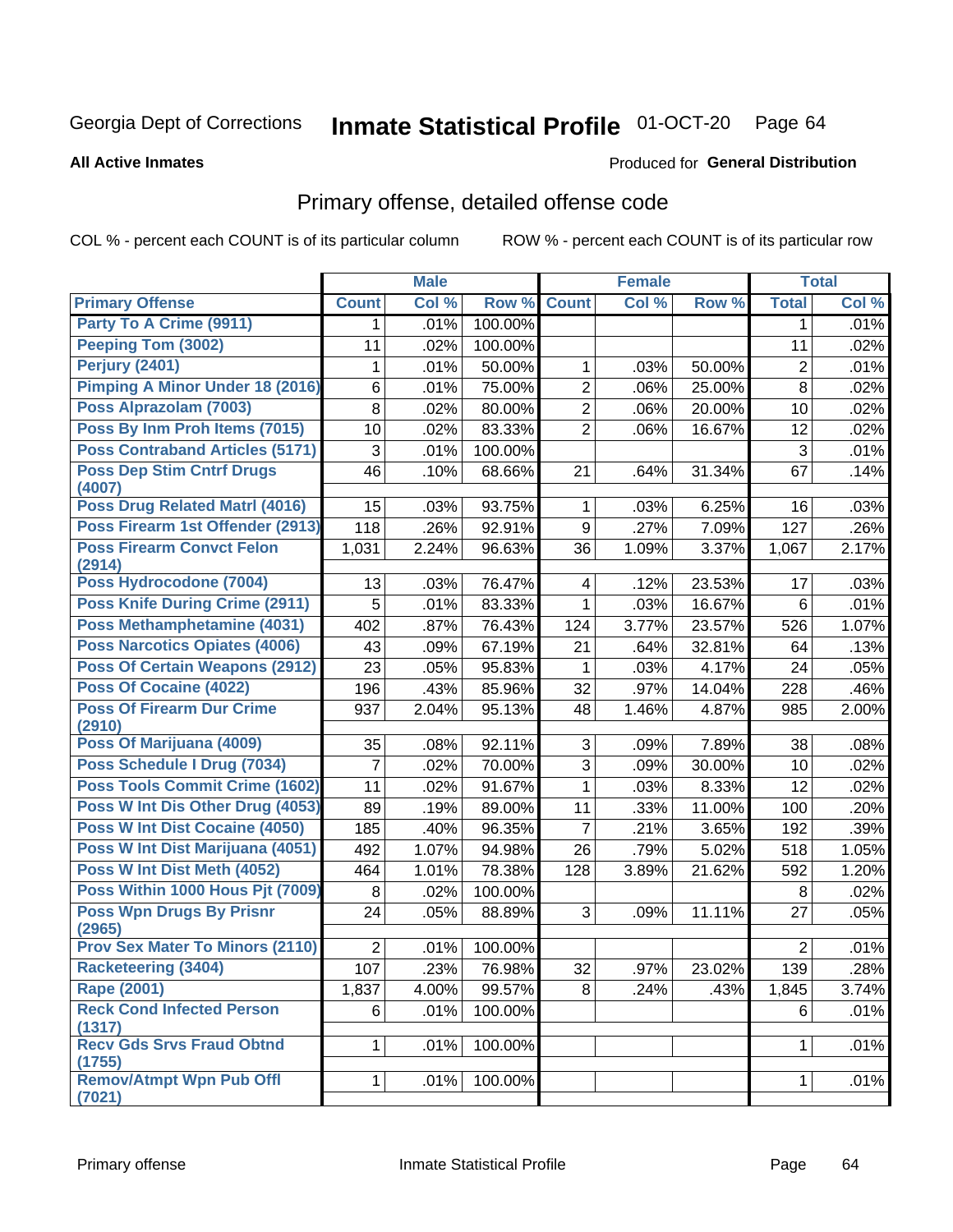Georgia Dept of Corrections **Inmate Statistical Profile** 01-OCT-20

**All Active Inmates**

Produced for **General Distribution**

## Primary offense, detailed offense code

COL % - percent each COUNT is of its particular column ROW % - percent each COUNT is of its particular row

| | Male | | | Female | | | Total | |
|---|---|---|---|---|---|---|---|---|
| **Primary Offense** | **Count** | **Col %** | **Row %** | **Count** | **Col %** | **Row %** | **Total** | **Col %** |
| Party To A Crime (9911) | 1 | .01% | 100.00% | | | | 1 | .01% |
| Peeping Tom (3002) | 11 | .02% | 100.00% | | | | 11 | .02% |
| Perjury (2401) | 1 | .01% | 50.00% | 1 | .03% | 50.00% | 2 | .01% |
| Pimping A Minor Under 18 (2016) | 6 | .01% | 75.00% | 2 | .06% | 25.00% | 8 | .02% |
| Poss Alprazolam (7003) | 8 | .02% | 80.00% | 2 | .06% | 20.00% | 10 | .02% |
| Poss By Inm Proh Items (7015) | 10 | .02% | 83.33% | 2 | .06% | 16.67% | 12 | .02% |
| Poss Contraband Articles (5171) | 3 | .01% | 100.00% | | | | 3 | .01% |
| Poss Dep Stim Cntrf Drugs (4007) | 46 | .10% | 68.66% | 21 | .64% | 31.34% | 67 | .14% |
| Poss Drug Related Matrl (4016) | 15 | .03% | 93.75% | 1 | .03% | 6.25% | 16 | .03% |
| Poss Firearm 1st Offender (2913) | 118 | .26% | 92.91% | 9 | .27% | 7.09% | 127 | .26% |
| Poss Firearm Convct Felon (2914) | 1,031 | 2.24% | 96.63% | 36 | 1.09% | 3.37% | 1,067 | 2.17% |
| Poss Hydrocodone (7004) | 13 | .03% | 76.47% | 4 | .12% | 23.53% | 17 | .03% |
| Poss Knife During Crime (2911) | 5 | .01% | 83.33% | 1 | .03% | 16.67% | 6 | .01% |
| Poss Methamphetamine (4031) | 402 | .87% | 76.43% | 124 | 3.77% | 23.57% | 526 | 1.07% |
| Poss Narcotics Opiates (4006) | 43 | .09% | 67.19% | 21 | .64% | 32.81% | 64 | .13% |
| Poss Of Certain Weapons (2912) | 23 | .05% | 95.83% | 1 | .03% | 4.17% | 24 | .05% |
| Poss Of Cocaine (4022) | 196 | .43% | 85.96% | 32 | .97% | 14.04% | 228 | .46% |
| Poss Of Firearm Dur Crime (2910) | 937 | 2.04% | 95.13% | 48 | 1.46% | 4.87% | 985 | 2.00% |
| Poss Of Marijuana (4009) | 35 | .08% | 92.11% | 3 | .09% | 7.89% | 38 | .08% |
| Poss Schedule I Drug (7034) | 7 | .02% | 70.00% | 3 | .09% | 30.00% | 10 | .02% |
| Poss Tools Commit Crime (1602) | 11 | .02% | 91.67% | 1 | .03% | 8.33% | 12 | .02% |
| Poss W Int Dis Other Drug (4053) | 89 | .19% | 89.00% | 11 | .33% | 11.00% | 100 | .20% |
| Poss W Int Dist Cocaine (4050) | 185 | .40% | 96.35% | 7 | .21% | 3.65% | 192 | .39% |
| Poss W Int Dist Marijuana (4051) | 492 | 1.07% | 94.98% | 26 | .79% | 5.02% | 518 | 1.05% |
| Poss W Int Dist Meth (4052) | 464 | 1.01% | 78.38% | 128 | 3.89% | 21.62% | 592 | 1.20% |
| Poss Within 1000 Hous Pjt (7009) | 8 | .02% | 100.00% | | | | 8 | .02% |
| Poss Wpn Drugs By Prisnr (2965) | 24 | .05% | 88.89% | 3 | .09% | 11.11% | 27 | .05% |
| Prov Sex Mater To Minors (2110) | 2 | .01% | 100.00% | | | | 2 | .01% |
| Racketeering (3404) | 107 | .23% | 76.98% | 32 | .97% | 23.02% | 139 | .28% |
| Rape (2001) | 1,837 | 4.00% | 99.57% | 8 | .24% | .43% | 1,845 | 3.74% |
| Reck Cond Infected Person (1317) | 6 | .01% | 100.00% | | | | 6 | .01% |
| Recv Gds Srvs Fraud Obtnd (1755) | 1 | .01% | 100.00% | | | | 1 | .01% |
| Remov/Atmpt Wpn Pub Offl (7021) | 1 | .01% | 100.00% | | | | 1 | .01% |

Primary offense Inmate Statistical Profile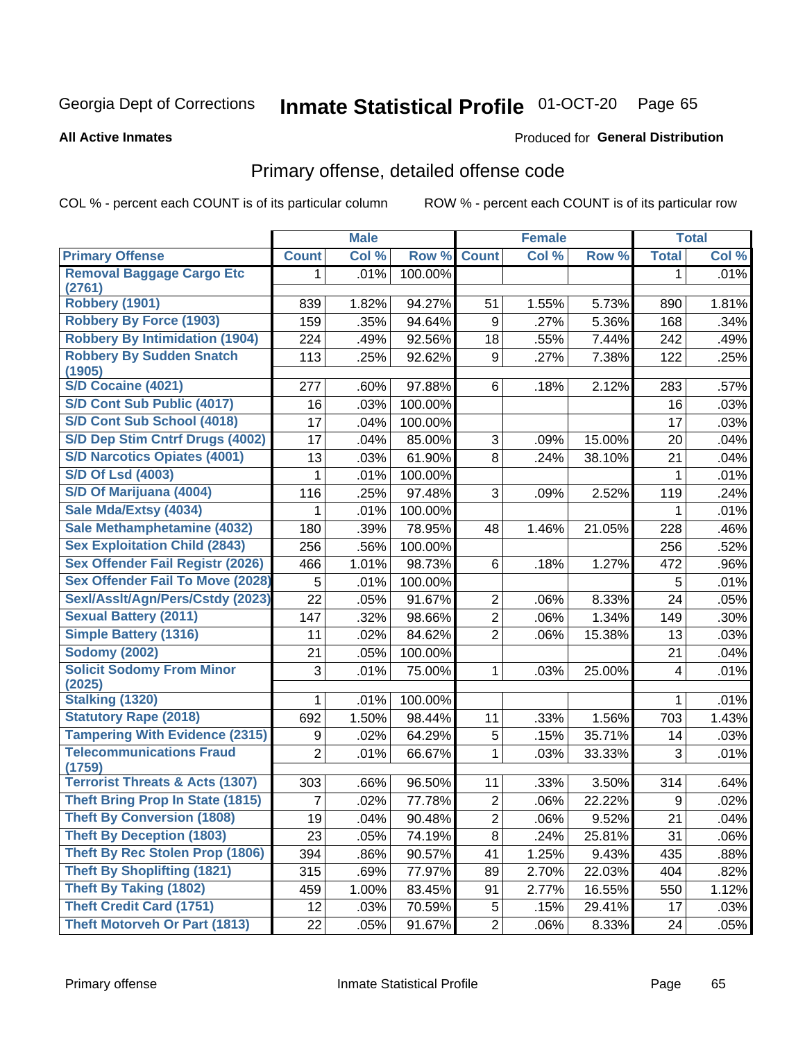Georgia Dept of Corrections **Inmate Statistical Profile** 01-OCT-20

**All Active Inmates**

Produced for **General Distribution**

## Primary offense, detailed offense code

COL % - percent each COUNT is of its particular column

ROW % - percent each COUNT is of its particular row

| | Male | | | Female | | | Total | |
|---|---|---|---|---|---|---|---|---|
| **Primary Offense** | **Count** | **Col %** | **Row %** | **Count** | **Col %** | **Row %** | **Total** | **Col %** |
| Removal Baggage Cargo Etc (2761) | 1 | .01% | 100.00% | | | | 1 | .01% |
| Robbery (1901) | 839 | 1.82% | 94.27% | 51 | 1.55% | 5.73% | 890 | 1.81% |
| Robbery By Force (1903) | 159 | .35% | 94.64% | 9 | .27% | 5.36% | 168 | .34% |
| Robbery By Intimidation (1904) | 224 | .49% | 92.56% | 18 | .55% | 7.44% | 242 | .49% |
| Robbery By Sudden Snatch (1905) | 113 | .25% | 92.62% | 9 | .27% | 7.38% | 122 | .25% |
| S/D Cocaine (4021) | 277 | .60% | 97.88% | 6 | .18% | 2.12% | 283 | .57% |
| S/D Cont Sub Public (4017) | 16 | .03% | 100.00% | | | | 16 | .03% |
| S/D Cont Sub School (4018) | 17 | .04% | 100.00% | | | | 17 | .03% |
| S/D Dep Stim Cntrf Drugs (4002) | 17 | .04% | 85.00% | 3 | .09% | 15.00% | 20 | .04% |
| S/D Narcotics Opiates (4001) | 13 | .03% | 61.90% | 8 | .24% | 38.10% | 21 | .04% |
| S/D Of Lsd (4003) | 1 | .01% | 100.00% | | | | 1 | .01% |
| S/D Of Marijuana (4004) | 116 | .25% | 97.48% | 3 | .09% | 2.52% | 119 | .24% |
| Sale Mda/Extsy (4034) | 1 | .01% | 100.00% | | | | 1 | .01% |
| Sale Methamphetamine (4032) | 180 | .39% | 78.95% | 48 | 1.46% | 21.05% | 228 | .46% |
| Sex Exploitation Child (2843) | 256 | .56% | 100.00% | | | | 256 | .52% |
| Sex Offender Fail Registr (2026) | 466 | 1.01% | 98.73% | 6 | .18% | 1.27% | 472 | .96% |
| Sex Offender Fail To Move (2028) | 5 | .01% | 100.00% | | | | 5 | .01% |
| Sexl/Asslt/Agn/Pers/Cstdy (2023) | 22 | .05% | 91.67% | 2 | .06% | 8.33% | 24 | .05% |
| Sexual Battery (2011) | 147 | .32% | 98.66% | 2 | .06% | 1.34% | 149 | .30% |
| Simple Battery (1316) | 11 | .02% | 84.62% | 2 | .06% | 15.38% | 13 | .03% |
| Sodomy (2002) | 21 | .05% | 100.00% | | | | 21 | .04% |
| Solicit Sodomy From Minor (2025) | 3 | .01% | 75.00% | 1 | .03% | 25.00% | 4 | .01% |
| Stalking (1320) | 1 | .01% | 100.00% | | | | 1 | .01% |
| Statutory Rape (2018) | 692 | 1.50% | 98.44% | 11 | .33% | 1.56% | 703 | 1.43% |
| Tampering With Evidence (2315) | 9 | .02% | 64.29% | 5 | .15% | 35.71% | 14 | .03% |
| Telecommunications Fraud (1759) | 2 | .01% | 66.67% | 1 | .03% | 33.33% | 3 | .01% |
| Terrorist Threats & Acts (1307) | 303 | .66% | 96.50% | 11 | .33% | 3.50% | 314 | .64% |
| Theft Bring Prop In State (1815) | 7 | .02% | 77.78% | 2 | .06% | 22.22% | 9 | .02% |
| Theft By Conversion (1808) | 19 | .04% | 90.48% | 2 | .06% | 9.52% | 21 | .04% |
| Theft By Deception (1803) | 23 | .05% | 74.19% | 8 | .24% | 25.81% | 31 | .06% |
| Theft By Rec Stolen Prop (1806) | 394 | .86% | 90.57% | 41 | 1.25% | 9.43% | 435 | .88% |
| Theft By Shoplifting (1821) | 315 | .69% | 77.97% | 89 | 2.70% | 22.03% | 404 | .82% |
| Theft By Taking (1802) | 459 | 1.00% | 83.45% | 91 | 2.77% | 16.55% | 550 | 1.12% |
| Theft Credit Card (1751) | 12 | .03% | 70.59% | 5 | .15% | 29.41% | 17 | .03% |
| Theft Motorveh Or Part (1813) | 22 | .05% | 91.67% | 2 | .06% | 8.33% | 24 | .05% |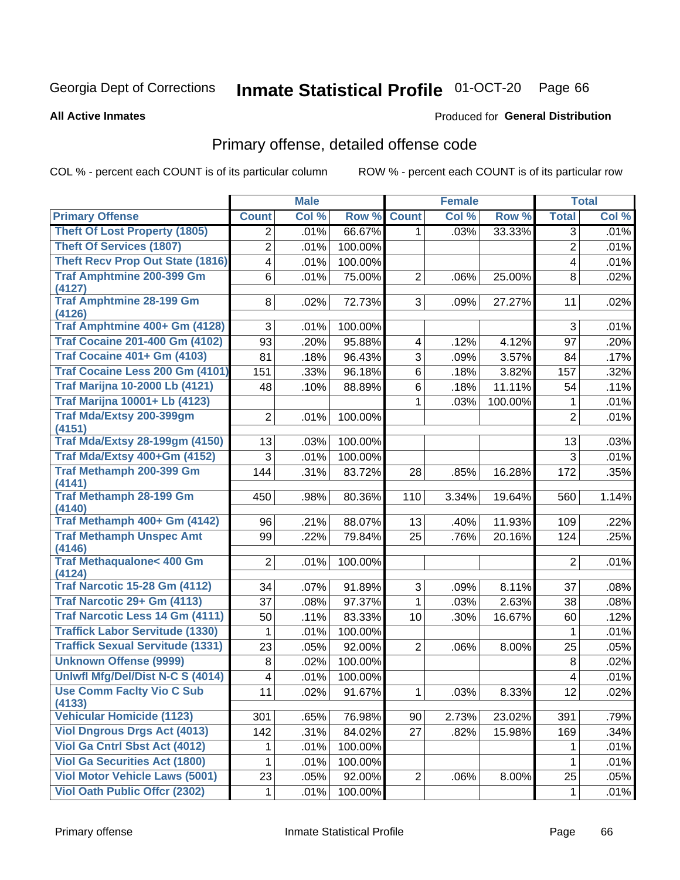Georgia Dept of Corrections **Inmate Statistical Profile** 01-OCT-20

**All Active Inmates**

Produced for **General Distribution**

## Primary offense, detailed offense code

COL % - percent each COUNT is of its particular column ROW % - percent each COUNT is of its particular row

| | Male | | | Female | | | Total | |
|---|---|---|---|---|---|---|---|---|
| **Primary Offense** | **Count** | **Col %** | **Row %** | **Count** | **Col %** | **Row %** | **Total** | **Col %** |
| Theft Of Lost Property (1805) | 2 | .01% | 66.67% | 1 | .03% | 33.33% | 3 | .01% |
| Theft Of Services (1807) | 2 | .01% | 100.00% | | | | 2 | .01% |
| Theft Recv Prop Out State (1816) | 4 | .01% | 100.00% | | | | 4 | .01% |
| Traf Amphtmine 200-399 Gm (4127) | 6 | .01% | 75.00% | 2 | .06% | 25.00% | 8 | .02% |
| Traf Amphtmine 28-199 Gm (4126) | 8 | .02% | 72.73% | 3 | .09% | 27.27% | 11 | .02% |
| Traf Amphtmine 400+ Gm (4128) | 3 | .01% | 100.00% | | | | 3 | .01% |
| Traf Cocaine 201-400 Gm (4102) | 93 | .20% | 95.88% | 4 | .12% | 4.12% | 97 | .20% |
| Traf Cocaine 401+ Gm (4103) | 81 | .18% | 96.43% | 3 | .09% | 3.57% | 84 | .17% |
| Traf Cocaine Less 200 Gm (4101) | 151 | .33% | 96.18% | 6 | .18% | 3.82% | 157 | .32% |
| Traf Marijna 10-2000 Lb (4121) | 48 | .10% | 88.89% | 6 | .18% | 11.11% | 54 | .11% |
| Traf Marijna 10001+ Lb (4123) | | | | 1 | .03% | 100.00% | 1 | .01% |
| Traf Mda/Extsy 200-399gm (4151) | 2 | .01% | 100.00% | | | | 2 | .01% |
| Traf Mda/Extsy 28-199gm (4150) | 13 | .03% | 100.00% | | | | 13 | .03% |
| Traf Mda/Extsy 400+Gm (4152) | 3 | .01% | 100.00% | | | | 3 | .01% |
| Traf Methamph 200-399 Gm (4141) | 144 | .31% | 83.72% | 28 | .85% | 16.28% | 172 | .35% |
| Traf Methamph 28-199 Gm (4140) | 450 | .98% | 80.36% | 110 | 3.34% | 19.64% | 560 | 1.14% |
| Traf Methamph 400+ Gm (4142) | 96 | .21% | 88.07% | 13 | .40% | 11.93% | 109 | .22% |
| Traf Methamph Unspec Amt (4146) | 99 | .22% | 79.84% | 25 | .76% | 20.16% | 124 | .25% |
| Traf Methaqualone< 400 Gm (4124) | 2 | .01% | 100.00% | | | | 2 | .01% |
| Traf Narcotic 15-28 Gm (4112) | 34 | .07% | 91.89% | 3 | .09% | 8.11% | 37 | .08% |
| Traf Narcotic 29+ Gm (4113) | 37 | .08% | 97.37% | 1 | .03% | 2.63% | 38 | .08% |
| Traf Narcotic Less 14 Gm (4111) | 50 | .11% | 83.33% | 10 | .30% | 16.67% | 60 | .12% |
| Traffick Labor Servitude (1330) | 1 | .01% | 100.00% | | | | 1 | .01% |
| Traffick Sexual Servitude (1331) | 23 | .05% | 92.00% | 2 | .06% | 8.00% | 25 | .05% |
| Unknown Offense (9999) | 8 | .02% | 100.00% | | | | 8 | .02% |
| Unlwfl Mfg/Del/Dist N-C S (4014) | 4 | .01% | 100.00% | | | | 4 | .01% |
| Use Comm Faclty Vio C Sub (4133) | 11 | .02% | 91.67% | 1 | .03% | 8.33% | 12 | .02% |
| Vehicular Homicide (1123) | 301 | .65% | 76.98% | 90 | 2.73% | 23.02% | 391 | .79% |
| Viol Dngrous Drgs Act (4013) | 142 | .31% | 84.02% | 27 | .82% | 15.98% | 169 | .34% |
| Viol Ga Cntrl Sbst Act (4012) | 1 | .01% | 100.00% | | | | 1 | .01% |
| Viol Ga Securities Act (1800) | 1 | .01% | 100.00% | | | | 1 | .01% |
| Viol Motor Vehicle Laws (5001) | 23 | .05% | 92.00% | 2 | .06% | 8.00% | 25 | .05% |
| Viol Oath Public Offcr (2302) | 1 | .01% | 100.00% | | | | 1 | .01% |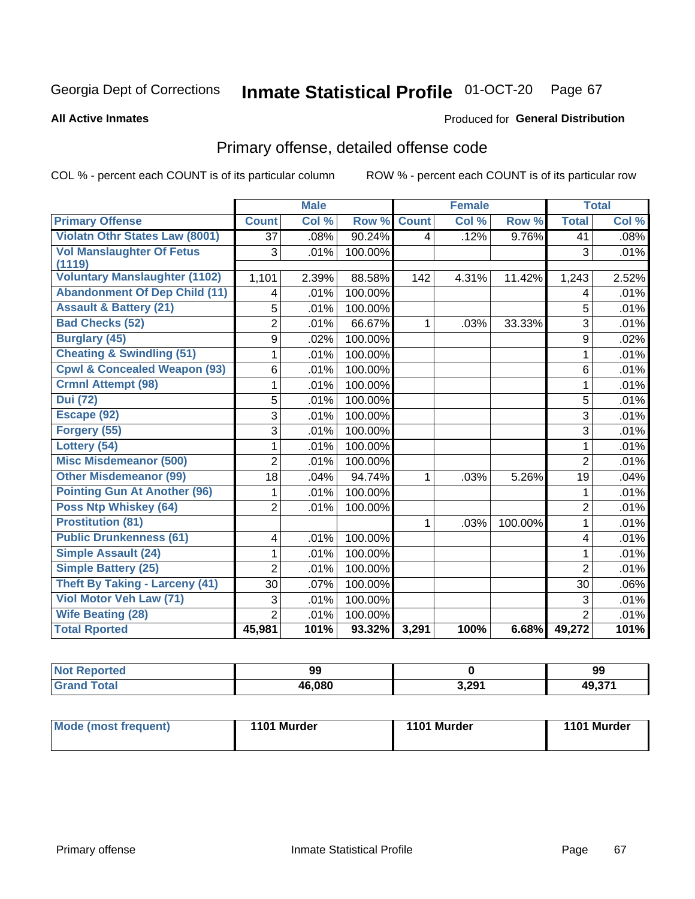Georgia Dept of Corrections **Inmate Statistical Profile** 01-OCT-20

**All Active Inmates**

Produced for **General Distribution**

## Primary offense, detailed offense code

COL % - percent each COUNT is of its particular column     ROW % - percent each COUNT is of its particular row

| | Male | | | Female | | | Total | |
|---|---|---|---|---|---|---|---|---|
| **Primary Offense** | **Count** | **Col %** | **Row %** | **Count** | **Col %** | **Row %** | **Total** | **Col %** |
| **Violatn Othr States Law (8001)** | 37 | .08% | 90.24% | 4 | .12% | 9.76% | 41 | .08% |
| **Vol Manslaughter Of Fetus (1119)** | 3 | .01% | 100.00% | | | | 3 | .01% |
| **Voluntary Manslaughter (1102)** | 1,101 | 2.39% | 88.58% | 142 | 4.31% | 11.42% | 1,243 | 2.52% |
| **Abandonment Of Dep Child (11)** | 4 | .01% | 100.00% | | | | 4 | .01% |
| **Assault & Battery (21)** | 5 | .01% | 100.00% | | | | 5 | .01% |
| **Bad Checks (52)** | 2 | .01% | 66.67% | 1 | .03% | 33.33% | 3 | .01% |
| **Burglary (45)** | 9 | .02% | 100.00% | | | | 9 | .02% |
| **Cheating & Swindling (51)** | 1 | .01% | 100.00% | | | | 1 | .01% |
| **Cpwl & Concealed Weapon (93)** | 6 | .01% | 100.00% | | | | 6 | .01% |
| **Crmnl Attempt (98)** | 1 | .01% | 100.00% | | | | 1 | .01% |
| **Dui (72)** | 5 | .01% | 100.00% | | | | 5 | .01% |
| **Escape (92)** | 3 | .01% | 100.00% | | | | 3 | .01% |
| **Forgery (55)** | 3 | .01% | 100.00% | | | | 3 | .01% |
| **Lottery (54)** | 1 | .01% | 100.00% | | | | 1 | .01% |
| **Misc Misdemeanor (500)** | 2 | .01% | 100.00% | | | | 2 | .01% |
| **Other Misdemeanor (99)** | 18 | .04% | 94.74% | 1 | .03% | 5.26% | 19 | .04% |
| **Pointing Gun At Another (96)** | 1 | .01% | 100.00% | | | | 1 | .01% |
| **Poss Ntp Whiskey (64)** | 2 | .01% | 100.00% | | | | 2 | .01% |
| **Prostitution (81)** | | | | 1 | .03% | 100.00% | 1 | .01% |
| **Public Drunkenness (61)** | 4 | .01% | 100.00% | | | | 4 | .01% |
| **Simple Assault (24)** | 1 | .01% | 100.00% | | | | 1 | .01% |
| **Simple Battery (25)** | 2 | .01% | 100.00% | | | | 2 | .01% |
| **Theft By Taking - Larceny (41)** | 30 | .07% | 100.00% | | | | 30 | .06% |
| **Viol Motor Veh Law (71)** | 3 | .01% | 100.00% | | | | 3 | .01% |
| **Wife Beating (28)** | 2 | .01% | 100.00% | | | | 2 | .01% |
| **Total Rported** | **45,981** | **101%** | **93.32%** | **3,291** | **100%** | **6.68%** | **49,272** | **101%** |

| | Male | Female | Total |
|---|---|---|---|
| **Not Reported** | **99** | **0** | **99** |
| **Grand Total** | **46,080** | **3,291** | **49,371** |

| | Male | Female | Total |
|---|---|---|---|
| **Mode (most frequent)** | **1101 Murder** | **1101 Murder** | **1101 Murder** |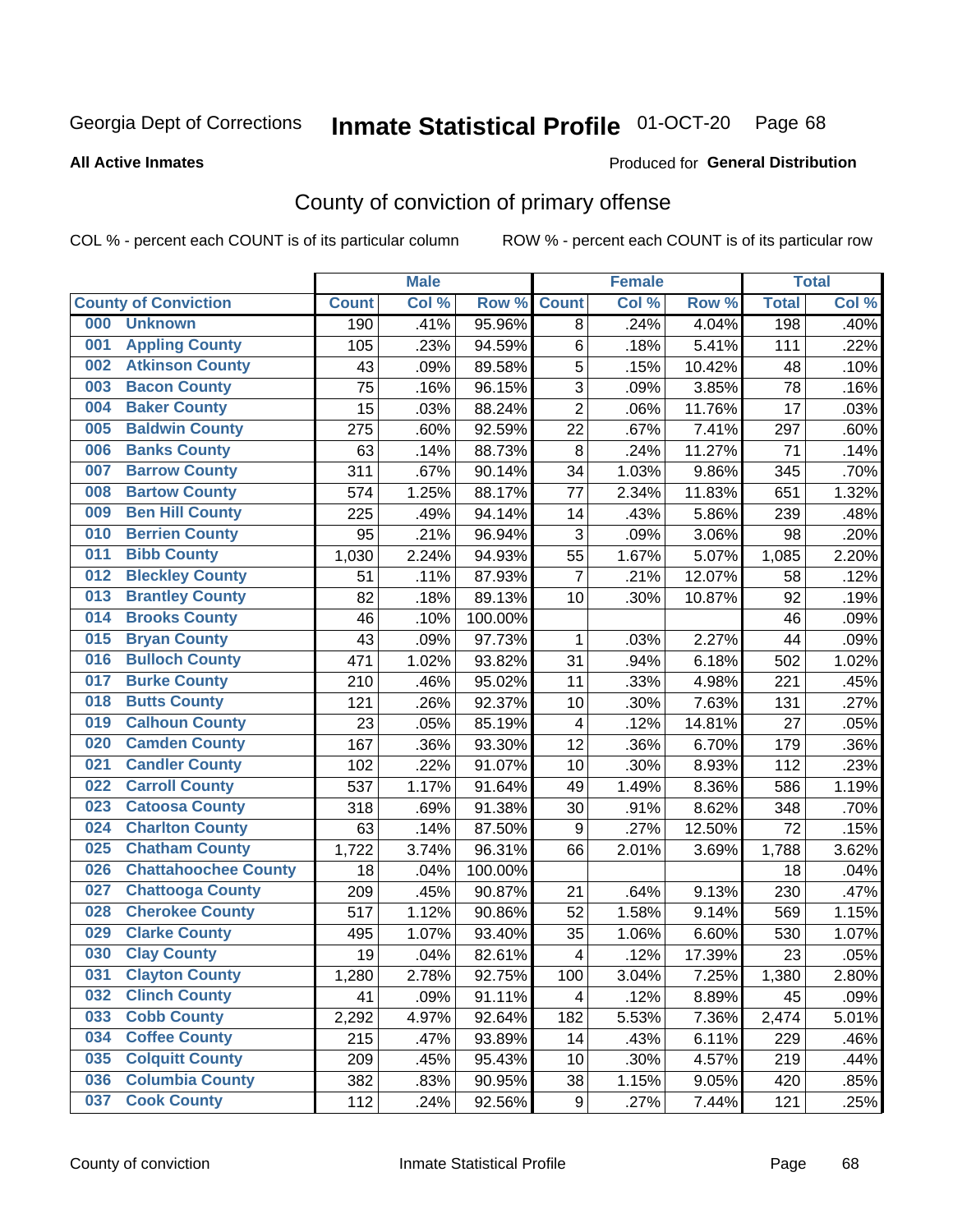Georgia Dept of Corrections **Inmate Statistical Profile** 01-OCT-20

**All Active Inmates**

Produced for **General Distribution**

## County of conviction of primary offense

COL % - percent each COUNT is of its particular column    ROW % - percent each COUNT is of its particular row

| County of Conviction | Male | | | Female | | | Total | |
|---|---|---|---|---|---|---|---|---|
| | Count | Col % | Row % | Count | Col % | Row % | Total | Col % |
| 000 Unknown | 190 | .41% | 95.96% | 8 | .24% | 4.04% | 198 | .40% |
| 001 Appling County | 105 | .23% | 94.59% | 6 | .18% | 5.41% | 111 | .22% |
| 002 Atkinson County | 43 | .09% | 89.58% | 5 | .15% | 10.42% | 48 | .10% |
| 003 Bacon County | 75 | .16% | 96.15% | 3 | .09% | 3.85% | 78 | .16% |
| 004 Baker County | 15 | .03% | 88.24% | 2 | .06% | 11.76% | 17 | .03% |
| 005 Baldwin County | 275 | .60% | 92.59% | 22 | .67% | 7.41% | 297 | .60% |
| 006 Banks County | 63 | .14% | 88.73% | 8 | .24% | 11.27% | 71 | .14% |
| 007 Barrow County | 311 | .67% | 90.14% | 34 | 1.03% | 9.86% | 345 | .70% |
| 008 Bartow County | 574 | 1.25% | 88.17% | 77 | 2.34% | 11.83% | 651 | 1.32% |
| 009 Ben Hill County | 225 | .49% | 94.14% | 14 | .43% | 5.86% | 239 | .48% |
| 010 Berrien County | 95 | .21% | 96.94% | 3 | .09% | 3.06% | 98 | .20% |
| 011 Bibb County | 1,030 | 2.24% | 94.93% | 55 | 1.67% | 5.07% | 1,085 | 2.20% |
| 012 Bleckley County | 51 | .11% | 87.93% | 7 | .21% | 12.07% | 58 | .12% |
| 013 Brantley County | 82 | .18% | 89.13% | 10 | .30% | 10.87% | 92 | .19% |
| 014 Brooks County | 46 | .10% | 100.00% | | | | 46 | .09% |
| 015 Bryan County | 43 | .09% | 97.73% | 1 | .03% | 2.27% | 44 | .09% |
| 016 Bulloch County | 471 | 1.02% | 93.82% | 31 | .94% | 6.18% | 502 | 1.02% |
| 017 Burke County | 210 | .46% | 95.02% | 11 | .33% | 4.98% | 221 | .45% |
| 018 Butts County | 121 | .26% | 92.37% | 10 | .30% | 7.63% | 131 | .27% |
| 019 Calhoun County | 23 | .05% | 85.19% | 4 | .12% | 14.81% | 27 | .05% |
| 020 Camden County | 167 | .36% | 93.30% | 12 | .36% | 6.70% | 179 | .36% |
| 021 Candler County | 102 | .22% | 91.07% | 10 | .30% | 8.93% | 112 | .23% |
| 022 Carroll County | 537 | 1.17% | 91.64% | 49 | 1.49% | 8.36% | 586 | 1.19% |
| 023 Catoosa County | 318 | .69% | 91.38% | 30 | .91% | 8.62% | 348 | .70% |
| 024 Charlton County | 63 | .14% | 87.50% | 9 | .27% | 12.50% | 72 | .15% |
| 025 Chatham County | 1,722 | 3.74% | 96.31% | 66 | 2.01% | 3.69% | 1,788 | 3.62% |
| 026 Chattahoochee County | 18 | .04% | 100.00% | | | | 18 | .04% |
| 027 Chattooga County | 209 | .45% | 90.87% | 21 | .64% | 9.13% | 230 | .47% |
| 028 Cherokee County | 517 | 1.12% | 90.86% | 52 | 1.58% | 9.14% | 569 | 1.15% |
| 029 Clarke County | 495 | 1.07% | 93.40% | 35 | 1.06% | 6.60% | 530 | 1.07% |
| 030 Clay County | 19 | .04% | 82.61% | 4 | .12% | 17.39% | 23 | .05% |
| 031 Clayton County | 1,280 | 2.78% | 92.75% | 100 | 3.04% | 7.25% | 1,380 | 2.80% |
| 032 Clinch County | 41 | .09% | 91.11% | 4 | .12% | 8.89% | 45 | .09% |
| 033 Cobb County | 2,292 | 4.97% | 92.64% | 182 | 5.53% | 7.36% | 2,474 | 5.01% |
| 034 Coffee County | 215 | .47% | 93.89% | 14 | .43% | 6.11% | 229 | .46% |
| 035 Colquitt County | 209 | .45% | 95.43% | 10 | .30% | 4.57% | 219 | .44% |
| 036 Columbia County | 382 | .83% | 90.95% | 38 | 1.15% | 9.05% | 420 | .85% |
| 037 Cook County | 112 | .24% | 92.56% | 9 | .27% | 7.44% | 121 | .25% |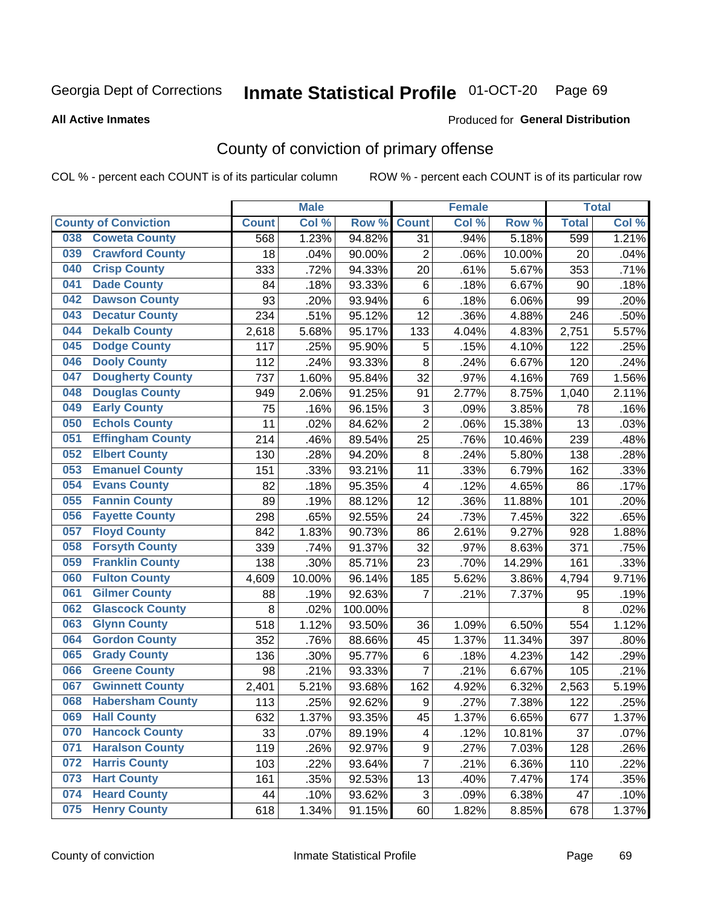Georgia Dept of Corrections **Inmate Statistical Profile** 01-OCT-20

**All Active Inmates**

Produced for **General Distribution**

## County of conviction of primary offense

COL % - percent each COUNT is of its particular column

ROW % - percent each COUNT is of its particular row

| County of Conviction | | Male | | | Female | | | Total | |
|---|---|---|---|---|---|---|---|---|---|
| | | Count | Col % | Row % | Count | Col % | Row % | Total | Col % |
| 038 | Coweta County | 568 | 1.23% | 94.82% | 31 | .94% | 5.18% | 599 | 1.21% |
| 039 | Crawford County | 18 | .04% | 90.00% | 2 | .06% | 10.00% | 20 | .04% |
| 040 | Crisp County | 333 | .72% | 94.33% | 20 | .61% | 5.67% | 353 | .71% |
| 041 | Dade County | 84 | .18% | 93.33% | 6 | .18% | 6.67% | 90 | .18% |
| 042 | Dawson County | 93 | .20% | 93.94% | 6 | .18% | 6.06% | 99 | .20% |
| 043 | Decatur County | 234 | .51% | 95.12% | 12 | .36% | 4.88% | 246 | .50% |
| 044 | Dekalb County | 2,618 | 5.68% | 95.17% | 133 | 4.04% | 4.83% | 2,751 | 5.57% |
| 045 | Dodge County | 117 | .25% | 95.90% | 5 | .15% | 4.10% | 122 | .25% |
| 046 | Dooly County | 112 | .24% | 93.33% | 8 | .24% | 6.67% | 120 | .24% |
| 047 | Dougherty County | 737 | 1.60% | 95.84% | 32 | .97% | 4.16% | 769 | 1.56% |
| 048 | Douglas County | 949 | 2.06% | 91.25% | 91 | 2.77% | 8.75% | 1,040 | 2.11% |
| 049 | Early County | 75 | .16% | 96.15% | 3 | .09% | 3.85% | 78 | .16% |
| 050 | Echols County | 11 | .02% | 84.62% | 2 | .06% | 15.38% | 13 | .03% |
| 051 | Effingham County | 214 | .46% | 89.54% | 25 | .76% | 10.46% | 239 | .48% |
| 052 | Elbert County | 130 | .28% | 94.20% | 8 | .24% | 5.80% | 138 | .28% |
| 053 | Emanuel County | 151 | .33% | 93.21% | 11 | .33% | 6.79% | 162 | .33% |
| 054 | Evans County | 82 | .18% | 95.35% | 4 | .12% | 4.65% | 86 | .17% |
| 055 | Fannin County | 89 | .19% | 88.12% | 12 | .36% | 11.88% | 101 | .20% |
| 056 | Fayette County | 298 | .65% | 92.55% | 24 | .73% | 7.45% | 322 | .65% |
| 057 | Floyd County | 842 | 1.83% | 90.73% | 86 | 2.61% | 9.27% | 928 | 1.88% |
| 058 | Forsyth County | 339 | .74% | 91.37% | 32 | .97% | 8.63% | 371 | .75% |
| 059 | Franklin County | 138 | .30% | 85.71% | 23 | .70% | 14.29% | 161 | .33% |
| 060 | Fulton County | 4,609 | 10.00% | 96.14% | 185 | 5.62% | 3.86% | 4,794 | 9.71% |
| 061 | Gilmer County | 88 | .19% | 92.63% | 7 | .21% | 7.37% | 95 | .19% |
| 062 | Glascock County | 8 | .02% | 100.00% | | | | 8 | .02% |
| 063 | Glynn County | 518 | 1.12% | 93.50% | 36 | 1.09% | 6.50% | 554 | 1.12% |
| 064 | Gordon County | 352 | .76% | 88.66% | 45 | 1.37% | 11.34% | 397 | .80% |
| 065 | Grady County | 136 | .30% | 95.77% | 6 | .18% | 4.23% | 142 | .29% |
| 066 | Greene County | 98 | .21% | 93.33% | 7 | .21% | 6.67% | 105 | .21% |
| 067 | Gwinnett County | 2,401 | 5.21% | 93.68% | 162 | 4.92% | 6.32% | 2,563 | 5.19% |
| 068 | Habersham County | 113 | .25% | 92.62% | 9 | .27% | 7.38% | 122 | .25% |
| 069 | Hall County | 632 | 1.37% | 93.35% | 45 | 1.37% | 6.65% | 677 | 1.37% |
| 070 | Hancock County | 33 | .07% | 89.19% | 4 | .12% | 10.81% | 37 | .07% |
| 071 | Haralson County | 119 | .26% | 92.97% | 9 | .27% | 7.03% | 128 | .26% |
| 072 | Harris County | 103 | .22% | 93.64% | 7 | .21% | 6.36% | 110 | .22% |
| 073 | Hart County | 161 | .35% | 92.53% | 13 | .40% | 7.47% | 174 | .35% |
| 074 | Heard County | 44 | .10% | 93.62% | 3 | .09% | 6.38% | 47 | .10% |
| 075 | Henry County | 618 | 1.34% | 91.15% | 60 | 1.82% | 8.85% | 678 | 1.37% |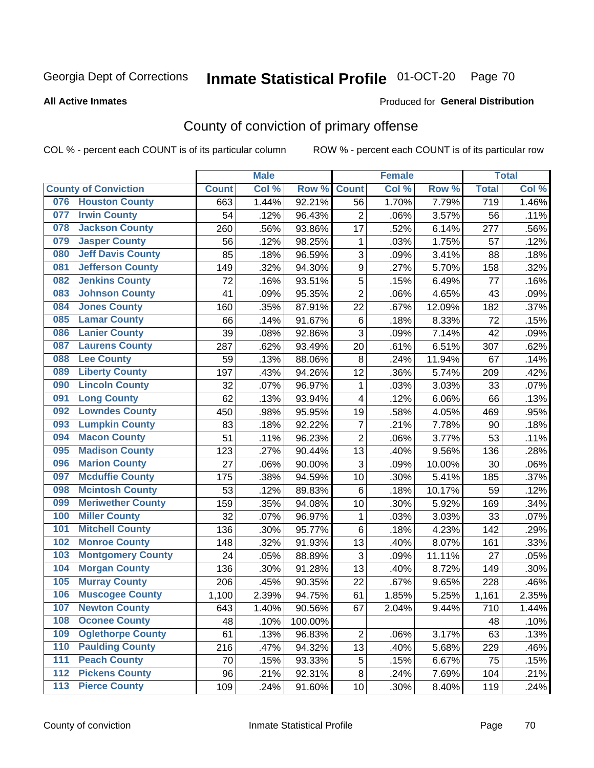Georgia Dept of Corrections **Inmate Statistical Profile** 01-OCT-20

**All Active Inmates**

Produced for **General Distribution**

## County of conviction of primary offense

COL % - percent each COUNT is of its particular column        ROW % - percent each COUNT is of its particular row

| County of Conviction | Male | | | Female | | | Total | |
|---|---|---|---|---|---|---|---|---|
| | Count | Col % | Row % | Count | Col % | Row % | Total | Col % |
| 076 Houston County | 663 | 1.44% | 92.21% | 56 | 1.70% | 7.79% | 719 | 1.46% |
| 077 Irwin County | 54 | .12% | 96.43% | 2 | .06% | 3.57% | 56 | .11% |
| 078 Jackson County | 260 | .56% | 93.86% | 17 | .52% | 6.14% | 277 | .56% |
| 079 Jasper County | 56 | .12% | 98.25% | 1 | .03% | 1.75% | 57 | .12% |
| 080 Jeff Davis County | 85 | .18% | 96.59% | 3 | .09% | 3.41% | 88 | .18% |
| 081 Jefferson County | 149 | .32% | 94.30% | 9 | .27% | 5.70% | 158 | .32% |
| 082 Jenkins County | 72 | .16% | 93.51% | 5 | .15% | 6.49% | 77 | .16% |
| 083 Johnson County | 41 | .09% | 95.35% | 2 | .06% | 4.65% | 43 | .09% |
| 084 Jones County | 160 | .35% | 87.91% | 22 | .67% | 12.09% | 182 | .37% |
| 085 Lamar County | 66 | .14% | 91.67% | 6 | .18% | 8.33% | 72 | .15% |
| 086 Lanier County | 39 | .08% | 92.86% | 3 | .09% | 7.14% | 42 | .09% |
| 087 Laurens County | 287 | .62% | 93.49% | 20 | .61% | 6.51% | 307 | .62% |
| 088 Lee County | 59 | .13% | 88.06% | 8 | .24% | 11.94% | 67 | .14% |
| 089 Liberty County | 197 | .43% | 94.26% | 12 | .36% | 5.74% | 209 | .42% |
| 090 Lincoln County | 32 | .07% | 96.97% | 1 | .03% | 3.03% | 33 | .07% |
| 091 Long County | 62 | .13% | 93.94% | 4 | .12% | 6.06% | 66 | .13% |
| 092 Lowndes County | 450 | .98% | 95.95% | 19 | .58% | 4.05% | 469 | .95% |
| 093 Lumpkin County | 83 | .18% | 92.22% | 7 | .21% | 7.78% | 90 | .18% |
| 094 Macon County | 51 | .11% | 96.23% | 2 | .06% | 3.77% | 53 | .11% |
| 095 Madison County | 123 | .27% | 90.44% | 13 | .40% | 9.56% | 136 | .28% |
| 096 Marion County | 27 | .06% | 90.00% | 3 | .09% | 10.00% | 30 | .06% |
| 097 Mcduffie County | 175 | .38% | 94.59% | 10 | .30% | 5.41% | 185 | .37% |
| 098 Mcintosh County | 53 | .12% | 89.83% | 6 | .18% | 10.17% | 59 | .12% |
| 099 Meriwether County | 159 | .35% | 94.08% | 10 | .30% | 5.92% | 169 | .34% |
| 100 Miller County | 32 | .07% | 96.97% | 1 | .03% | 3.03% | 33 | .07% |
| 101 Mitchell County | 136 | .30% | 95.77% | 6 | .18% | 4.23% | 142 | .29% |
| 102 Monroe County | 148 | .32% | 91.93% | 13 | .40% | 8.07% | 161 | .33% |
| 103 Montgomery County | 24 | .05% | 88.89% | 3 | .09% | 11.11% | 27 | .05% |
| 104 Morgan County | 136 | .30% | 91.28% | 13 | .40% | 8.72% | 149 | .30% |
| 105 Murray County | 206 | .45% | 90.35% | 22 | .67% | 9.65% | 228 | .46% |
| 106 Muscogee County | 1,100 | 2.39% | 94.75% | 61 | 1.85% | 5.25% | 1,161 | 2.35% |
| 107 Newton County | 643 | 1.40% | 90.56% | 67 | 2.04% | 9.44% | 710 | 1.44% |
| 108 Oconee County | 48 | .10% | 100.00% | | | | 48 | .10% |
| 109 Oglethorpe County | 61 | .13% | 96.83% | 2 | .06% | 3.17% | 63 | .13% |
| 110 Paulding County | 216 | .47% | 94.32% | 13 | .40% | 5.68% | 229 | .46% |
| 111 Peach County | 70 | .15% | 93.33% | 5 | .15% | 6.67% | 75 | .15% |
| 112 Pickens County | 96 | .21% | 92.31% | 8 | .24% | 7.69% | 104 | .21% |
| 113 Pierce County | 109 | .24% | 91.60% | 10 | .30% | 8.40% | 119 | .24% |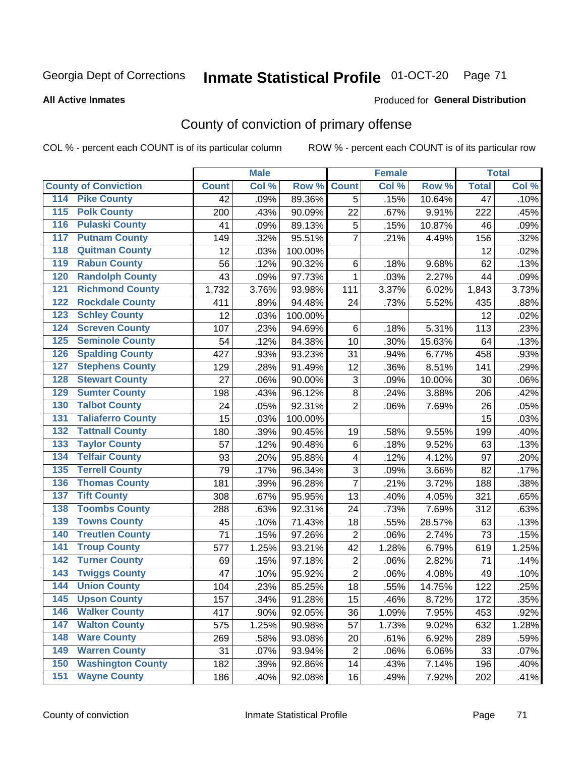Georgia Dept of Corrections **Inmate Statistical Profile** 01-OCT-20

**All Active Inmates** Produced for **General Distribution**

## County of conviction of primary offense

COL % - percent each COUNT is of its particular column ROW % - percent each COUNT is of its particular row

| County of Conviction | Male | | | Female | | | Total | |
|---|---|---|---|---|---|---|---|---|
| | Count | Col % | Row % | Count | Col % | Row % | Total | Col % |
| 114 Pike County | 42 | .09% | 89.36% | 5 | .15% | 10.64% | 47 | .10% |
| 115 Polk County | 200 | .43% | 90.09% | 22 | .67% | 9.91% | 222 | .45% |
| 116 Pulaski County | 41 | .09% | 89.13% | 5 | .15% | 10.87% | 46 | .09% |
| 117 Putnam County | 149 | .32% | 95.51% | 7 | .21% | 4.49% | 156 | .32% |
| 118 Quitman County | 12 | .03% | 100.00% | | | | 12 | .02% |
| 119 Rabun County | 56 | .12% | 90.32% | 6 | .18% | 9.68% | 62 | .13% |
| 120 Randolph County | 43 | .09% | 97.73% | 1 | .03% | 2.27% | 44 | .09% |
| 121 Richmond County | 1,732 | 3.76% | 93.98% | 111 | 3.37% | 6.02% | 1,843 | 3.73% |
| 122 Rockdale County | 411 | .89% | 94.48% | 24 | .73% | 5.52% | 435 | .88% |
| 123 Schley County | 12 | .03% | 100.00% | | | | 12 | .02% |
| 124 Screven County | 107 | .23% | 94.69% | 6 | .18% | 5.31% | 113 | .23% |
| 125 Seminole County | 54 | .12% | 84.38% | 10 | .30% | 15.63% | 64 | .13% |
| 126 Spalding County | 427 | .93% | 93.23% | 31 | .94% | 6.77% | 458 | .93% |
| 127 Stephens County | 129 | .28% | 91.49% | 12 | .36% | 8.51% | 141 | .29% |
| 128 Stewart County | 27 | .06% | 90.00% | 3 | .09% | 10.00% | 30 | .06% |
| 129 Sumter County | 198 | .43% | 96.12% | 8 | .24% | 3.88% | 206 | .42% |
| 130 Talbot County | 24 | .05% | 92.31% | 2 | .06% | 7.69% | 26 | .05% |
| 131 Taliaferro County | 15 | .03% | 100.00% | | | | 15 | .03% |
| 132 Tattnall County | 180 | .39% | 90.45% | 19 | .58% | 9.55% | 199 | .40% |
| 133 Taylor County | 57 | .12% | 90.48% | 6 | .18% | 9.52% | 63 | .13% |
| 134 Telfair County | 93 | .20% | 95.88% | 4 | .12% | 4.12% | 97 | .20% |
| 135 Terrell County | 79 | .17% | 96.34% | 3 | .09% | 3.66% | 82 | .17% |
| 136 Thomas County | 181 | .39% | 96.28% | 7 | .21% | 3.72% | 188 | .38% |
| 137 Tift County | 308 | .67% | 95.95% | 13 | .40% | 4.05% | 321 | .65% |
| 138 Toombs County | 288 | .63% | 92.31% | 24 | .73% | 7.69% | 312 | .63% |
| 139 Towns County | 45 | .10% | 71.43% | 18 | .55% | 28.57% | 63 | .13% |
| 140 Treutlen County | 71 | .15% | 97.26% | 2 | .06% | 2.74% | 73 | .15% |
| 141 Troup County | 577 | 1.25% | 93.21% | 42 | 1.28% | 6.79% | 619 | 1.25% |
| 142 Turner County | 69 | .15% | 97.18% | 2 | .06% | 2.82% | 71 | .14% |
| 143 Twiggs County | 47 | .10% | 95.92% | 2 | .06% | 4.08% | 49 | .10% |
| 144 Union County | 104 | .23% | 85.25% | 18 | .55% | 14.75% | 122 | .25% |
| 145 Upson County | 157 | .34% | 91.28% | 15 | .46% | 8.72% | 172 | .35% |
| 146 Walker County | 417 | .90% | 92.05% | 36 | 1.09% | 7.95% | 453 | .92% |
| 147 Walton County | 575 | 1.25% | 90.98% | 57 | 1.73% | 9.02% | 632 | 1.28% |
| 148 Ware County | 269 | .58% | 93.08% | 20 | .61% | 6.92% | 289 | .59% |
| 149 Warren County | 31 | .07% | 93.94% | 2 | .06% | 6.06% | 33 | .07% |
| 150 Washington County | 182 | .39% | 92.86% | 14 | .43% | 7.14% | 196 | .40% |
| 151 Wayne County | 186 | .40% | 92.08% | 16 | .49% | 7.92% | 202 | .41% |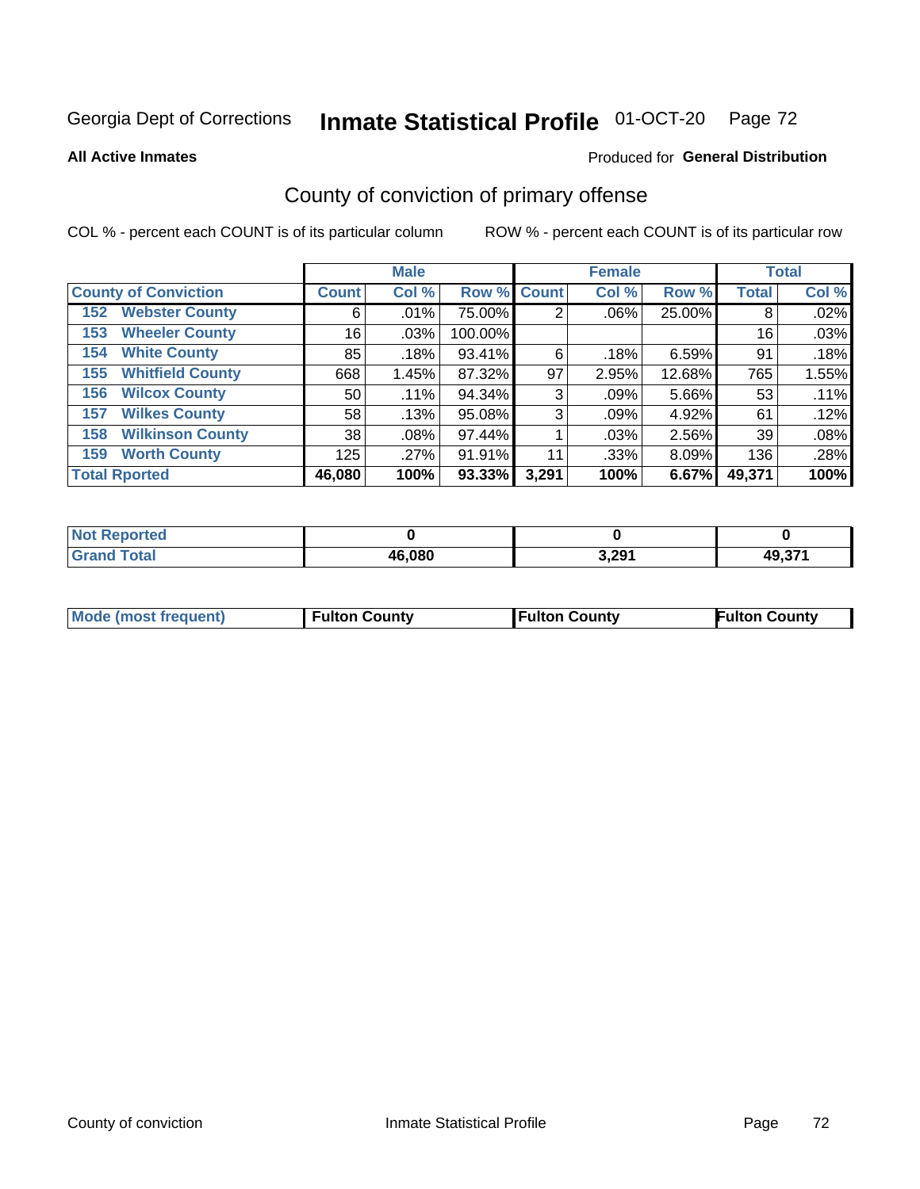Georgia Dept of Corrections **Inmate Statistical Profile** 01-OCT-20

**All Active Inmates**

Produced for **General Distribution**

## County of conviction of primary offense

COL % - percent each COUNT is of its particular column

ROW % - percent each COUNT is of its particular row

| | Male | | | Female | | | Total | |
|---|---|---|---|---|---|---|---|---|
| **County of Conviction** | **Count** | **Col %** | **Row %** | **Count** | **Col %** | **Row %** | **Total** | **Col %** |
| 152 Webster County | 6 | .01% | 75.00% | 2 | .06% | 25.00% | 8 | .02% |
| 153 Wheeler County | 16 | .03% | 100.00% | | | | 16 | .03% |
| 154 White County | 85 | .18% | 93.41% | 6 | .18% | 6.59% | 91 | .18% |
| 155 Whitfield County | 668 | 1.45% | 87.32% | 97 | 2.95% | 12.68% | 765 | 1.55% |
| 156 Wilcox County | 50 | .11% | 94.34% | 3 | .09% | 5.66% | 53 | .11% |
| 157 Wilkes County | 58 | .13% | 95.08% | 3 | .09% | 4.92% | 61 | .12% |
| 158 Wilkinson County | 38 | .08% | 97.44% | 1 | .03% | 2.56% | 39 | .08% |
| 159 Worth County | 125 | .27% | 91.91% | 11 | .33% | 8.09% | 136 | .28% |
| **Total Rported** | **46,080** | **100%** | **93.33%** | **3,291** | **100%** | **6.67%** | **49,371** | **100%** |

| | Male | Female | Total |
|---|---|---|---|
| **Not Reported** | **0** | **0** | **0** |
| **Grand Total** | **46,080** | **3,291** | **49,371** |

| | Male | Female | Total |
|---|---|---|---|
| **Mode (most frequent)** | **Fulton County** | **Fulton County** | **Fulton County** |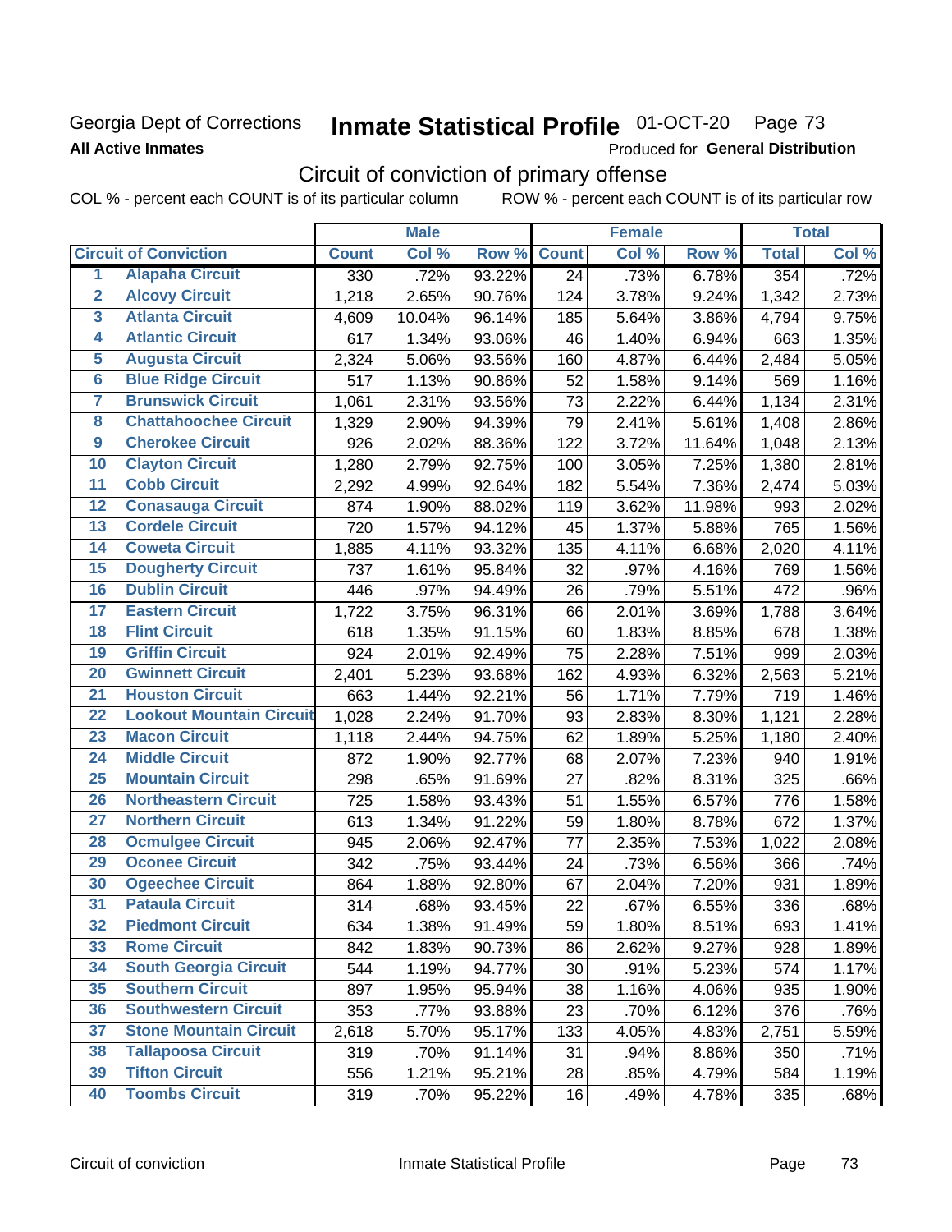Georgia Dept of Corrections **Inmate Statistical Profile** 01-OCT-20 Page 73

**All Active Inmates**

Produced for **General Distribution**

## Circuit of conviction of primary offense

COL % - percent each COUNT is of its particular column ROW % - percent each COUNT is of its particular row

| | Circuit of Conviction | Male | | | Female | | | Total | |
|---|---|---|---|---|---|---|---|---|---|
| | | Count | Col % | Row % | Count | Col % | Row % | Total | Col % |
| 1 | Alapaha Circuit | 330 | .72% | 93.22% | 24 | .73% | 6.78% | 354 | .72% |
| 2 | Alcovy Circuit | 1,218 | 2.65% | 90.76% | 124 | 3.78% | 9.24% | 1,342 | 2.73% |
| 3 | Atlanta Circuit | 4,609 | 10.04% | 96.14% | 185 | 5.64% | 3.86% | 4,794 | 9.75% |
| 4 | Atlantic Circuit | 617 | 1.34% | 93.06% | 46 | 1.40% | 6.94% | 663 | 1.35% |
| 5 | Augusta Circuit | 2,324 | 5.06% | 93.56% | 160 | 4.87% | 6.44% | 2,484 | 5.05% |
| 6 | Blue Ridge Circuit | 517 | 1.13% | 90.86% | 52 | 1.58% | 9.14% | 569 | 1.16% |
| 7 | Brunswick Circuit | 1,061 | 2.31% | 93.56% | 73 | 2.22% | 6.44% | 1,134 | 2.31% |
| 8 | Chattahoochee Circuit | 1,329 | 2.90% | 94.39% | 79 | 2.41% | 5.61% | 1,408 | 2.86% |
| 9 | Cherokee Circuit | 926 | 2.02% | 88.36% | 122 | 3.72% | 11.64% | 1,048 | 2.13% |
| 10 | Clayton Circuit | 1,280 | 2.79% | 92.75% | 100 | 3.05% | 7.25% | 1,380 | 2.81% |
| 11 | Cobb Circuit | 2,292 | 4.99% | 92.64% | 182 | 5.54% | 7.36% | 2,474 | 5.03% |
| 12 | Conasauga Circuit | 874 | 1.90% | 88.02% | 119 | 3.62% | 11.98% | 993 | 2.02% |
| 13 | Cordele Circuit | 720 | 1.57% | 94.12% | 45 | 1.37% | 5.88% | 765 | 1.56% |
| 14 | Coweta Circuit | 1,885 | 4.11% | 93.32% | 135 | 4.11% | 6.68% | 2,020 | 4.11% |
| 15 | Dougherty Circuit | 737 | 1.61% | 95.84% | 32 | .97% | 4.16% | 769 | 1.56% |
| 16 | Dublin Circuit | 446 | .97% | 94.49% | 26 | .79% | 5.51% | 472 | .96% |
| 17 | Eastern Circuit | 1,722 | 3.75% | 96.31% | 66 | 2.01% | 3.69% | 1,788 | 3.64% |
| 18 | Flint Circuit | 618 | 1.35% | 91.15% | 60 | 1.83% | 8.85% | 678 | 1.38% |
| 19 | Griffin Circuit | 924 | 2.01% | 92.49% | 75 | 2.28% | 7.51% | 999 | 2.03% |
| 20 | Gwinnett Circuit | 2,401 | 5.23% | 93.68% | 162 | 4.93% | 6.32% | 2,563 | 5.21% |
| 21 | Houston Circuit | 663 | 1.44% | 92.21% | 56 | 1.71% | 7.79% | 719 | 1.46% |
| 22 | Lookout Mountain Circuit | 1,028 | 2.24% | 91.70% | 93 | 2.83% | 8.30% | 1,121 | 2.28% |
| 23 | Macon Circuit | 1,118 | 2.44% | 94.75% | 62 | 1.89% | 5.25% | 1,180 | 2.40% |
| 24 | Middle Circuit | 872 | 1.90% | 92.77% | 68 | 2.07% | 7.23% | 940 | 1.91% |
| 25 | Mountain Circuit | 298 | .65% | 91.69% | 27 | .82% | 8.31% | 325 | .66% |
| 26 | Northeastern Circuit | 725 | 1.58% | 93.43% | 51 | 1.55% | 6.57% | 776 | 1.58% |
| 27 | Northern Circuit | 613 | 1.34% | 91.22% | 59 | 1.80% | 8.78% | 672 | 1.37% |
| 28 | Ocmulgee Circuit | 945 | 2.06% | 92.47% | 77 | 2.35% | 7.53% | 1,022 | 2.08% |
| 29 | Oconee Circuit | 342 | .75% | 93.44% | 24 | .73% | 6.56% | 366 | .74% |
| 30 | Ogeechee Circuit | 864 | 1.88% | 92.80% | 67 | 2.04% | 7.20% | 931 | 1.89% |
| 31 | Pataula Circuit | 314 | .68% | 93.45% | 22 | .67% | 6.55% | 336 | .68% |
| 32 | Piedmont Circuit | 634 | 1.38% | 91.49% | 59 | 1.80% | 8.51% | 693 | 1.41% |
| 33 | Rome Circuit | 842 | 1.83% | 90.73% | 86 | 2.62% | 9.27% | 928 | 1.89% |
| 34 | South Georgia Circuit | 544 | 1.19% | 94.77% | 30 | .91% | 5.23% | 574 | 1.17% |
| 35 | Southern Circuit | 897 | 1.95% | 95.94% | 38 | 1.16% | 4.06% | 935 | 1.90% |
| 36 | Southwestern Circuit | 353 | .77% | 93.88% | 23 | .70% | 6.12% | 376 | .76% |
| 37 | Stone Mountain Circuit | 2,618 | 5.70% | 95.17% | 133 | 4.05% | 4.83% | 2,751 | 5.59% |
| 38 | Tallapoosa Circuit | 319 | .70% | 91.14% | 31 | .94% | 8.86% | 350 | .71% |
| 39 | Tifton Circuit | 556 | 1.21% | 95.21% | 28 | .85% | 4.79% | 584 | 1.19% |
| 40 | Toombs Circuit | 319 | .70% | 95.22% | 16 | .49% | 4.78% | 335 | .68% |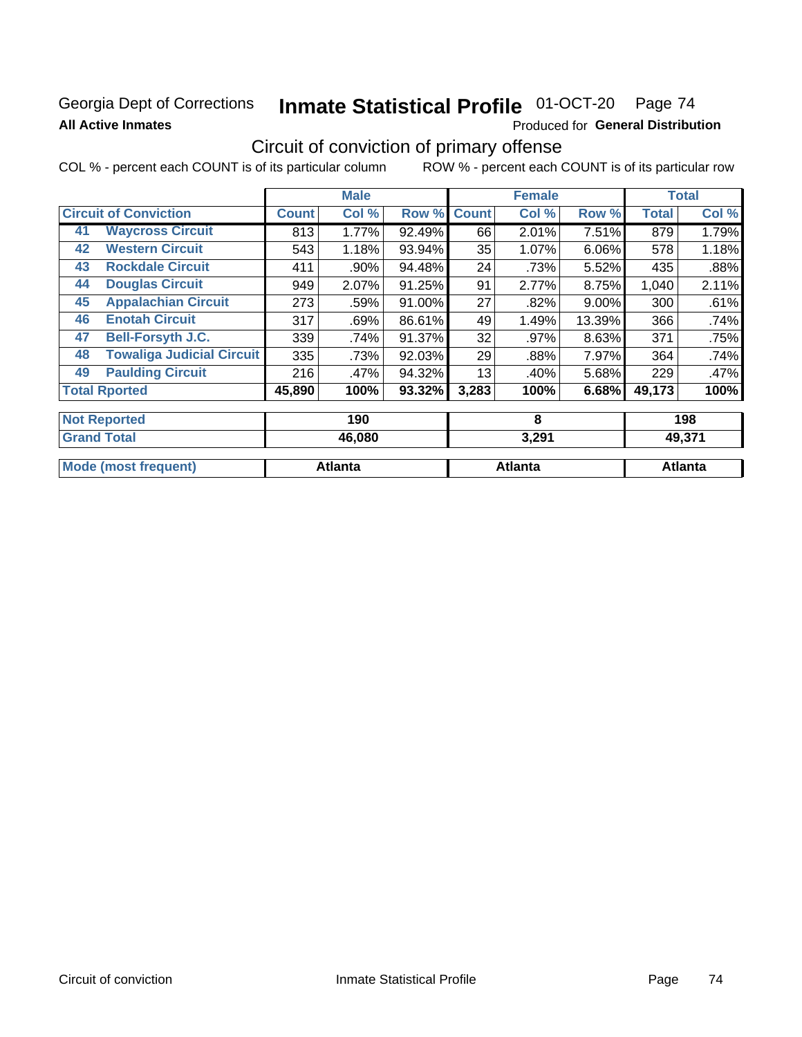Georgia Dept of Corrections **Inmate Statistical Profile** 01-OCT-20 Page 74

**All Active Inmates**

Produced for **General Distribution**

## Circuit of conviction of primary offense

COL % - percent each COUNT is of its particular column ROW % - percent each COUNT is of its particular row

| Circuit of Conviction | | Male | | | Female | | | Total | |
|---|---|---|---|---|---|---|---|---|---|
| | | Count | Col % | Row % | Count | Col % | Row % | Total | Col % |
| 41 | Waycross Circuit | 813 | 1.77% | 92.49% | 66 | 2.01% | 7.51% | 879 | 1.79% |
| 42 | Western Circuit | 543 | 1.18% | 93.94% | 35 | 1.07% | 6.06% | 578 | 1.18% |
| 43 | Rockdale Circuit | 411 | .90% | 94.48% | 24 | .73% | 5.52% | 435 | .88% |
| 44 | Douglas Circuit | 949 | 2.07% | 91.25% | 91 | 2.77% | 8.75% | 1,040 | 2.11% |
| 45 | Appalachian Circuit | 273 | .59% | 91.00% | 27 | .82% | 9.00% | 300 | .61% |
| 46 | Enotah Circuit | 317 | .69% | 86.61% | 49 | 1.49% | 13.39% | 366 | .74% |
| 47 | Bell-Forsyth J.C. | 339 | .74% | 91.37% | 32 | .97% | 8.63% | 371 | .75% |
| 48 | Towaliga Judicial Circuit | 335 | .73% | 92.03% | 29 | .88% | 7.97% | 364 | .74% |
| 49 | Paulding Circuit | 216 | .47% | 94.32% | 13 | .40% | 5.68% | 229 | .47% |
| Total Rported | | 45,890 | 100% | 93.32% | 3,283 | 100% | 6.68% | 49,173 | 100% |

| | Male | Female | Total |
|---|---|---|---|
| Not Reported | 190 | 8 | 198 |
| Grand Total | 46,080 | 3,291 | 49,371 |

| | Male | Female | Total |
|---|---|---|---|
| Mode (most frequent) | Atlanta | Atlanta | Atlanta |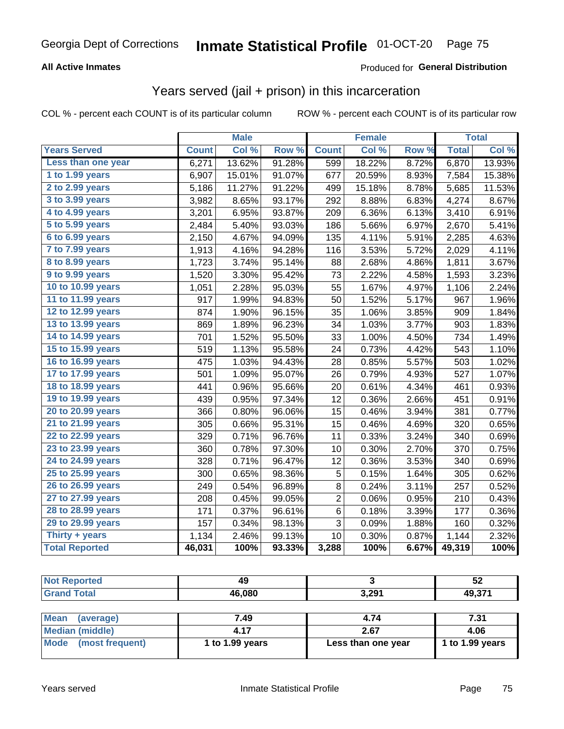Georgia Dept of Corrections **Inmate Statistical Profile** 01-OCT-20

**All Active Inmates**

Produced for **General Distribution**

## Years served (jail + prison) in this incarceration

COL % - percent each COUNT is of its particular column ROW % - percent each COUNT is of its particular row

| | Male | | | Female | | | Total | |
|---|---|---|---|---|---|---|---|---|
| **Years Served** | **Count** | **Col %** | **Row %** | **Count** | **Col %** | **Row %** | **Total** | **Col %** |
| Less than one year | 6,271 | 13.62% | 91.28% | 599 | 18.22% | 8.72% | 6,870 | 13.93% |
| 1 to 1.99 years | 6,907 | 15.01% | 91.07% | 677 | 20.59% | 8.93% | 7,584 | 15.38% |
| 2 to 2.99 years | 5,186 | 11.27% | 91.22% | 499 | 15.18% | 8.78% | 5,685 | 11.53% |
| 3 to 3.99 years | 3,982 | 8.65% | 93.17% | 292 | 8.88% | 6.83% | 4,274 | 8.67% |
| 4 to 4.99 years | 3,201 | 6.95% | 93.87% | 209 | 6.36% | 6.13% | 3,410 | 6.91% |
| 5 to 5.99 years | 2,484 | 5.40% | 93.03% | 186 | 5.66% | 6.97% | 2,670 | 5.41% |
| 6 to 6.99 years | 2,150 | 4.67% | 94.09% | 135 | 4.11% | 5.91% | 2,285 | 4.63% |
| 7 to 7.99 years | 1,913 | 4.16% | 94.28% | 116 | 3.53% | 5.72% | 2,029 | 4.11% |
| 8 to 8.99 years | 1,723 | 3.74% | 95.14% | 88 | 2.68% | 4.86% | 1,811 | 3.67% |
| 9 to 9.99 years | 1,520 | 3.30% | 95.42% | 73 | 2.22% | 4.58% | 1,593 | 3.23% |
| 10 to 10.99 years | 1,051 | 2.28% | 95.03% | 55 | 1.67% | 4.97% | 1,106 | 2.24% |
| 11 to 11.99 years | 917 | 1.99% | 94.83% | 50 | 1.52% | 5.17% | 967 | 1.96% |
| 12 to 12.99 years | 874 | 1.90% | 96.15% | 35 | 1.06% | 3.85% | 909 | 1.84% |
| 13 to 13.99 years | 869 | 1.89% | 96.23% | 34 | 1.03% | 3.77% | 903 | 1.83% |
| 14 to 14.99 years | 701 | 1.52% | 95.50% | 33 | 1.00% | 4.50% | 734 | 1.49% |
| 15 to 15.99 years | 519 | 1.13% | 95.58% | 24 | 0.73% | 4.42% | 543 | 1.10% |
| 16 to 16.99 years | 475 | 1.03% | 94.43% | 28 | 0.85% | 5.57% | 503 | 1.02% |
| 17 to 17.99 years | 501 | 1.09% | 95.07% | 26 | 0.79% | 4.93% | 527 | 1.07% |
| 18 to 18.99 years | 441 | 0.96% | 95.66% | 20 | 0.61% | 4.34% | 461 | 0.93% |
| 19 to 19.99 years | 439 | 0.95% | 97.34% | 12 | 0.36% | 2.66% | 451 | 0.91% |
| 20 to 20.99 years | 366 | 0.80% | 96.06% | 15 | 0.46% | 3.94% | 381 | 0.77% |
| 21 to 21.99 years | 305 | 0.66% | 95.31% | 15 | 0.46% | 4.69% | 320 | 0.65% |
| 22 to 22.99 years | 329 | 0.71% | 96.76% | 11 | 0.33% | 3.24% | 340 | 0.69% |
| 23 to 23.99 years | 360 | 0.78% | 97.30% | 10 | 0.30% | 2.70% | 370 | 0.75% |
| 24 to 24.99 years | 328 | 0.71% | 96.47% | 12 | 0.36% | 3.53% | 340 | 0.69% |
| 25 to 25.99 years | 300 | 0.65% | 98.36% | 5 | 0.15% | 1.64% | 305 | 0.62% |
| 26 to 26.99 years | 249 | 0.54% | 96.89% | 8 | 0.24% | 3.11% | 257 | 0.52% |
| 27 to 27.99 years | 208 | 0.45% | 99.05% | 2 | 0.06% | 0.95% | 210 | 0.43% |
| 28 to 28.99 years | 171 | 0.37% | 96.61% | 6 | 0.18% | 3.39% | 177 | 0.36% |
| 29 to 29.99 years | 157 | 0.34% | 98.13% | 3 | 0.09% | 1.88% | 160 | 0.32% |
| Thirty + years | 1,134 | 2.46% | 99.13% | 10 | 0.30% | 0.87% | 1,144 | 2.32% |
| **Total Reported** | **46,031** | **100%** | **93.33%** | **3,288** | **100%** | **6.67%** | **49,319** | **100%** |

| | Male | Female | Total |
|---|---|---|---|
| Not Reported | 49 | 3 | 52 |
| Grand Total | 46,080 | 3,291 | 49,371 |

| | Male | Female | Total |
|---|---|---|---|
| Mean (average) | 7.49 | 4.74 | 7.31 |
| Median (middle) | 4.17 | 2.67 | 4.06 |
| Mode (most frequent) | 1 to 1.99 years | Less than one year | 1 to 1.99 years |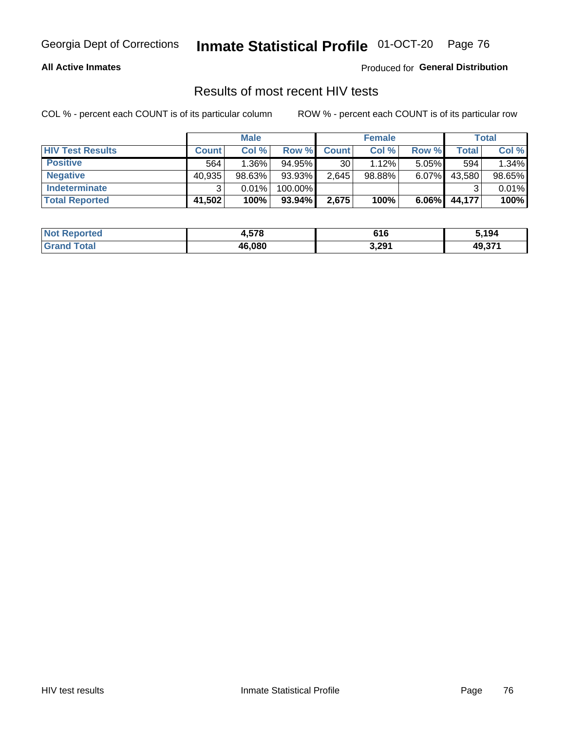Georgia Dept of Corrections **Inmate Statistical Profile** 01-OCT-20

**All Active Inmates**

Produced for **General Distribution**

## Results of most recent HIV tests

COL % - percent each COUNT is of its particular column ROW % - percent each COUNT is of its particular row

| | Male | | | Female | | | Total | |
|---|---|---|---|---|---|---|---|---|
| **HIV Test Results** | **Count** | **Col %** | **Row %** | **Count** | **Col %** | **Row %** | **Total** | **Col %** |
| **Positive** | 564 | 1.36% | 94.95% | 30 | 1.12% | 5.05% | 594 | 1.34% |
| **Negative** | 40,935 | 98.63% | 93.93% | 2,645 | 98.88% | 6.07% | 43,580 | 98.65% |
| **Indeterminate** | 3 | 0.01% | 100.00% | | | | 3 | 0.01% |
| **Total Reported** | **41,502** | **100%** | **93.94%** | **2,675** | **100%** | **6.06%** | **44,177** | **100%** |

| | Male | Female | Total |
|---|---|---|---|
| **Not Reported** | **4,578** | **616** | **5,194** |
| **Grand Total** | **46,080** | **3,291** | **49,371** |

HIV test results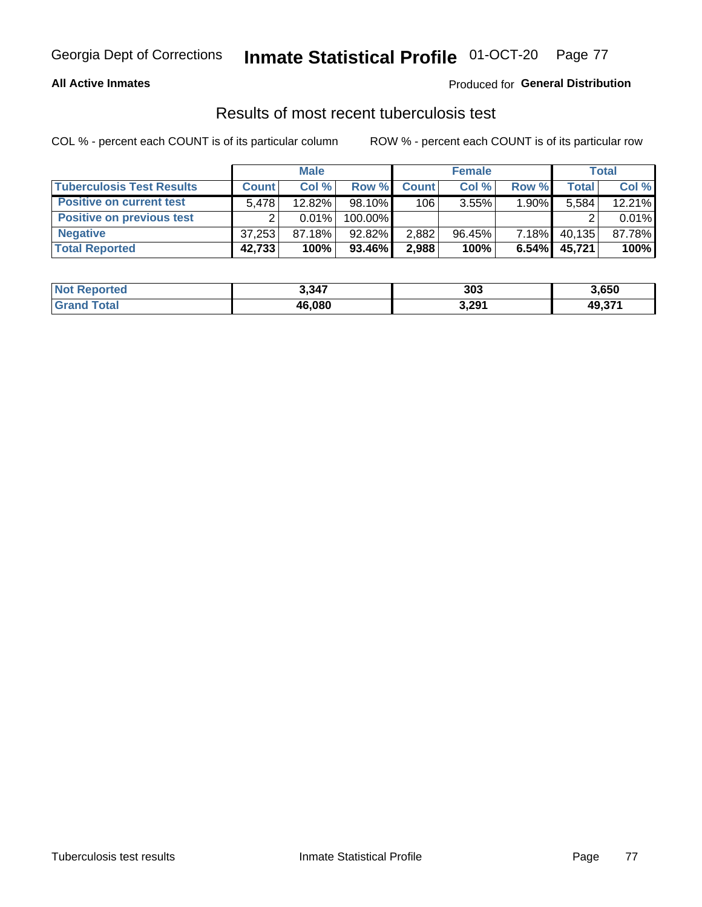Georgia Dept of Corrections **Inmate Statistical Profile** 01-OCT-20

**All Active Inmates**

Produced for **General Distribution**

## Results of most recent tuberculosis test

COL % - percent each COUNT is of its particular column ROW % - percent each COUNT is of its particular row

| | Male | | | Female | | | Total | |
|---|---|---|---|---|---|---|---|---|
| **Tuberculosis Test Results** | **Count** | **Col %** | **Row %** | **Count** | **Col %** | **Row %** | **Total** | **Col %** |
| **Positive on current test** | 5,478 | 12.82% | 98.10% | 106 | 3.55% | 1.90% | 5,584 | 12.21% |
| **Positive on previous test** | 2 | 0.01% | 100.00% | | | | 2 | 0.01% |
| **Negative** | 37,253 | 87.18% | 92.82% | 2,882 | 96.45% | 7.18% | 40,135 | 87.78% |
| **Total Reported** | **42,733** | **100%** | **93.46%** | **2,988** | **100%** | **6.54%** | **45,721** | **100%** |

| | Male | Female | Total |
|---|---|---|---|
| **Not Reported** | **3,347** | **303** | **3,650** |
| **Grand Total** | **46,080** | **3,291** | **49,371** |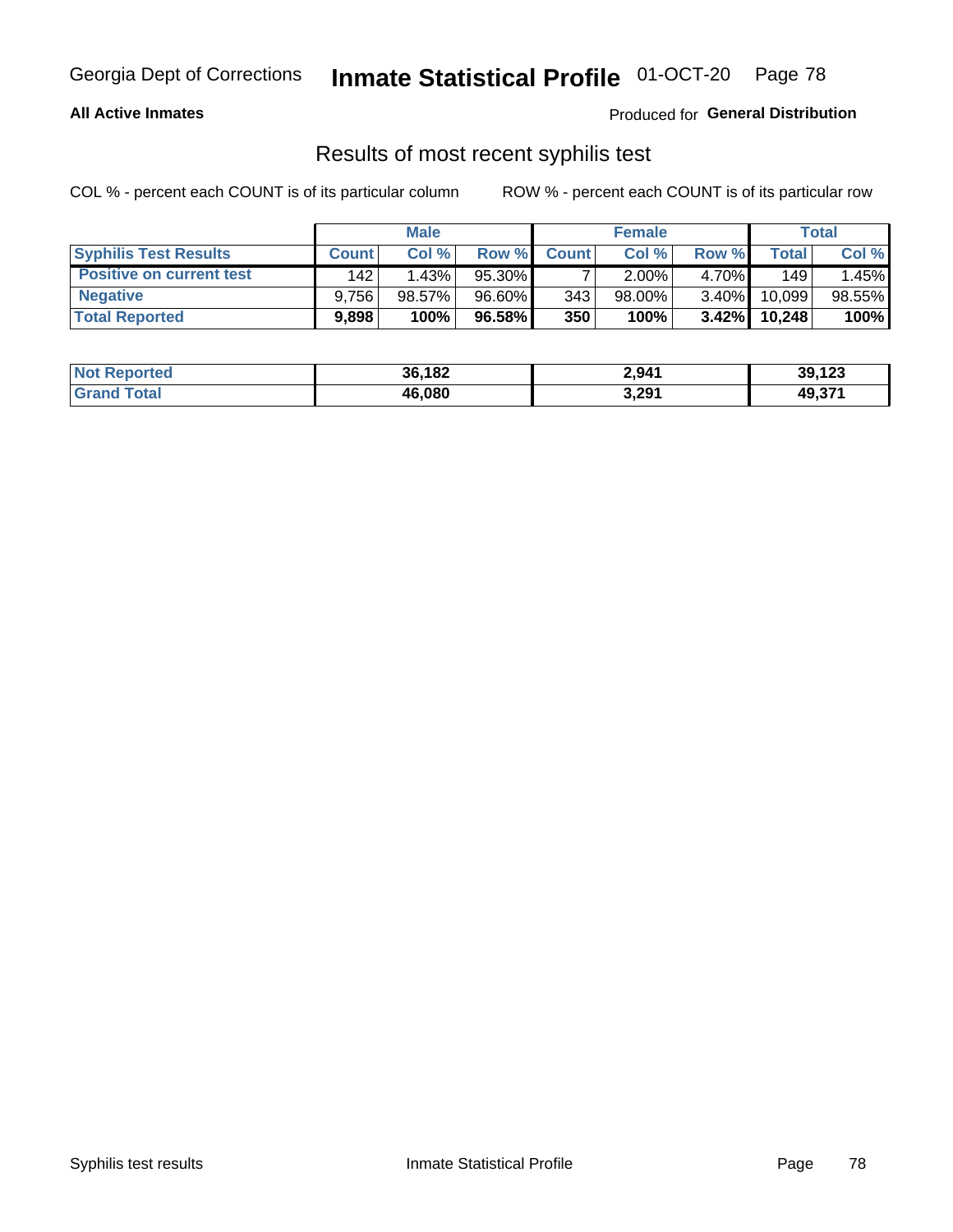# Georgia Dept of Corrections — Inmate Statistical Profile 01-OCT-20

**All Active Inmates**

Produced for **General Distribution**

## Results of most recent syphilis test

COL % - percent each COUNT is of its particular column

ROW % - percent each COUNT is of its particular row

| | Male | | | Female | | | Total | |
|---|---|---|---|---|---|---|---|---|
| **Syphilis Test Results** | **Count** | **Col %** | **Row %** | **Count** | **Col %** | **Row %** | **Total** | **Col %** |
| Positive on current test | 142 | 1.43% | 95.30% | 7 | 2.00% | 4.70% | 149 | 1.45% |
| Negative | 9,756 | 98.57% | 96.60% | 343 | 98.00% | 3.40% | 10,099 | 98.55% |
| **Total Reported** | **9,898** | **100%** | **96.58%** | **350** | **100%** | **3.42%** | **10,248** | **100%** |

| | Male | Female | Total |
|---|---|---|---|
| **Not Reported** | **36,182** | **2,941** | **39,123** |
| **Grand Total** | **46,080** | **3,291** | **49,371** |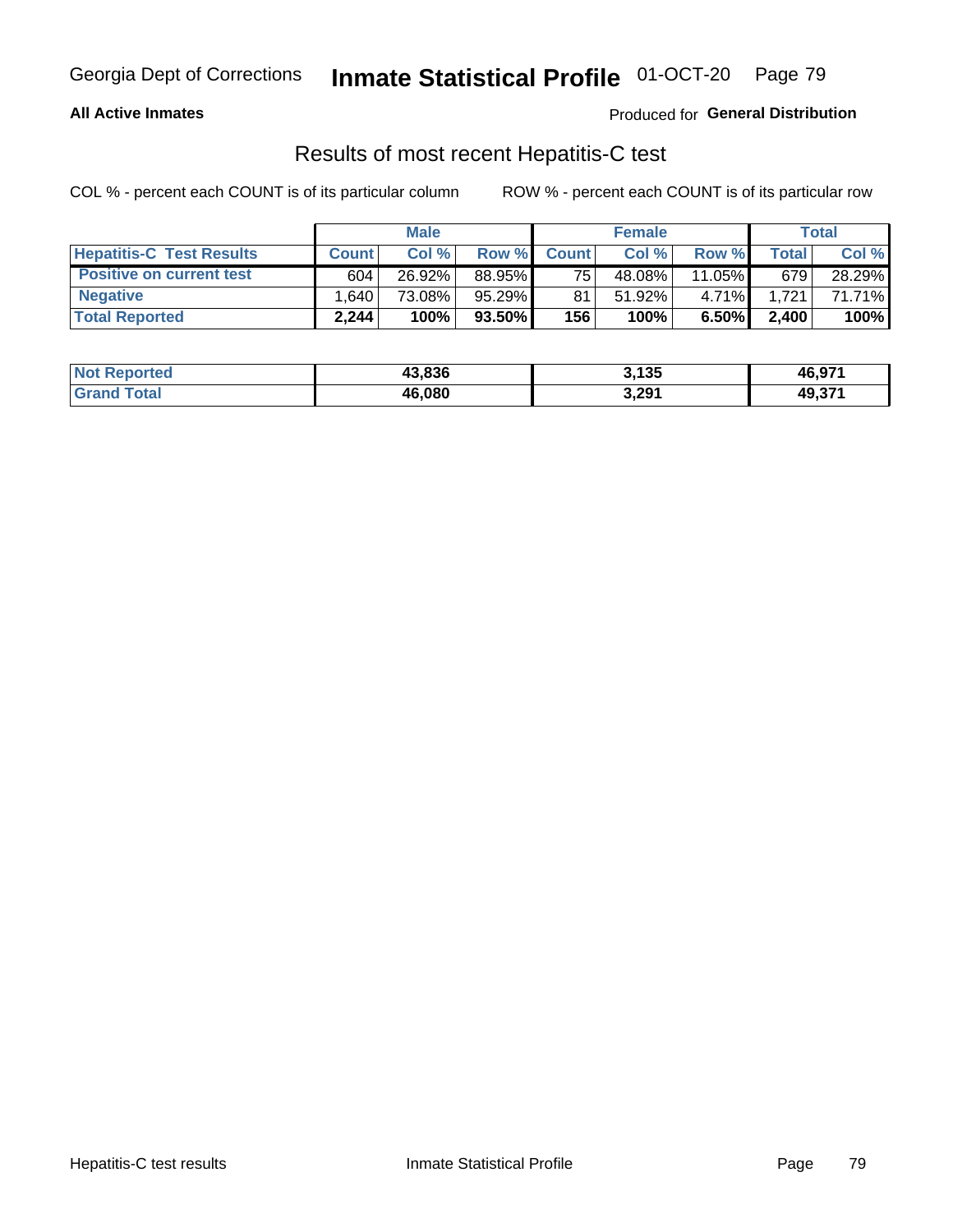Georgia Dept of Corrections **Inmate Statistical Profile** 01-OCT-20

**All Active Inmates**

Produced for **General Distribution**

## Results of most recent Hepatitis-C test

COL % - percent each COUNT is of its particular column

ROW % - percent each COUNT is of its particular row

| | Male | | | Female | | | Total | |
|---|---|---|---|---|---|---|---|---|
| **Hepatitis-C Test Results** | **Count** | **Col %** | **Row %** | **Count** | **Col %** | **Row %** | **Total** | **Col %** |
| **Positive on current test** | 604 | 26.92% | 88.95% | 75 | 48.08% | 11.05% | 679 | 28.29% |
| **Negative** | 1,640 | 73.08% | 95.29% | 81 | 51.92% | 4.71% | 1,721 | 71.71% |
| **Total Reported** | **2,244** | **100%** | **93.50%** | **156** | **100%** | **6.50%** | **2,400** | **100%** |

| | Male | Female | Total |
|---|---|---|---|
| **Not Reported** | **43,836** | **3,135** | **46,971** |
| **Grand Total** | **46,080** | **3,291** | **49,371** |